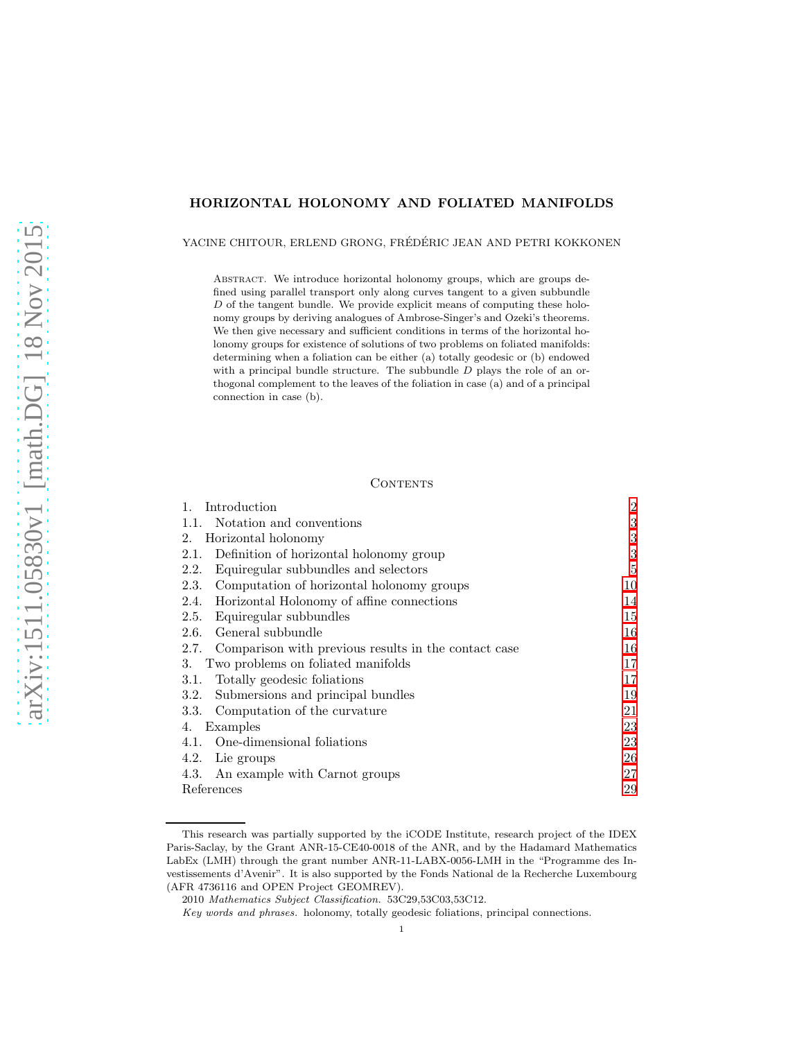# HORIZONTAL HOLONOMY AND FOLIATED MANIFOLDS

YACINE CHITOUR, ERLEND GRONG, FRÉDÉRIC JEAN AND PETRI KOKKONEN

Abstract. We introduce horizontal holonomy groups, which are groups defined using parallel transport only along curves tangent to a given subbundle $D$ of the tangent bundle. We provide explicit means of computing these holonomy groups by deriving analogues of Ambrose-Singer's and Ozeki's theorems. We then give necessary and sufficient conditions in terms of the horizontal holonomy groups for existence of solutions of two problems on foliated manifolds: determining when a foliation can be either (a) totally geodesic or (b) endowed with a principal bundle structure. The subbundle $D$ plays the role of an orthogonal complement to the leaves of the foliation in case (a) and of a principal connection in case (b).

## Contents

1. Introduction — 2
   - 1.1. Notation and conventions — 3
2. Horizontal holonomy — 3
   - 2.1. Definition of horizontal holonomy group — 3
   - 2.2. Equiregular subbundles and selectors — 5
   - 2.3. Computation of horizontal holonomy groups — 10
   - 2.4. Horizontal Holonomy of affine connections — 14
   - 2.5. Equiregular subbundles — 15
   - 2.6. General subbundle — 16
   - 2.7. Comparison with previous results in the contact case — 16
3. Two problems on foliated manifolds — 17
   - 3.1. Totally geodesic foliations — 17
   - 3.2. Submersions and principal bundles — 19
   - 3.3. Computation of the curvature — 21
4. Examples — 23
   - 4.1. One-dimensional foliations — 23
   - 4.2. Lie groups — 26
   - 4.3. An example with Carnot groups — 27

References — 29

---

This research was partially supported by the iCODE Institute, research project of the IDEX Paris-Saclay, by the Grant ANR-15-CE40-0018 of the ANR, and by the Hadamard Mathematics LabEx (LMH) through the grant number ANR-11-LABX-0056-LMH in the "Programme des Investissements d'Avenir". It is also supported by the Fonds National de la Recherche Luxembourg (AFR 4736116 and OPEN Project GEOMREV).

2010 *Mathematics Subject Classification.* 53C29,53C03,53C12.

*Key words and phrases.* holonomy, totally geodesic foliations, principal connections.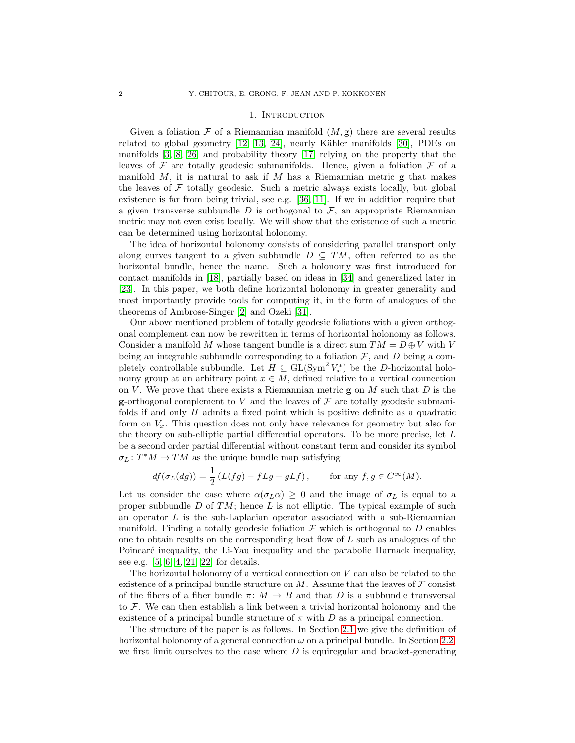# 1. Introduction

Given a foliation $\mathcal{F}$ of a Riemannian manifold $(M, \mathbf{g})$ there are several results related to global geometry [12, 13, 24], nearly Kähler manifolds [30], PDEs on manifolds [3, 8, 26] and probability theory [17] relying on the property that the leaves of $\mathcal{F}$ are totally geodesic submanifolds. Hence, given a foliation $\mathcal{F}$ of a manifold $M$, it is natural to ask if $M$ has a Riemannian metric $\mathbf{g}$ that makes the leaves of $\mathcal{F}$ totally geodesic. Such a metric always exists locally, but global existence is far from being trivial, see e.g. [36, 11]. If we in addition require that a given transverse subbundle $D$ is orthogonal to $\mathcal{F}$, an appropriate Riemannian metric may not even exist locally. We will show that the existence of such a metric can be determined using horizontal holonomy.

The idea of horizontal holonomy consists of considering parallel transport only along curves tangent to a given subbundle $D \subseteq TM$, often referred to as the horizontal bundle, hence the name. Such a holonomy was first introduced for contact manifolds in [18], partially based on ideas in [34] and generalized later in [23]. In this paper, we both define horizontal holonomy in greater generality and most importantly provide tools for computing it, in the form of analogues of the theorems of Ambrose-Singer [2] and Ozeki [31].

Our above mentioned problem of totally geodesic foliations with a given orthogonal complement can now be rewritten in terms of horizontal holonomy as follows. Consider a manifold $M$ whose tangent bundle is a direct sum $TM = D \oplus V$ with $V$ being an integrable subbundle corresponding to a foliation $\mathcal{F}$, and $D$ being a completely controllable subbundle. Let $H \subseteq \mathrm{GL}(\mathrm{Sym}^2 V_x^*)$ be the $D$-horizontal holonomy group at an arbitrary point $x \in M$, defined relative to a vertical connection on $V$. We prove that there exists a Riemannian metric $\mathbf{g}$ on $M$ such that $D$ is the $\mathbf{g}$-orthogonal complement to $V$ and the leaves of $\mathcal{F}$ are totally geodesic submanifolds if and only $H$ admits a fixed point which is positive definite as a quadratic form on $V_x$. This question does not only have relevance for geometry but also for the theory on sub-elliptic partial differential operators. To be more precise, let $L$ be a second order partial differential without constant term and consider its symbol $\sigma_L \colon T^*M \to TM$ as the unique bundle map satisfying

$$df(\sigma_L(dg)) = \frac{1}{2}\left(L(fg) - fLg - gLf\right), \qquad \text{for any } f, g \in C^\infty(M).$$

Let us consider the case where $\alpha(\sigma_L \alpha) \geq 0$ and the image of $\sigma_L$ is equal to a proper subbundle $D$ of $TM$; hence $L$ is not elliptic. The typical example of such an operator $L$ is the sub-Laplacian operator associated with a sub-Riemannian manifold. Finding a totally geodesic foliation $\mathcal{F}$ which is orthogonal to $D$ enables one to obtain results on the corresponding heat flow of $L$ such as analogues of the Poincaré inequality, the Li-Yau inequality and the parabolic Harnack inequality, see e.g. [5, 6, 4, 21, 22] for details.

The horizontal holonomy of a vertical connection on $V$ can also be related to the existence of a principal bundle structure on $M$. Assume that the leaves of $\mathcal{F}$ consist of the fibers of a fiber bundle $\pi \colon M \to B$ and that $D$ is a subbundle transversal to $\mathcal{F}$. We can then establish a link between a trivial horizontal holonomy and the existence of a principal bundle structure of $\pi$ with $D$ as a principal connection.

The structure of the paper is as follows. In Section 2.1 we give the definition of horizontal holonomy of a general connection $\omega$ on a principal bundle. In Section 2.2 we first limit ourselves to the case where $D$ is equiregular and bracket-generating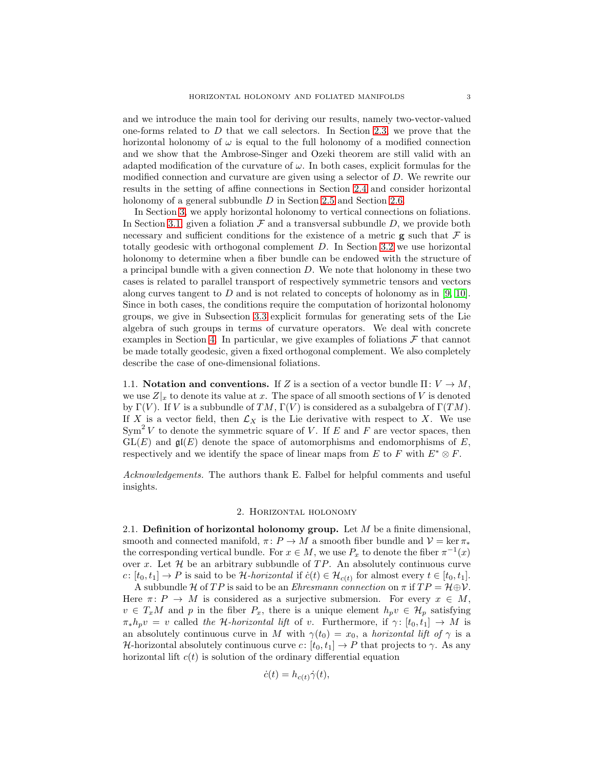and we introduce the main tool for deriving our results, namely two-vector-valued one-forms related to $D$ that we call selectors. In Section 2.3, we prove that the horizontal holonomy of $\omega$ is equal to the full holonomy of a modified connection and we show that the Ambrose-Singer and Ozeki theorem are still valid with an adapted modification of the curvature of $\omega$. In both cases, explicit formulas for the modified connection and curvature are given using a selector of $D$. We rewrite our results in the setting of affine connections in Section 2.4 and consider horizontal holonomy of a general subbundle $D$ in Section 2.5 and Section 2.6.

In Section 3, we apply horizontal holonomy to vertical connections on foliations. In Section 3.1, given a foliation $\mathcal{F}$ and a transversal subbundle $D$, we provide both necessary and sufficient conditions for the existence of a metric $\mathbf{g}$ such that $\mathcal{F}$ is totally geodesic with orthogonal complement $D$. In Section 3.2 we use horizontal holonomy to determine when a fiber bundle can be endowed with the structure of a principal bundle with a given connection $D$. We note that holonomy in these two cases is related to parallel transport of respectively symmetric tensors and vectors along curves tangent to $D$ and is not related to concepts of holonomy as in [9, 10]. Since in both cases, the conditions require the computation of horizontal holonomy groups, we give in Subsection 3.3 explicit formulas for generating sets of the Lie algebra of such groups in terms of curvature operators. We deal with concrete examples in Section 4. In particular, we give examples of foliations $\mathcal{F}$ that cannot be made totally geodesic, given a fixed orthogonal complement. We also completely describe the case of one-dimensional foliations.

### 1.1. Notation and conventions.

If $Z$ is a section of a vector bundle $\Pi \colon V \to M$, we use $Z|_x$ to denote its value at $x$. The space of all smooth sections of $V$ is denoted by $\Gamma(V)$. If $V$ is a subbundle of $TM$, $\Gamma(V)$ is considered as a subalgebra of $\Gamma(TM)$. If $X$ is a vector field, then $\mathcal{L}_X$ is the Lie derivative with respect to $X$. We use $\operatorname{Sym}^2 V$ to denote the symmetric square of $V$. If $E$ and $F$ are vector spaces, then $\mathrm{GL}(E)$ and $\mathfrak{gl}(E)$ denote the space of automorphisms and endomorphisms of $E$, respectively and we identify the space of linear maps from $E$ to $F$ with $E^* \otimes F$.

*Acknowledgements.* The authors thank E. Falbel for helpful comments and useful insights.

## 2. Horizontal holonomy

### 2.1. Definition of horizontal holonomy group.

Let $M$ be a finite dimensional, smooth and connected manifold, $\pi \colon P \to M$ a smooth fiber bundle and $\mathcal{V} = \ker \pi_*$ the corresponding vertical bundle. For $x \in M$, we use $P_x$ to denote the fiber $\pi^{-1}(x)$ over $x$. Let $\mathcal{H}$ be an arbitrary subbundle of $TP$. An absolutely continuous curve $c \colon [t_0, t_1] \to P$ is said to be *$\mathcal{H}$-horizontal* if $\dot{c}(t) \in \mathcal{H}_{c(t)}$ for almost every $t \in [t_0, t_1]$.

A subbundle $\mathcal{H}$ of $TP$ is said to be an *Ehresmann connection* on $\pi$ if $TP = \mathcal{H} \oplus \mathcal{V}$. Here $\pi \colon P \to M$ is considered as a surjective submersion. For every $x \in M$, $v \in T_xM$ and $p$ in the fiber $P_x$, there is a unique element $h_p v \in \mathcal{H}_p$ satisfying $\pi_* h_p v = v$ called *the $\mathcal{H}$-horizontal lift* of $v$. Furthermore, if $\gamma \colon [t_0, t_1] \to M$ is an absolutely continuous curve in $M$ with $\gamma(t_0) = x_0$, a *horizontal lift of* $\gamma$ is a $\mathcal{H}$-horizontal absolutely continuous curve $c \colon [t_0, t_1] \to P$ that projects to $\gamma$. As any horizontal lift $c(t)$ is solution of the ordinary differential equation

$$\dot{c}(t) = h_{c(t)} \dot{\gamma}(t),$$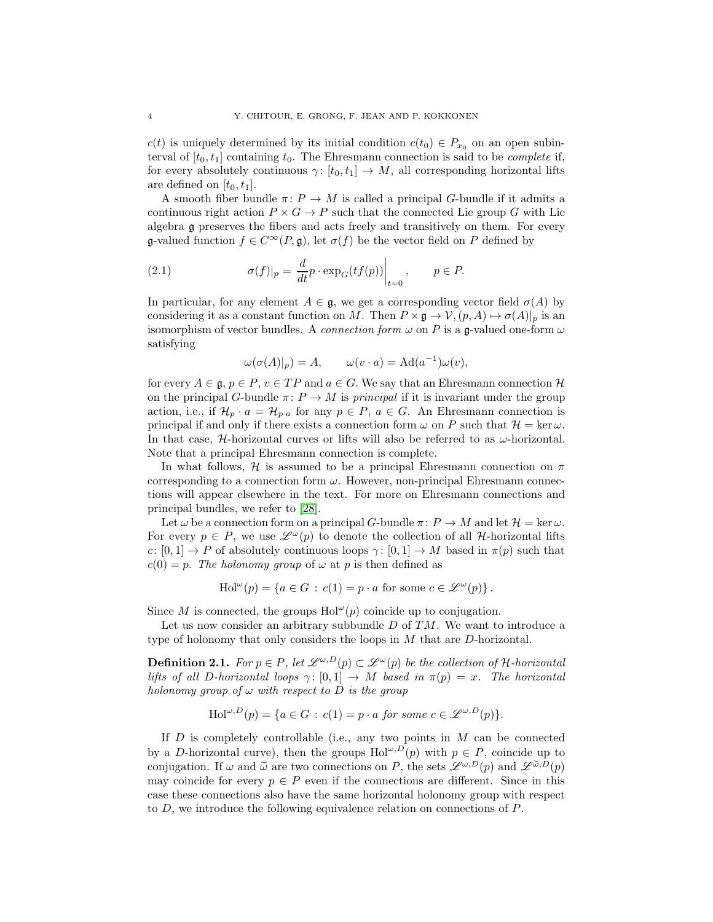$c(t)$ is uniquely determined by its initial condition $c(t_0) \in P_{x_0}$ on an open subinterval of $[t_0, t_1]$ containing $t_0$. The Ehresmann connection is said to be *complete* if, for every absolutely continuous $\gamma\colon [t_0, t_1] \to M$, all corresponding horizontal lifts are defined on $[t_0, t_1]$.

A smooth fiber bundle $\pi\colon P \to M$ is called a principal $G$-bundle if it admits a continuous right action $P \times G \to P$ such that the connected Lie group $G$ with Lie algebra $\mathfrak{g}$ preserves the fibers and acts freely and transitively on them. For every $\mathfrak{g}$-valued function $f \in C^\infty(P, \mathfrak{g})$, let $\sigma(f)$ be the vector field on $P$ defined by

$$\sigma(f)|_p = \frac{d}{dt} p \cdot \exp_G(tf(p))\bigg|_{t=0}, \qquad p \in P. \tag{2.1}$$

In particular, for any element $A \in \mathfrak{g}$, we get a corresponding vector field $\sigma(A)$ by considering it as a constant function on $M$. Then $P \times \mathfrak{g} \to \mathcal{V}, (p, A) \mapsto \sigma(A)|_p$ is an isomorphism of vector bundles. A *connection form* $\omega$ on $P$ is a $\mathfrak{g}$-valued one-form $\omega$ satisfying

$$\omega(\sigma(A)|_p) = A, \qquad \omega(v \cdot a) = \mathrm{Ad}(a^{-1})\omega(v),$$

for every $A \in \mathfrak{g}$, $p \in P$, $v \in TP$ and $a \in G$. We say that an Ehresmann connection $\mathcal{H}$ on the principal $G$-bundle $\pi\colon P \to M$ is *principal* if it is invariant under the group action, i.e., if $\mathcal{H}_p \cdot a = \mathcal{H}_{p \cdot a}$ for any $p \in P$, $a \in G$. An Ehresmann connection is principal if and only if there exists a connection form $\omega$ on $P$ such that $\mathcal{H} = \ker \omega$. In that case, $\mathcal{H}$-horizontal curves or lifts will also be referred to as $\omega$-horizontal. Note that a principal Ehresmann connection is complete.

In what follows, $\mathcal{H}$ is assumed to be a principal Ehresmann connection on $\pi$ corresponding to a connection form $\omega$. However, non-principal Ehresmann connections will appear elsewhere in the text. For more on Ehresmann connections and principal bundles, we refer to [28].

Let $\omega$ be a connection form on a principal $G$-bundle $\pi\colon P \to M$ and let $\mathcal{H} = \ker \omega$. For every $p \in P$, we use $\mathscr{L}^\omega(p)$ to denote the collection of all $\mathcal{H}$-horizontal lifts $c\colon [0,1] \to P$ of absolutely continuous loops $\gamma\colon [0,1] \to M$ based in $\pi(p)$ such that $c(0) = p$. *The holonomy group* of $\omega$ at $p$ is then defined as

$$\mathrm{Hol}^\omega(p) = \{a \in G \,:\, c(1) = p \cdot a \text{ for some } c \in \mathscr{L}^\omega(p)\}.$$

Since $M$ is connected, the groups $\mathrm{Hol}^\omega(p)$ coincide up to conjugation.

Let us now consider an arbitrary subbundle $D$ of $TM$. We want to introduce a type of holonomy that only considers the loops in $M$ that are $D$-horizontal.

**Definition 2.1.** *For $p \in P$, let $\mathscr{L}^{\omega,D}(p) \subset \mathscr{L}^\omega(p)$ be the collection of $\mathcal{H}$-horizontal lifts of all $D$-horizontal loops $\gamma\colon [0,1] \to M$ based in $\pi(p) = x$. The horizontal holonomy group of $\omega$ with respect to $D$ is the group*

$$\mathrm{Hol}^{\omega,D}(p) = \{a \in G \,:\, c(1) = p \cdot a \text{ for some } c \in \mathscr{L}^{\omega,D}(p)\}.$$

If $D$ is completely controllable (i.e., any two points in $M$ can be connected by a $D$-horizontal curve), then the groups $\mathrm{Hol}^{\omega,D}(p)$ with $p \in P$, coincide up to conjugation. If $\omega$ and $\widetilde{\omega}$ are two connections on $P$, the sets $\mathscr{L}^{\omega,D}(p)$ and $\mathscr{L}^{\widetilde{\omega},D}(p)$ may coincide for every $p \in P$ even if the connections are different. Since in this case these connections also have the same horizontal holonomy group with respect to $D$, we introduce the following equivalence relation on connections of $P$.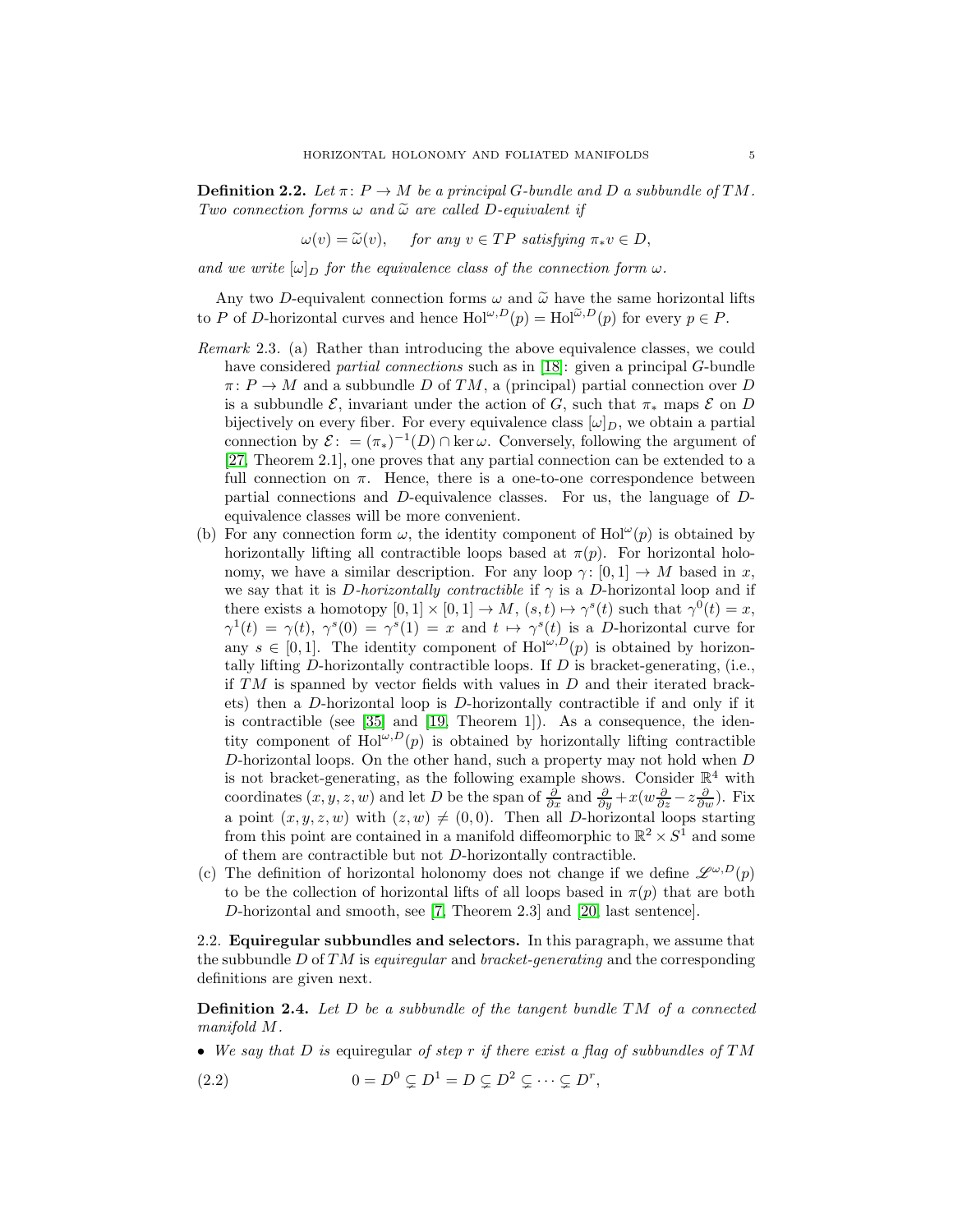**Definition 2.2.** *Let $\pi\colon P \to M$ be a principal $G$-bundle and $D$ a subbundle of $TM$. Two connection forms $\omega$ and $\widetilde{\omega}$ are called $D$-equivalent if*

$$\omega(v) = \widetilde{\omega}(v), \quad \text{for any } v \in TP \text{ satisfying } \pi_* v \in D,$$

*and we write $[\omega]_D$ for the equivalence class of the connection form $\omega$.*

Any two $D$-equivalent connection forms $\omega$ and $\widetilde{\omega}$ have the same horizontal lifts to $P$ of $D$-horizontal curves and hence $\mathrm{Hol}^{\omega,D}(p) = \mathrm{Hol}^{\widetilde{\omega},D}(p)$ for every $p \in P$.

*Remark* 2.3. (a) Rather than introducing the above equivalence classes, we could have considered *partial connections* such as in [18]: given a principal $G$-bundle $\pi\colon P \to M$ and a subbundle $D$ of $TM$, a (principal) partial connection over $D$ is a subbundle $\mathcal{E}$, invariant under the action of $G$, such that $\pi_*$ maps $\mathcal{E}$ on $D$ bijectively on every fiber. For every equivalence class $[\omega]_D$, we obtain a partial connection by $\mathcal{E} := (\pi_*)^{-1}(D) \cap \ker \omega$. Conversely, following the argument of [27, Theorem 2.1], one proves that any partial connection can be extended to a full connection on $\pi$. Hence, there is a one-to-one correspondence between partial connections and $D$-equivalence classes. For us, the language of $D$-equivalence classes will be more convenient.

(b) For any connection form $\omega$, the identity component of $\mathrm{Hol}^{\omega}(p)$ is obtained by horizontally lifting all contractible loops based at $\pi(p)$. For horizontal holonomy, we have a similar description. For any loop $\gamma\colon [0,1] \to M$ based in $x$, we say that it is *$D$-horizontally contractible* if $\gamma$ is a $D$-horizontal loop and if there exists a homotopy $[0,1] \times [0,1] \to M$, $(s,t) \mapsto \gamma^s(t)$ such that $\gamma^0(t) = x$, $\gamma^1(t) = \gamma(t)$, $\gamma^s(0) = \gamma^s(1) = x$ and $t \mapsto \gamma^s(t)$ is a $D$-horizontal curve for any $s \in [0,1]$. The identity component of $\mathrm{Hol}^{\omega,D}(p)$ is obtained by horizontally lifting $D$-horizontally contractible loops. If $D$ is bracket-generating, (i.e., if $TM$ is spanned by vector fields with values in $D$ and their iterated brackets) then a $D$-horizontal loop is $D$-horizontally contractible if and only if it is contractible (see [35] and [19, Theorem 1]). As a consequence, the identity component of $\mathrm{Hol}^{\omega,D}(p)$ is obtained by horizontally lifting contractible $D$-horizontal loops. On the other hand, such a property may not hold when $D$ is not bracket-generating, as the following example shows. Consider $\mathbb{R}^4$ with coordinates $(x,y,z,w)$ and let $D$ be the span of $\frac{\partial}{\partial x}$ and $\frac{\partial}{\partial y} + x(w\frac{\partial}{\partial z} - z\frac{\partial}{\partial w})$. Fix a point $(x,y,z,w)$ with $(z,w) \neq (0,0)$. Then all $D$-horizontal loops starting from this point are contained in a manifold diffeomorphic to $\mathbb{R}^2 \times S^1$ and some of them are contractible but not $D$-horizontally contractible.

(c) The definition of horizontal holonomy does not change if we define $\mathscr{L}^{\omega,D}(p)$ to be the collection of horizontal lifts of all loops based in $\pi(p)$ that are both $D$-horizontal and smooth, see [7, Theorem 2.3] and [20, last sentence].

## 2.2. Equiregular subbundles and selectors.

In this paragraph, we assume that the subbundle $D$ of $TM$ is *equiregular* and *bracket-generating* and the corresponding definitions are given next.

**Definition 2.4.** *Let $D$ be a subbundle of the tangent bundle $TM$ of a connected manifold $M$.*

- *We say that $D$ is* equiregular *of step $r$ if there exist a flag of subbundles of $TM$*

$$0 = D^0 \subsetneq D^1 = D \subsetneq D^2 \subsetneq \cdots \subsetneq D^r, \tag{2.2}$$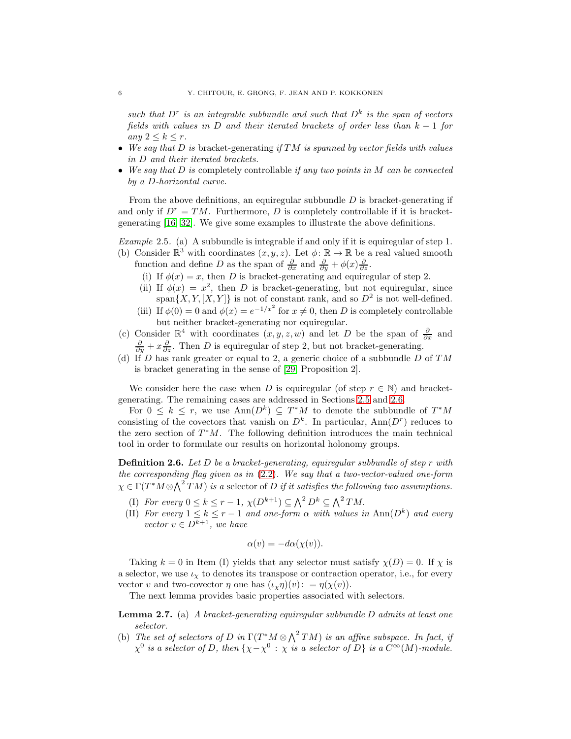*such that $D^r$ is an integrable subbundle and such that $D^k$ is the span of vectors fields with values in $D$ and their iterated brackets of order less than $k-1$ for any $2 \le k \le r$.*

- *We say that $D$ is* **bracket-generating** *if $TM$ is spanned by vector fields with values in $D$ and their iterated brackets.*
- *We say that $D$ is* **completely controllable** *if any two points in $M$ can be connected by a $D$-horizontal curve.*

From the above definitions, an equiregular subbundle $D$ is bracket-generating if and only if $D^r = TM$. Furthermore, $D$ is completely controllable if it is bracket-generating [16, 32]. We give some examples to illustrate the above definitions.

*Example* 2.5. (a) A subbundle is integrable if and only if it is equiregular of step 1.

(b) Consider $\mathbb{R}^3$ with coordinates $(x,y,z)$. Let $\phi\colon \mathbb{R} \to \mathbb{R}$ be a real valued smooth function and define $D$ as the span of $\frac{\partial}{\partial x}$ and $\frac{\partial}{\partial y} + \phi(x)\frac{\partial}{\partial z}$.
   - (i) If $\phi(x) = x$, then $D$ is bracket-generating and equiregular of step 2.
   - (ii) If $\phi(x) = x^2$, then $D$ is bracket-generating, but not equiregular, since $\operatorname{span}\{X, Y, [X,Y]\}$ is not of constant rank, and so $D^2$ is not well-defined.
   - (iii) If $\phi(0) = 0$ and $\phi(x) = e^{-1/x^2}$ for $x \neq 0$, then $D$ is completely controllable but neither bracket-generating nor equiregular.

(c) Consider $\mathbb{R}^4$ with coordinates $(x,y,z,w)$ and let $D$ be the span of $\frac{\partial}{\partial x}$ and $\frac{\partial}{\partial y} + x\frac{\partial}{\partial z}$. Then $D$ is equiregular of step 2, but not bracket-generating.

(d) If $D$ has rank greater or equal to 2, a generic choice of a subbundle $D$ of $TM$ is bracket generating in the sense of [29, Proposition 2].

We consider here the case when $D$ is equiregular (of step $r \in \mathbb{N}$) and bracket-generating. The remaining cases are addressed in Sections 2.5 and 2.6.

For $0 \le k \le r$, we use $\operatorname{Ann}(D^k) \subseteq T^*M$ to denote the subbundle of $T^*M$ consisting of the covectors that vanish on $D^k$. In particular, $\operatorname{Ann}(D^r)$ reduces to the zero section of $T^*M$. The following definition introduces the main technical tool in order to formulate our results on horizontal holonomy groups.

**Definition 2.6.** *Let $D$ be a bracket-generating, equiregular subbundle of step $r$ with the corresponding flag given as in (2.2). We say that a two-vector-valued one-form $\chi \in \Gamma(T^*M \otimes \bigwedge^2 TM)$ is a* selector *of $D$ if it satisfies the following two assumptions.*

- (I) *For every $0 \le k \le r-1$, $\chi(D^{k+1}) \subseteq \bigwedge^2 D^k \subseteq \bigwedge^2 TM$.*
- (II) *For every $1 \le k \le r-1$ and one-form $\alpha$ with values in $\operatorname{Ann}(D^k)$ and every vector $v \in D^{k+1}$, we have*

$$\alpha(v) = -d\alpha(\chi(v)).$$

Taking $k=0$ in Item (I) yields that any selector must satisfy $\chi(D) = 0$. If $\chi$ is a selector, we use $\iota_\chi$ to denotes its transpose or contraction operator, i.e., for every vector $v$ and two-covector $\eta$ one has $(\iota_\chi \eta)(v) := \eta(\chi(v))$.

The next lemma provides basic properties associated with selectors.

**Lemma 2.7.** (a) *A bracket-generating equiregular subbundle $D$ admits at least one selector.*

(b) *The set of selectors of $D$ in $\Gamma(T^*M \otimes \bigwedge^2 TM)$ is an affine subspace. In fact, if $\chi^0$ is a selector of $D$, then $\{\chi - \chi^0 : \chi \text{ is a selector of } D\}$ is a $C^\infty(M)$-module.*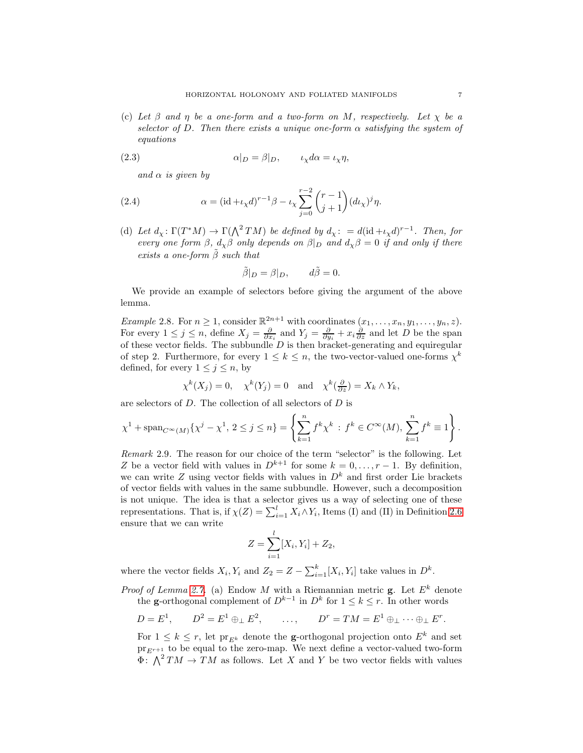(c) *Let $\beta$ and $\eta$ be a one-form and a two-form on $M$, respectively. Let $\chi$ be a selector of $D$. Then there exists a unique one-form $\alpha$ satisfying the system of equations*

$$\alpha|_D = \beta|_D, \qquad \iota_\chi d\alpha = \iota_\chi \eta, \tag{2.3}$$

*and $\alpha$ is given by*

$$\alpha = (\mathrm{id} + \iota_\chi d)^{r-1}\beta - \iota_\chi \sum_{j=0}^{r-2} \binom{r-1}{j+1} (d\iota_\chi)^j \eta. \tag{2.4}$$

(d) *Let $d_\chi \colon \Gamma(T^*M) \to \Gamma(\bigwedge^2 TM)$ be defined by $d_\chi \colon = d(\mathrm{id} + \iota_\chi d)^{r-1}$. Then, for every one form $\beta$, $d_\chi \beta$ only depends on $\beta|_D$ and $d_\chi \beta = 0$ if and only if there exists a one-form $\tilde{\beta}$ such that*

$$\tilde{\beta}|_D = \beta|_D, \qquad d\tilde{\beta} = 0.$$

We provide an example of selectors before giving the argument of the above lemma.

*Example* 2.8. For $n \geq 1$, consider $\mathbb{R}^{2n+1}$ with coordinates $(x_1, \dots, x_n, y_1, \dots, y_n, z)$. For every $1 \leq j \leq n$, define $X_j = \frac{\partial}{\partial x_i}$ and $Y_j = \frac{\partial}{\partial y_i} + x_i \frac{\partial}{\partial z}$ and let $D$ be the span of these vector fields. The subbundle $D$ is then bracket-generating and equiregular of step 2. Furthermore, for every $1 \leq k \leq n$, the two-vector-valued one-forms $\chi^k$ defined, for every $1 \leq j \leq n$, by

$$\chi^k(X_j) = 0, \quad \chi^k(Y_j) = 0 \quad \text{and} \quad \chi^k(\tfrac{\partial}{\partial z}) = X_k \wedge Y_k,$$

are selectors of $D$. The collection of all selectors of $D$ is

$$\chi^1 + \mathrm{span}_{C^\infty(M)}\{\chi^j - \chi^1,\, 2 \leq j \leq n\} = \left\{ \sum_{k=1}^n f^k \chi^k \,:\, f^k \in C^\infty(M),\, \sum_{k=1}^n f^k \equiv 1 \right\}.$$

*Remark* 2.9. The reason for our choice of the term "selector" is the following. Let $Z$ be a vector field with values in $D^{k+1}$ for some $k = 0, \dots, r-1$. By definition, we can write $Z$ using vector fields with values in $D^k$ and first order Lie brackets of vector fields with values in the same subbundle. However, such a decomposition is not unique. The idea is that a selector gives us a way of selecting one of these representations. That is, if $\chi(Z) = \sum_{i=1}^l X_i \wedge Y_i$, Items (I) and (II) in Definition 2.6 ensure that we can write

$$Z = \sum_{i=1}^l [X_i, Y_i] + Z_2,$$

where the vector fields $X_i, Y_i$ and $Z_2 = Z - \sum_{i=1}^k [X_i, Y_i]$ take values in $D^k$.

*Proof of Lemma 2.7.* (a) Endow $M$ with a Riemannian metric $\mathbf{g}$. Let $E^k$ denote the $\mathbf{g}$-orthogonal complement of $D^{k-1}$ in $D^k$ for $1 \leq k \leq r$. In other words

$$D = E^1, \qquad D^2 = E^1 \oplus_\perp E^2, \qquad \dots, \qquad D^r = TM = E^1 \oplus_\perp \cdots \oplus_\perp E^r.$$

For $1 \leq k \leq r$, let $\mathrm{pr}_{E^k}$ denote the $\mathbf{g}$-orthogonal projection onto $E^k$ and set $\mathrm{pr}_{E^{r+1}}$ to be equal to the zero-map. We next define a vector-valued two-form $\Phi \colon \bigwedge^2 TM \to TM$ as follows. Let $X$ and $Y$ be two vector fields with values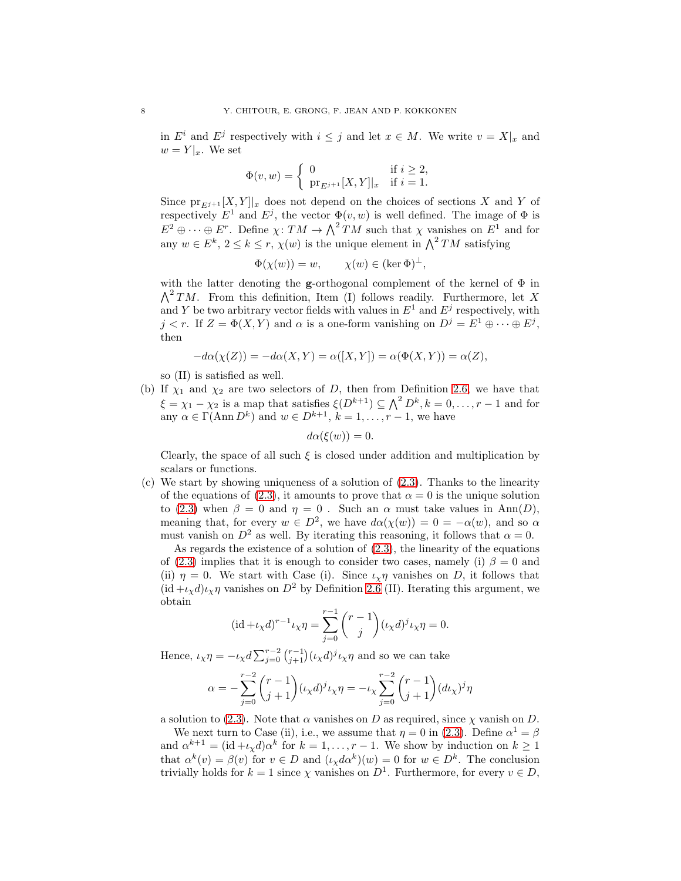in $E^i$ and $E^j$ respectively with $i \leq j$ and let $x \in M$. We write $v = X|_x$ and $w = Y|_x$. We set

$$\Phi(v, w) = \begin{cases} 0 & \text{if } i \geq 2, \\ \mathrm{pr}_{E^{j+1}}[X, Y]|_x & \text{if } i = 1. \end{cases}$$

Since $\mathrm{pr}_{E^{j+1}}[X, Y]|_x$ does not depend on the choices of sections $X$ and $Y$ of respectively $E^1$ and $E^j$, the vector $\Phi(v, w)$ is well defined. The image of $\Phi$ is $E^2 \oplus \cdots \oplus E^r$. Define $\chi \colon TM \to \bigwedge^2 TM$ such that $\chi$ vanishes on $E^1$ and for any $w \in E^k$, $2 \leq k \leq r$, $\chi(w)$ is the unique element in $\bigwedge^2 TM$ satisfying

$$\Phi(\chi(w)) = w, \qquad \chi(w) \in (\ker \Phi)^\perp,$$

with the latter denoting the $\mathbf{g}$-orthogonal complement of the kernel of $\Phi$ in $\bigwedge^2 TM$. From this definition, Item (I) follows readily. Furthermore, let $X$ and $Y$ be two arbitrary vector fields with values in $E^1$ and $E^j$ respectively, with $j < r$. If $Z = \Phi(X, Y)$ and $\alpha$ is a one-form vanishing on $D^j = E^1 \oplus \cdots \oplus E^j$, then

$$-d\alpha(\chi(Z)) = -d\alpha(X, Y) = \alpha([X, Y]) = \alpha(\Phi(X, Y)) = \alpha(Z),$$

so (II) is satisfied as well.

(b) If $\chi_1$ and $\chi_2$ are two selectors of $D$, then from Definition 2.6, we have that $\xi = \chi_1 - \chi_2$ is a map that satisfies $\xi(D^{k+1}) \subseteq \bigwedge^2 D^k, k = 0, \dots, r-1$ and for any $\alpha \in \Gamma(\mathrm{Ann}\, D^k)$ and $w \in D^{k+1}$, $k = 1, \dots, r-1$, we have

$$d\alpha(\xi(w)) = 0.$$

Clearly, the space of all such $\xi$ is closed under addition and multiplication by scalars or functions.

(c) We start by showing uniqueness of a solution of (2.3). Thanks to the linearity of the equations of (2.3), it amounts to prove that $\alpha = 0$ is the unique solution to (2.3) when $\beta = 0$ and $\eta = 0$ . Such an $\alpha$ must take values in $\mathrm{Ann}(D)$, meaning that, for every $w \in D^2$, we have $d\alpha(\chi(w)) = 0 = -\alpha(w)$, and so $\alpha$ must vanish on $D^2$ as well. By iterating this reasoning, it follows that $\alpha = 0$.

As regards the existence of a solution of (2.3), the linearity of the equations of (2.3) implies that it is enough to consider two cases, namely (i) $\beta = 0$ and (ii) $\eta = 0$. We start with Case (i). Since $\iota_\chi \eta$ vanishes on $D$, it follows that $(\mathrm{id} + \iota_\chi d)\iota_\chi \eta$ vanishes on $D^2$ by Definition 2.6 (II). Iterating this argument, we obtain

$$(\mathrm{id} + \iota_\chi d)^{r-1} \iota_\chi \eta = \sum_{j=0}^{r-1} \binom{r-1}{j} (\iota_\chi d)^j \iota_\chi \eta = 0.$$

Hence, $\iota_\chi \eta = -\iota_\chi d \sum_{j=0}^{r-2} \binom{r-1}{j+1} (\iota_\chi d)^j \iota_\chi \eta$ and so we can take

$$\alpha = -\sum_{j=0}^{r-2} \binom{r-1}{j+1} (\iota_\chi d)^j \iota_\chi \eta = -\iota_\chi \sum_{j=0}^{r-2} \binom{r-1}{j+1} (d\iota_\chi)^j \eta$$

a solution to (2.3). Note that $\alpha$ vanishes on $D$ as required, since $\chi$ vanish on $D$.

We next turn to Case (ii), i.e., we assume that $\eta = 0$ in (2.3). Define $\alpha^1 = \beta$ and $\alpha^{k+1} = (\mathrm{id} + \iota_\chi d)\alpha^k$ for $k = 1, \dots, r-1$. We show by induction on $k \geq 1$ that $\alpha^k(v) = \beta(v)$ for $v \in D$ and $(\iota_\chi d\alpha^k)(w) = 0$ for $w \in D^k$. The conclusion trivially holds for $k = 1$ since $\chi$ vanishes on $D^1$. Furthermore, for every $v \in D$,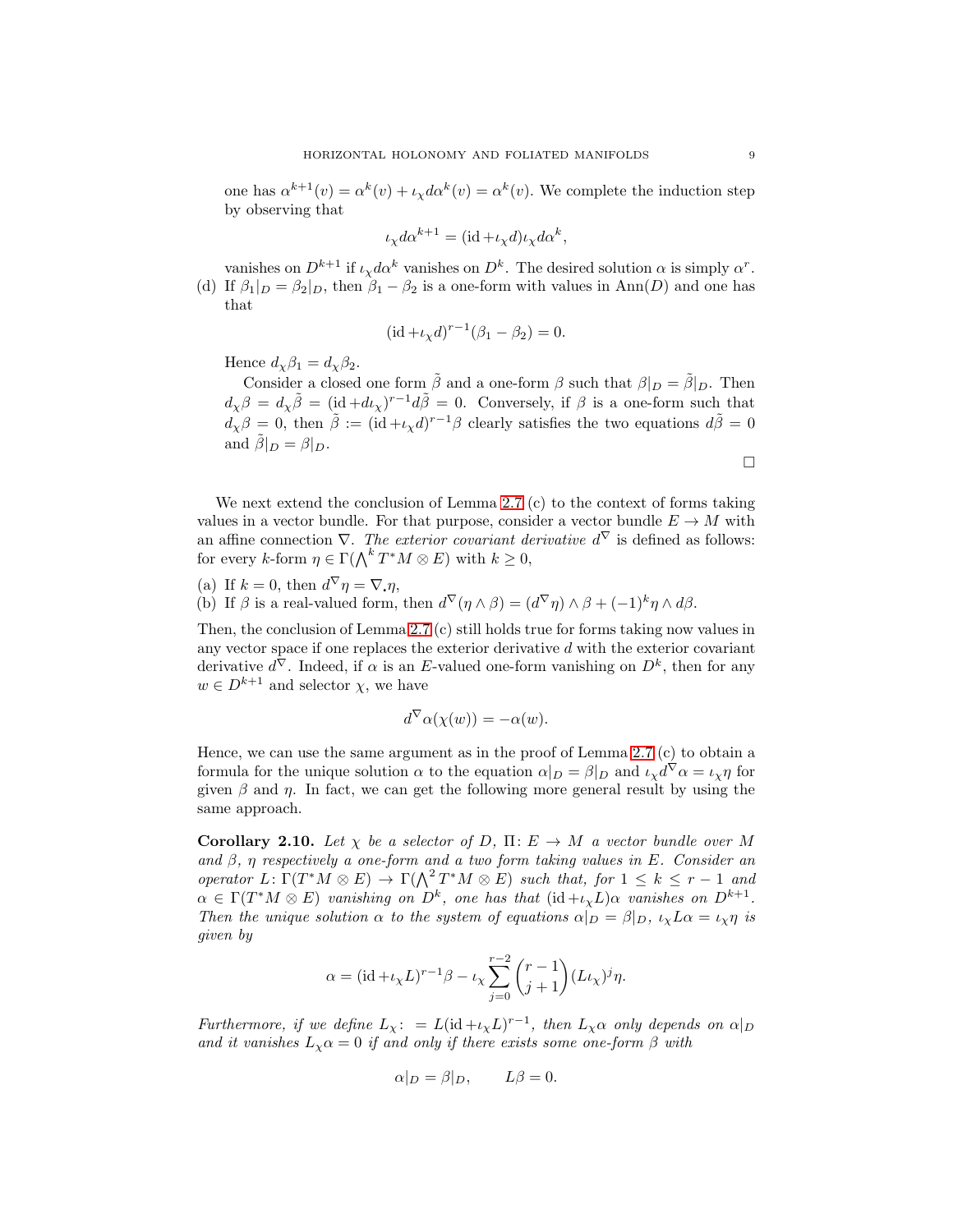one has $\alpha^{k+1}(v) = \alpha^k(v) + \iota_\chi d\alpha^k(v) = \alpha^k(v)$. We complete the induction step by observing that

$$\iota_\chi d\alpha^{k+1} = (\mathrm{id} + \iota_\chi d)\iota_\chi d\alpha^k,$$

vanishes on $D^{k+1}$ if $\iota_\chi d\alpha^k$ vanishes on $D^k$. The desired solution $\alpha$ is simply $\alpha^r$.

(d) If $\beta_1|_D = \beta_2|_D$, then $\beta_1 - \beta_2$ is a one-form with values in $\mathrm{Ann}(D)$ and one has that

$$(\mathrm{id} + \iota_\chi d)^{r-1}(\beta_1 - \beta_2) = 0.$$

Hence $d_\chi \beta_1 = d_\chi \beta_2$.

Consider a closed one form $\tilde{\beta}$ and a one-form $\beta$ such that $\beta|_D = \tilde{\beta}|_D$. Then $d_\chi \beta = d_\chi \tilde{\beta} = (\mathrm{id} + d\iota_\chi)^{r-1} d\tilde{\beta} = 0$. Conversely, if $\beta$ is a one-form such that $d_\chi \beta = 0$, then $\tilde{\beta} := (\mathrm{id} + \iota_\chi d)^{r-1}\beta$ clearly satisfies the two equations $d\tilde{\beta} = 0$ and $\tilde{\beta}|_D = \beta|_D$.

□

We next extend the conclusion of Lemma 2.7 (c) to the context of forms taking values in a vector bundle. For that purpose, consider a vector bundle $E \to M$ with an affine connection $\nabla$. *The exterior covariant derivative* $d^\nabla$ is defined as follows: for every $k$-form $\eta \in \Gamma(\bigwedge^k T^*M \otimes E)$ with $k \geq 0$,

(a) If $k = 0$, then $d^\nabla \eta = \nabla_{\bullet} \eta$,
(b) If $\beta$ is a real-valued form, then $d^\nabla(\eta \wedge \beta) = (d^\nabla \eta) \wedge \beta + (-1)^k \eta \wedge d\beta$.

Then, the conclusion of Lemma 2.7 (c) still holds true for forms taking now values in any vector space if one replaces the exterior derivative $d$ with the exterior covariant derivative $d^\nabla$. Indeed, if $\alpha$ is an $E$-valued one-form vanishing on $D^k$, then for any $w \in D^{k+1}$ and selector $\chi$, we have

$$d^\nabla \alpha(\chi(w)) = -\alpha(w).$$

Hence, we can use the same argument as in the proof of Lemma 2.7 (c) to obtain a formula for the unique solution $\alpha$ to the equation $\alpha|_D = \beta|_D$ and $\iota_\chi d^\nabla \alpha = \iota_\chi \eta$ for given $\beta$ and $\eta$. In fact, we can get the following more general result by using the same approach.

**Corollary 2.10.** *Let $\chi$ be a selector of $D$, $\Pi \colon E \to M$ a vector bundle over $M$ and $\beta$, $\eta$ respectively a one-form and a two form taking values in $E$. Consider an operator $L \colon \Gamma(T^*M \otimes E) \to \Gamma(\bigwedge^2 T^*M \otimes E)$ such that, for $1 \leq k \leq r-1$ and $\alpha \in \Gamma(T^*M \otimes E)$ vanishing on $D^k$, one has that $(\mathrm{id} + \iota_\chi L)\alpha$ vanishes on $D^{k+1}$. Then the unique solution $\alpha$ to the system of equations $\alpha|_D = \beta|_D$, $\iota_\chi L\alpha = \iota_\chi \eta$ is given by*

$$\alpha = (\mathrm{id} + \iota_\chi L)^{r-1}\beta - \iota_\chi \sum_{j=0}^{r-2} \binom{r-1}{j+1} (L\iota_\chi)^j \eta.$$

*Furthermore, if we define $L_\chi \colon = L(\mathrm{id} + \iota_\chi L)^{r-1}$, then $L_\chi \alpha$ only depends on $\alpha|_D$ and it vanishes $L_\chi \alpha = 0$ if and only if there exists some one-form $\beta$ with*

$$\alpha|_D = \beta|_D, \qquad L\beta = 0.$$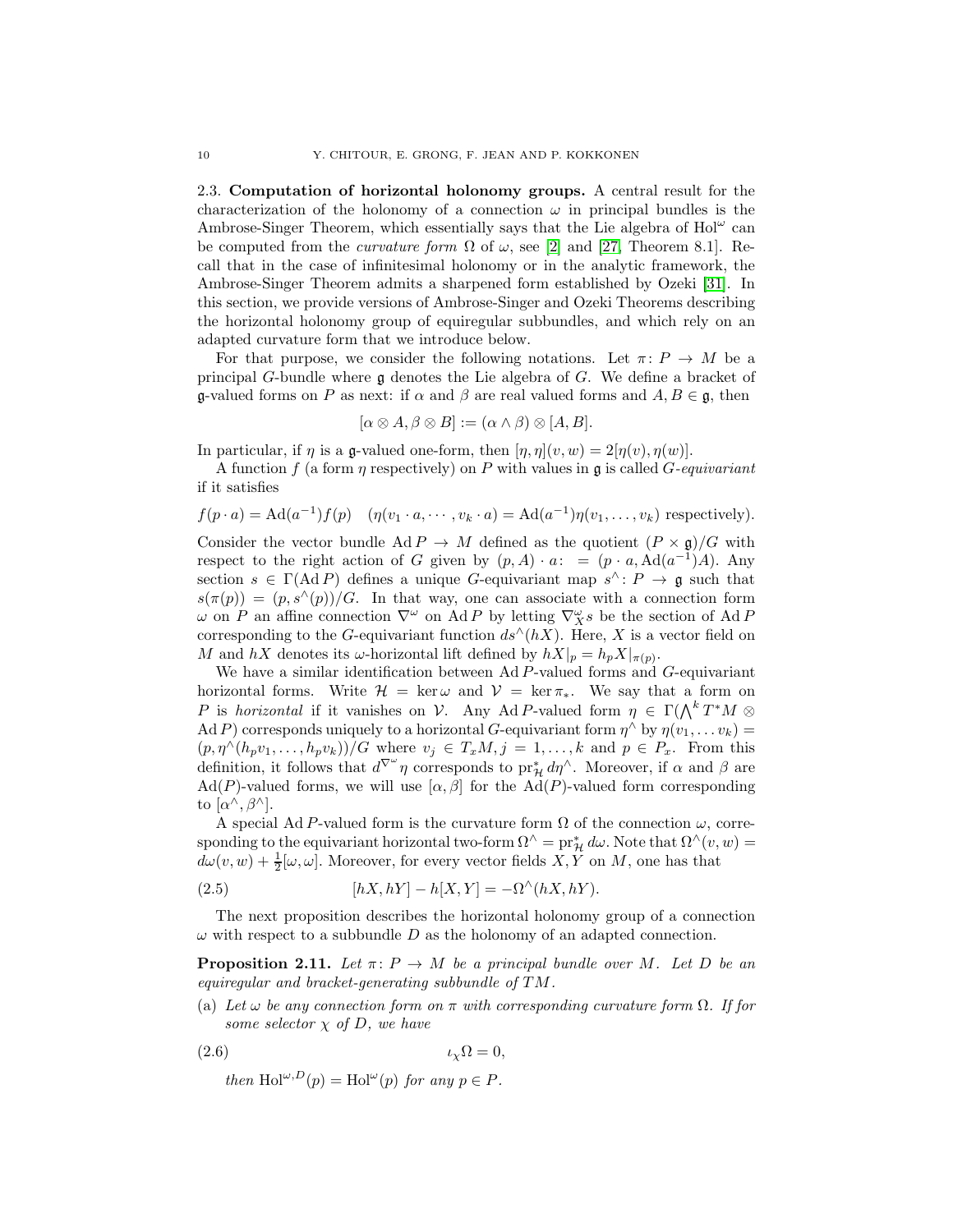### 2.3. Computation of horizontal holonomy groups.

A central result for the characterization of the holonomy of a connection $\omega$ in principal bundles is the Ambrose-Singer Theorem, which essentially says that the Lie algebra of $\mathrm{Hol}^\omega$ can be computed from the *curvature form* $\Omega$ of $\omega$, see [2] and [27, Theorem 8.1]. Recall that in the case of infinitesimal holonomy or in the analytic framework, the Ambrose-Singer Theorem admits a sharpened form established by Ozeki [31]. In this section, we provide versions of Ambrose-Singer and Ozeki Theorems describing the horizontal holonomy group of equiregular subbundles, and which rely on an adapted curvature form that we introduce below.

For that purpose, we consider the following notations. Let $\pi\colon P \to M$ be a principal $G$-bundle where $\mathfrak{g}$ denotes the Lie algebra of $G$. We define a bracket of $\mathfrak{g}$-valued forms on $P$ as next: if $\alpha$ and $\beta$ are real valued forms and $A, B \in \mathfrak{g}$, then

$$[\alpha \otimes A, \beta \otimes B] := (\alpha \wedge \beta) \otimes [A, B].$$

In particular, if $\eta$ is a $\mathfrak{g}$-valued one-form, then $[\eta, \eta](v, w) = 2[\eta(v), \eta(w)]$.

A function $f$ (a form $\eta$ respectively) on $P$ with values in $\mathfrak{g}$ is called *$G$-equivariant* if it satisfies

$$f(p \cdot a) = \mathrm{Ad}(a^{-1})f(p) \quad (\eta(v_1 \cdot a, \cdots, v_k \cdot a) = \mathrm{Ad}(a^{-1})\eta(v_1, \ldots, v_k) \text{ respectively}).$$

Consider the vector bundle $\mathrm{Ad}\, P \to M$ defined as the quotient $(P \times \mathfrak{g})/G$ with respect to the right action of $G$ given by $(p, A) \cdot a\colon = (p \cdot a, \mathrm{Ad}(a^{-1})A)$. Any section $s \in \Gamma(\mathrm{Ad}\, P)$ defines a unique $G$-equivariant map $s^\wedge\colon P \to \mathfrak{g}$ such that $s(\pi(p)) = (p, s^\wedge(p))/G$. In that way, one can associate with a connection form $\omega$ on $P$ an affine connection $\nabla^\omega$ on $\mathrm{Ad}\, P$ by letting $\nabla^\omega_X s$ be the section of $\mathrm{Ad}\, P$ corresponding to the $G$-equivariant function $ds^\wedge(hX)$. Here, $X$ is a vector field on $M$ and $hX$ denotes its $\omega$-horizontal lift defined by $hX|_p = h_p X|_{\pi(p)}$.

We have a similar identification between $\mathrm{Ad}\, P$-valued forms and $G$-equivariant horizontal forms. Write $\mathcal{H} = \ker \omega$ and $\mathcal{V} = \ker \pi_*$. We say that a form on $P$ is *horizontal* if it vanishes on $\mathcal{V}$. Any $\mathrm{Ad}\, P$-valued form $\eta \in \Gamma(\bigwedge^k T^*M \otimes \mathrm{Ad}\, P)$ corresponds uniquely to a horizontal $G$-equivariant form $\eta^\wedge$ by $\eta(v_1, \ldots v_k) = (p, \eta^\wedge(h_p v_1, \ldots, h_p v_k))/G$ where $v_j \in T_x M, j = 1, \ldots, k$ and $p \in P_x$. From this definition, it follows that $d^{\nabla^\omega}\eta$ corresponds to $\mathrm{pr}^*_{\mathcal{H}}\, d\eta^\wedge$. Moreover, if $\alpha$ and $\beta$ are $\mathrm{Ad}(P)$-valued forms, we will use $[\alpha, \beta]$ for the $\mathrm{Ad}(P)$-valued form corresponding to $[\alpha^\wedge, \beta^\wedge]$.

A special $\mathrm{Ad}\, P$-valued form is the curvature form $\Omega$ of the connection $\omega$, corresponding to the equivariant horizontal two-form $\Omega^\wedge = \mathrm{pr}^*_{\mathcal{H}}\, d\omega$. Note that $\Omega^\wedge(v, w) = d\omega(v, w) + \frac{1}{2}[\omega, \omega]$. Moreover, for every vector fields $X, Y$ on $M$, one has that

$$[hX, hY] - h[X, Y] = -\Omega^\wedge(hX, hY). \tag{2.5}$$

The next proposition describes the horizontal holonomy group of a connection $\omega$ with respect to a subbundle $D$ as the holonomy of an adapted connection.

**Proposition 2.11.** *Let $\pi\colon P \to M$ be a principal bundle over $M$. Let $D$ be an equiregular and bracket-generating subbundle of $TM$.*

(a) *Let $\omega$ be any connection form on $\pi$ with corresponding curvature form $\Omega$. If for some selector $\chi$ of $D$, we have*

$$\iota_\chi \Omega = 0, \tag{2.6}$$

*then $\mathrm{Hol}^{\omega, D}(p) = \mathrm{Hol}^\omega(p)$ for any $p \in P$.*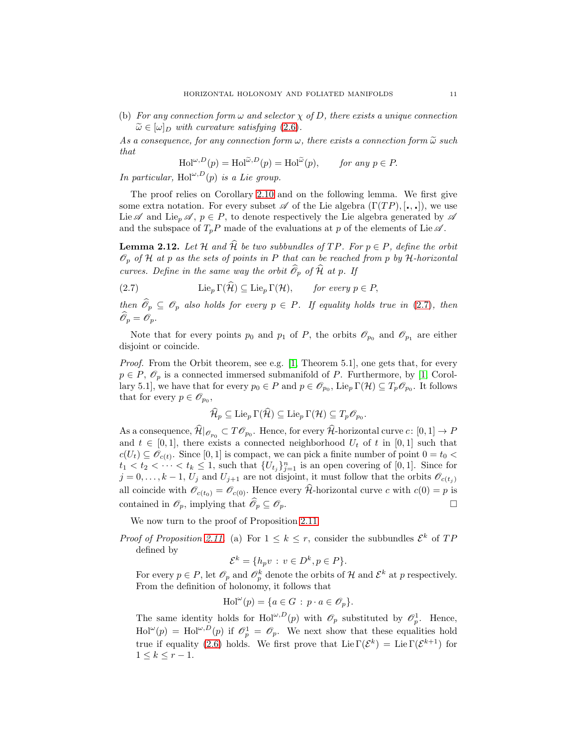(b) *For any connection form $\omega$ and selector $\chi$ of $D$, there exists a unique connection $\widetilde{\omega} \in [\omega]_D$ with curvature satisfying* (2.6).

*As a consequence, for any connection form $\omega$, there exists a connection form $\widetilde{\omega}$ such that*

$$\mathrm{Hol}^{\omega,D}(p) = \mathrm{Hol}^{\widetilde{\omega},D}(p) = \mathrm{Hol}^{\widetilde{\omega}}(p), \qquad \text{for any } p \in P.$$

*In particular, $\mathrm{Hol}^{\omega,D}(p)$ is a Lie group.*

The proof relies on Corollary 2.10 and on the following lemma. We first give some extra notation. For every subset $\mathscr{A}$ of the Lie algebra $(\Gamma(TP), [\,\cdot\,,\cdot\,])$, we use $\mathrm{Lie}\,\mathscr{A}$ and $\mathrm{Lie}_p\,\mathscr{A}$, $p \in P$, to denote respectively the Lie algebra generated by $\mathscr{A}$ and the subspace of $T_pP$ made of the evaluations at $p$ of the elements of $\mathrm{Lie}\,\mathscr{A}$.

**Lemma 2.12.** *Let $\mathcal{H}$ and $\widehat{\mathcal{H}}$ be two subbundles of $TP$. For $p \in P$, define the orbit $\mathscr{O}_p$ of $\mathcal{H}$ at $p$ as the sets of points in $P$ that can be reached from $p$ by $\mathcal{H}$-horizontal curves. Define in the same way the orbit $\widehat{\mathscr{O}}_p$ of $\widehat{\mathcal{H}}$ at $p$. If*

$$\mathrm{Lie}_p\,\Gamma(\widehat{\mathcal{H}}) \subseteq \mathrm{Lie}_p\,\Gamma(\mathcal{H}), \qquad \text{for every } p \in P, \tag{2.7}$$

*then $\widehat{\mathscr{O}}_p \subseteq \mathscr{O}_p$ also holds for every $p \in P$. If equality holds true in* (2.7), *then $\widehat{\mathscr{O}}_p = \mathscr{O}_p$.*

Note that for every points $p_0$ and $p_1$ of $P$, the orbits $\mathscr{O}_{p_0}$ and $\mathscr{O}_{p_1}$ are either disjoint or coincide.

*Proof.* From the Orbit theorem, see e.g. [1, Theorem 5.1], one gets that, for every $p \in P$, $\mathscr{O}_p$ is a connected immersed submanifold of $P$. Furthermore, by [1, Corollary 5.1], we have that for every $p_0 \in P$ and $p \in \mathscr{O}_{p_0}$, $\mathrm{Lie}_p\,\Gamma(\mathcal{H}) \subseteq T_p\mathscr{O}_{p_0}$. It follows that for every $p \in \mathscr{O}_{p_0}$,

$$\widehat{\mathcal{H}}_p \subseteq \mathrm{Lie}_p\,\Gamma(\widehat{\mathcal{H}}) \subseteq \mathrm{Lie}_p\,\Gamma(\mathcal{H}) \subseteq T_p\mathscr{O}_{p_0}.$$

As a consequence, $\widehat{\mathcal{H}}|_{\mathscr{O}_{p_0}} \subset T\mathscr{O}_{p_0}$. Hence, for every $\widehat{\mathcal{H}}$-horizontal curve $c\colon [0,1] \to P$ and $t \in [0,1]$, there exists a connected neighborhood $U_t$ of $t$ in $[0,1]$ such that $c(U_t) \subseteq \mathscr{O}_{c(t)}$. Since $[0,1]$ is compact, we can pick a finite number of point $0 = t_0 < t_1 < t_2 < \cdots < t_k \leq 1$, such that $\{U_{t_j}\}_{j=1}^n$ is an open covering of $[0,1]$. Since for $j = 0, \ldots, k-1$, $U_j$ and $U_{j+1}$ are not disjoint, it must follow that the orbits $\mathscr{O}_{c(t_j)}$ all coincide with $\mathscr{O}_{c(t_0)} = \mathscr{O}_{c(0)}$. Hence every $\widehat{\mathcal{H}}$-horizontal curve $c$ with $c(0) = p$ is contained in $\mathscr{O}_p$, implying that $\widehat{\mathscr{O}}_p \subseteq \mathscr{O}_p$. $\square$

We now turn to the proof of Proposition 2.11.

*Proof of Proposition 2.11.* (a) For $1 \leq k \leq r$, consider the subbundles $\mathcal{E}^k$ of $TP$ defined by

$$\mathcal{E}^k = \{h_p v \,:\, v \in D^k, p \in P\}.$$

For every $p \in P$, let $\mathscr{O}_p$ and $\mathscr{O}_p^k$ denote the orbits of $\mathcal{H}$ and $\mathcal{E}^k$ at $p$ respectively. From the definition of holonomy, it follows that

$$\mathrm{Hol}^{\omega}(p) = \{a \in G \,:\, p \cdot a \in \mathscr{O}_p\}.$$

The same identity holds for $\mathrm{Hol}^{\omega,D}(p)$ with $\mathscr{O}_p$ substituted by $\mathscr{O}_p^1$. Hence, $\mathrm{Hol}^{\omega}(p) = \mathrm{Hol}^{\omega,D}(p)$ if $\mathscr{O}_p^1 = \mathscr{O}_p$. We next show that these equalities hold true if equality (2.6) holds. We first prove that $\mathrm{Lie}\,\Gamma(\mathcal{E}^k) = \mathrm{Lie}\,\Gamma(\mathcal{E}^{k+1})$ for $1 \leq k \leq r-1$.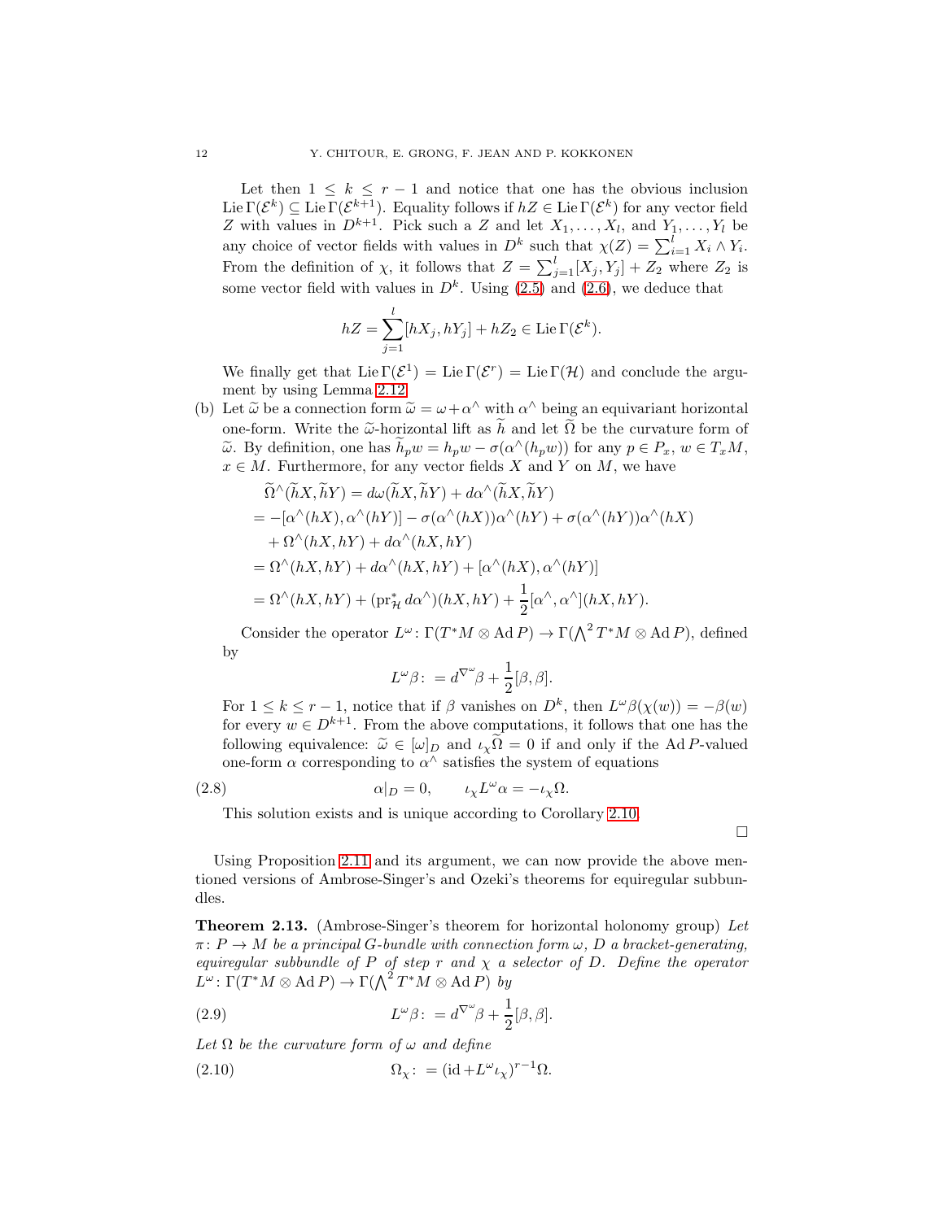Let then $1 \leq k \leq r-1$ and notice that one has the obvious inclusion $\operatorname{Lie}\Gamma(\mathcal{E}^k) \subseteq \operatorname{Lie}\Gamma(\mathcal{E}^{k+1})$. Equality follows if $hZ \in \operatorname{Lie}\Gamma(\mathcal{E}^k)$ for any vector field $Z$ with values in $D^{k+1}$. Pick such a $Z$ and let $X_1, \dots, X_l$, and $Y_1, \dots, Y_l$ be any choice of vector fields with values in $D^k$ such that $\chi(Z) = \sum_{i=1}^{l} X_i \wedge Y_i$. From the definition of $\chi$, it follows that $Z = \sum_{j=1}^{l}[X_j, Y_j] + Z_2$ where $Z_2$ is some vector field with values in $D^k$. Using (2.5) and (2.6), we deduce that

$$hZ = \sum_{j=1}^{l}[hX_j, hY_j] + hZ_2 \in \operatorname{Lie}\Gamma(\mathcal{E}^k).$$

We finally get that $\operatorname{Lie}\Gamma(\mathcal{E}^1) = \operatorname{Lie}\Gamma(\mathcal{E}^r) = \operatorname{Lie}\Gamma(\mathcal{H})$ and conclude the argument by using Lemma 2.12.

(b) Let $\widetilde{\omega}$ be a connection form $\widetilde{\omega} = \omega + \alpha^\wedge$ with $\alpha^\wedge$ being an equivariant horizontal one-form. Write the $\widetilde{\omega}$-horizontal lift as $\widetilde{h}$ and let $\widetilde{\Omega}$ be the curvature form of $\widetilde{\omega}$. By definition, one has $\widetilde{h}_p w = h_p w - \sigma(\alpha^\wedge(h_p w))$ for any $p \in P_x$, $w \in T_xM$, $x \in M$. Furthermore, for any vector fields $X$ and $Y$ on $M$, we have

$$\begin{aligned}
&\widetilde{\Omega}^\wedge(\widetilde{h}X, \widetilde{h}Y) = d\omega(\widetilde{h}X, \widetilde{h}Y) + d\alpha^\wedge(\widetilde{h}X, \widetilde{h}Y) \\
&= -[\alpha^\wedge(hX), \alpha^\wedge(hY)] - \sigma(\alpha^\wedge(hX))\alpha^\wedge(hY) + \sigma(\alpha^\wedge(hY))\alpha^\wedge(hX) \\
&\quad + \Omega^\wedge(hX, hY) + d\alpha^\wedge(hX, hY) \\
&= \Omega^\wedge(hX, hY) + d\alpha^\wedge(hX, hY) + [\alpha^\wedge(hX), \alpha^\wedge(hY)] \\
&= \Omega^\wedge(hX, hY) + (\operatorname{pr}_{\mathcal{H}}^* d\alpha^\wedge)(hX, hY) + \frac{1}{2}[\alpha^\wedge, \alpha^\wedge](hX, hY).
\end{aligned}$$

Consider the operator $L^\omega \colon \Gamma(T^*M \otimes \operatorname{Ad} P) \to \Gamma(\bigwedge^2 T^*M \otimes \operatorname{Ad} P)$, defined by

$$L^\omega \beta :\, = d^{\nabla^\omega}\beta + \frac{1}{2}[\beta, \beta].$$

For $1 \leq k \leq r-1$, notice that if $\beta$ vanishes on $D^k$, then $L^\omega\beta(\chi(w)) = -\beta(w)$ for every $w \in D^{k+1}$. From the above computations, it follows that one has the following equivalence: $\widetilde{\omega} \in [\omega]_D$ and $\iota_\chi \widetilde{\Omega} = 0$ if and only if the $\operatorname{Ad} P$-valued one-form $\alpha$ corresponding to $\alpha^\wedge$ satisfies the system of equations

$$\alpha|_D = 0, \qquad \iota_\chi L^\omega \alpha = -\iota_\chi \Omega. \tag{2.8}$$

This solution exists and is unique according to Corollary 2.10.

□

Using Proposition 2.11 and its argument, we can now provide the above mentioned versions of Ambrose-Singer's and Ozeki's theorems for equiregular subbundles.

**Theorem 2.13.** (Ambrose-Singer's theorem for horizontal holonomy group) *Let $\pi \colon P \to M$ be a principal $G$-bundle with connection form $\omega$, $D$ a bracket-generating, equiregular subbundle of $P$ of step $r$ and $\chi$ a selector of $D$. Define the operator $L^\omega \colon \Gamma(T^*M \otimes \operatorname{Ad} P) \to \Gamma(\bigwedge^2 T^*M \otimes \operatorname{Ad} P)$ by*

$$L^\omega \beta :\, = d^{\nabla^\omega}\beta + \frac{1}{2}[\beta, \beta]. \tag{2.9}$$

*Let $\Omega$ be the curvature form of $\omega$ and define*

$$\Omega_\chi :\, = (\operatorname{id} + L^\omega \iota_\chi)^{r-1}\Omega. \tag{2.10}$$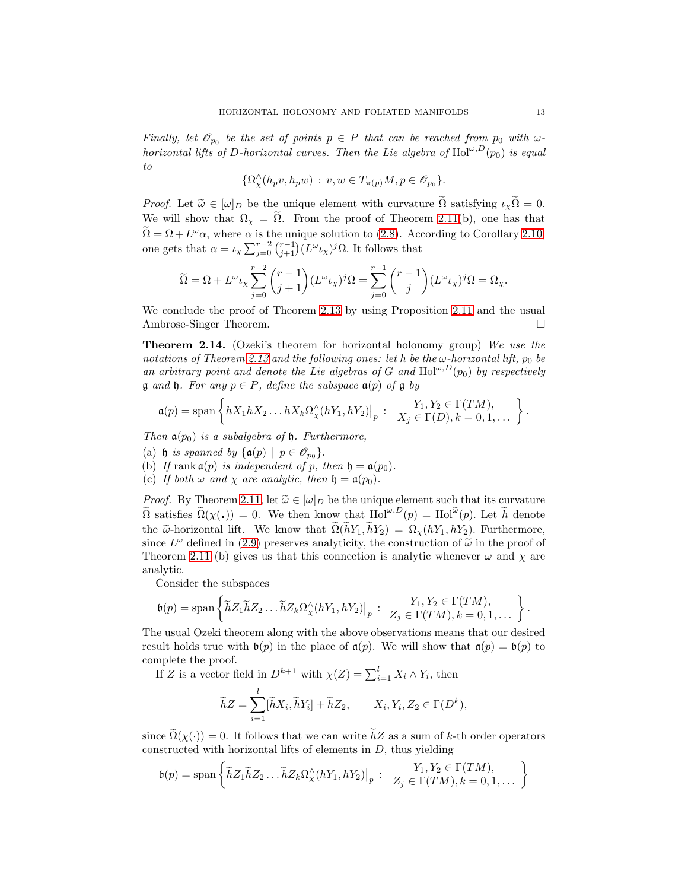*Finally, let $\mathscr{O}_{p_0}$ be the set of points $p \in P$ that can be reached from $p_0$ with $\omega$-horizontal lifts of $D$-horizontal curves. Then the Lie algebra of $\mathrm{Hol}^{\omega,D}(p_0)$ is equal to*

$$\{\Omega_\chi^\wedge(h_p v, h_p w) \,:\, v, w \in T_{\pi(p)}M, p \in \mathscr{O}_{p_0}\}.$$

*Proof.* Let $\widetilde{\omega} \in [\omega]_D$ be the unique element with curvature $\widetilde{\Omega}$ satisfying $\iota_\chi \widetilde{\Omega} = 0$. We will show that $\Omega_\chi = \widetilde{\Omega}$. From the proof of Theorem 2.11(b), one has that $\widetilde{\Omega} = \Omega + L^\omega \alpha$, where $\alpha$ is the unique solution to (2.8). According to Corollary 2.10, one gets that $\alpha = \iota_\chi \sum_{j=0}^{r-2} \binom{r-1}{j+1} (L^\omega \iota_\chi)^j \Omega$. It follows that

$$\widetilde{\Omega} = \Omega + L^\omega \iota_\chi \sum_{j=0}^{r-2} \binom{r-1}{j+1} (L^\omega \iota_\chi)^j \Omega = \sum_{j=0}^{r-1} \binom{r-1}{j} (L^\omega \iota_\chi)^j \Omega = \Omega_\chi.$$

We conclude the proof of Theorem 2.13 by using Proposition 2.11 and the usual Ambrose-Singer Theorem. $\square$

**Theorem 2.14.** (Ozeki's theorem for horizontal holonomy group) *We use the notations of Theorem 2.13 and the following ones: let $h$ be the $\omega$-horizontal lift, $p_0$ be an arbitrary point and denote the Lie algebras of $G$ and $\mathrm{Hol}^{\omega,D}(p_0)$ by respectively $\mathfrak{g}$ and $\mathfrak{h}$. For any $p \in P$, define the subspace $\mathfrak{a}(p)$ of $\mathfrak{g}$ by*

$$\mathfrak{a}(p) = \operatorname{span}\left\{ hX_1 hX_2 \dots hX_k \Omega_\chi^\wedge(hY_1, hY_2)\big|_p \,:\, \begin{array}{c} Y_1, Y_2 \in \Gamma(TM), \\ X_j \in \Gamma(D), k = 0, 1, \dots \end{array} \right\}.$$

*Then $\mathfrak{a}(p_0)$ is a subalgebra of $\mathfrak{h}$. Furthermore,*

(a) *$\mathfrak{h}$ is spanned by $\{\mathfrak{a}(p) \mid p \in \mathscr{O}_{p_0}\}$.*
(b) *If $\operatorname{rank} \mathfrak{a}(p)$ is independent of $p$, then $\mathfrak{h} = \mathfrak{a}(p_0)$.*
(c) *If both $\omega$ and $\chi$ are analytic, then $\mathfrak{h} = \mathfrak{a}(p_0)$.*

*Proof.* By Theorem 2.11, let $\widetilde{\omega} \in [\omega]_D$ be the unique element such that its curvature $\widetilde{\Omega}$ satisfies $\widetilde{\Omega}(\chi(\cdot)) = 0$. We then know that $\mathrm{Hol}^{\omega,D}(p) = \mathrm{Hol}^{\widetilde{\omega}}(p)$. Let $\widetilde{h}$ denote the $\widetilde{\omega}$-horizontal lift. We know that $\widetilde{\Omega}(\widetilde{h}Y_1, \widetilde{h}Y_2) = \Omega_\chi(hY_1, hY_2)$. Furthermore, since $L^\omega$ defined in (2.9) preserves analyticity, the construction of $\widetilde{\omega}$ in the proof of Theorem 2.11 (b) gives us that this connection is analytic whenever $\omega$ and $\chi$ are analytic.

Consider the subspaces

$$\mathfrak{b}(p) = \operatorname{span}\left\{ \widetilde{h}Z_1 \widetilde{h}Z_2 \dots \widetilde{h}Z_k \Omega_\chi^\wedge(hY_1, hY_2)\big|_p \,:\, \begin{array}{c} Y_1, Y_2 \in \Gamma(TM), \\ Z_j \in \Gamma(TM), k = 0, 1, \dots \end{array} \right\}.$$

The usual Ozeki theorem along with the above observations means that our desired result holds true with $\mathfrak{b}(p)$ in the place of $\mathfrak{a}(p)$. We will show that $\mathfrak{a}(p) = \mathfrak{b}(p)$ to complete the proof.

If $Z$ is a vector field in $D^{k+1}$ with $\chi(Z) = \sum_{i=1}^l X_i \wedge Y_i$, then

$$\widetilde{h}Z = \sum_{i=1}^l [\widetilde{h}X_i, \widetilde{h}Y_i] + \widetilde{h}Z_2, \qquad X_i, Y_i, Z_2 \in \Gamma(D^k),$$

since $\widetilde{\Omega}(\chi(\cdot)) = 0$. It follows that we can write $\widetilde{h}Z$ as a sum of $k$-th order operators constructed with horizontal lifts of elements in $D$, thus yielding

$$\mathfrak{b}(p) = \operatorname{span}\left\{ \widetilde{h}Z_1 \widetilde{h}Z_2 \dots \widetilde{h}Z_k \Omega_\chi^\wedge(hY_1, hY_2)\big|_p \,:\, \begin{array}{c} Y_1, Y_2 \in \Gamma(TM), \\ Z_j \in \Gamma(TM), k = 0, 1, \dots \end{array} \right\}$$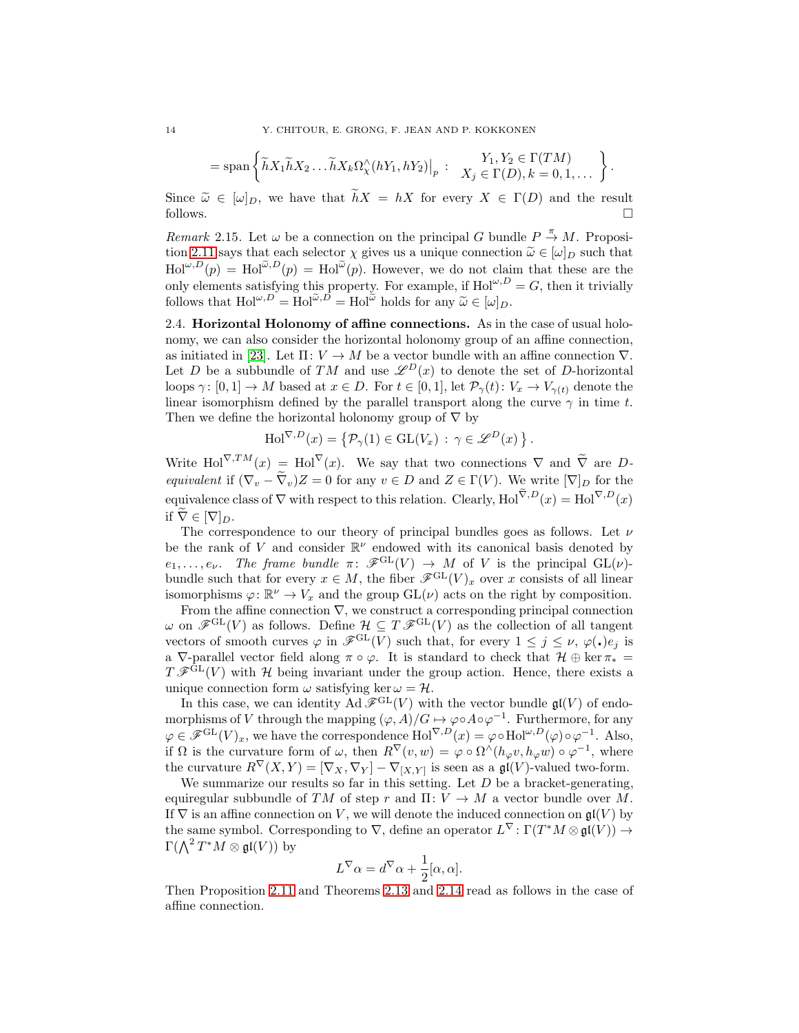$$= \operatorname{span}\left\{ \widetilde{h}X_1\widetilde{h}X_2\ldots\widetilde{h}X_k\Omega^\wedge_\chi(hY_1,hY_2)\big|_p \;:\; \begin{array}{c} Y_1,Y_2\in\Gamma(TM) \\ X_j\in\Gamma(D), k=0,1,\ldots \end{array} \right\}.$$

Since $\widetilde{\omega}\in[\omega]_D$, we have that $\widetilde{h}X = hX$ for every $X\in\Gamma(D)$ and the result follows. □

*Remark* 2.15. Let $\omega$ be a connection on the principal $G$ bundle $P\xrightarrow{\pi}M$. Proposition 2.11 says that each selector $\chi$ gives us a unique connection $\widetilde{\omega}\in[\omega]_D$ such that $\mathrm{Hol}^{\omega,D}(p)=\mathrm{Hol}^{\widetilde{\omega},D}(p)=\mathrm{Hol}^{\widetilde{\omega}}(p)$. However, we do not claim that these are the only elements satisfying this property. For example, if $\mathrm{Hol}^{\omega,D}=G$, then it trivially follows that $\mathrm{Hol}^{\omega,D}=\mathrm{Hol}^{\widetilde{\omega},D}=\mathrm{Hol}^{\widetilde{\omega}}$ holds for any $\widetilde{\omega}\in[\omega]_D$.

2.4. **Horizontal Holonomy of affine connections.** As in the case of usual holonomy, we can also consider the horizontal holonomy group of an affine connection, as initiated in [23]. Let $\Pi\colon V\to M$ be a vector bundle with an affine connection $\nabla$. Let $D$ be a subbundle of $TM$ and use $\mathscr{L}^D(x)$ to denote the set of $D$-horizontal loops $\gamma\colon[0,1]\to M$ based at $x\in D$. For $t\in[0,1]$, let $\mathcal{P}_\gamma(t)\colon V_x\to V_{\gamma(t)}$ denote the linear isomorphism defined by the parallel transport along the curve $\gamma$ in time $t$. Then we define the horizontal holonomy group of $\nabla$ by

$$\mathrm{Hol}^{\nabla,D}(x)=\left\{\mathcal{P}_\gamma(1)\in \mathrm{GL}(V_x)\,:\,\gamma\in\mathscr{L}^D(x)\right\}.$$

Write $\mathrm{Hol}^{\nabla,TM}(x)=\mathrm{Hol}^{\nabla}(x)$. We say that two connections $\nabla$ and $\widetilde{\nabla}$ are $D$-*equivalent* if $(\nabla_v-\widetilde{\nabla}_v)Z=0$ for any $v\in D$ and $Z\in\Gamma(V)$. We write $[\nabla]_D$ for the equivalence class of $\nabla$ with respect to this relation. Clearly, $\mathrm{Hol}^{\widetilde{\nabla},D}(x)=\mathrm{Hol}^{\nabla,D}(x)$ if $\widetilde{\nabla}\in[\nabla]_D$.

The correspondence to our theory of principal bundles goes as follows. Let $\nu$ be the rank of $V$ and consider $\mathbb{R}^\nu$ endowed with its canonical basis denoted by $e_1,\ldots,e_\nu$. *The frame bundle* $\pi\colon\mathscr{F}^{\mathrm{GL}}(V)\to M$ of $V$ is the principal $\mathrm{GL}(\nu)$-bundle such that for every $x\in M$, the fiber $\mathscr{F}^{\mathrm{GL}}(V)_x$ over $x$ consists of all linear isomorphisms $\varphi\colon\mathbb{R}^\nu\to V_x$ and the group $\mathrm{GL}(\nu)$ acts on the right by composition.

From the affine connection $\nabla$, we construct a corresponding principal connection $\omega$ on $\mathscr{F}^{\mathrm{GL}}(V)$ as follows. Define $\mathcal{H}\subseteq T\mathscr{F}^{\mathrm{GL}}(V)$ as the collection of all tangent vectors of smooth curves $\varphi$ in $\mathscr{F}^{\mathrm{GL}}(V)$ such that, for every $1\le j\le\nu$, $\varphi(\boldsymbol{\cdot})e_j$ is a $\nabla$-parallel vector field along $\pi\circ\varphi$. It is standard to check that $\mathcal{H}\oplus\ker\pi_*=T\mathscr{F}^{\mathrm{GL}}(V)$ with $\mathcal{H}$ being invariant under the group action. Hence, there exists a unique connection form $\omega$ satisfying $\ker\omega=\mathcal{H}$.

In this case, we can identity $\mathrm{Ad}\,\mathscr{F}^{\mathrm{GL}}(V)$ with the vector bundle $\mathfrak{gl}(V)$ of endomorphisms of $V$ through the mapping $(\varphi,A)/G\mapsto\varphi\circ A\circ\varphi^{-1}$. Furthermore, for any $\varphi\in\mathscr{F}^{\mathrm{GL}}(V)_x$, we have the correspondence $\mathrm{Hol}^{\nabla,D}(x)=\varphi\circ\mathrm{Hol}^{\omega,D}(\varphi)\circ\varphi^{-1}$. Also, if $\Omega$ is the curvature form of $\omega$, then $R^\nabla(v,w)=\varphi\circ\Omega^\wedge(h_\varphi v,h_\varphi w)\circ\varphi^{-1}$, where the curvature $R^\nabla(X,Y)=[\nabla_X,\nabla_Y]-\nabla_{[X,Y]}$ is seen as a $\mathfrak{gl}(V)$-valued two-form.

We summarize our results so far in this setting. Let $D$ be a bracket-generating, equiregular subbundle of $TM$ of step $r$ and $\Pi\colon V\to M$ a vector bundle over $M$. If $\nabla$ is an affine connection on $V$, we will denote the induced connection on $\mathfrak{gl}(V)$ by the same symbol. Corresponding to $\nabla$, define an operator $L^\nabla\colon\Gamma(T^*M\otimes\mathfrak{gl}(V))\to\Gamma(\bigwedge^2T^*M\otimes\mathfrak{gl}(V))$ by

$$L^\nabla\alpha=d^\nabla\alpha+\frac{1}{2}[\alpha,\alpha].$$

Then Proposition 2.11 and Theorems 2.13 and 2.14 read as follows in the case of affine connection.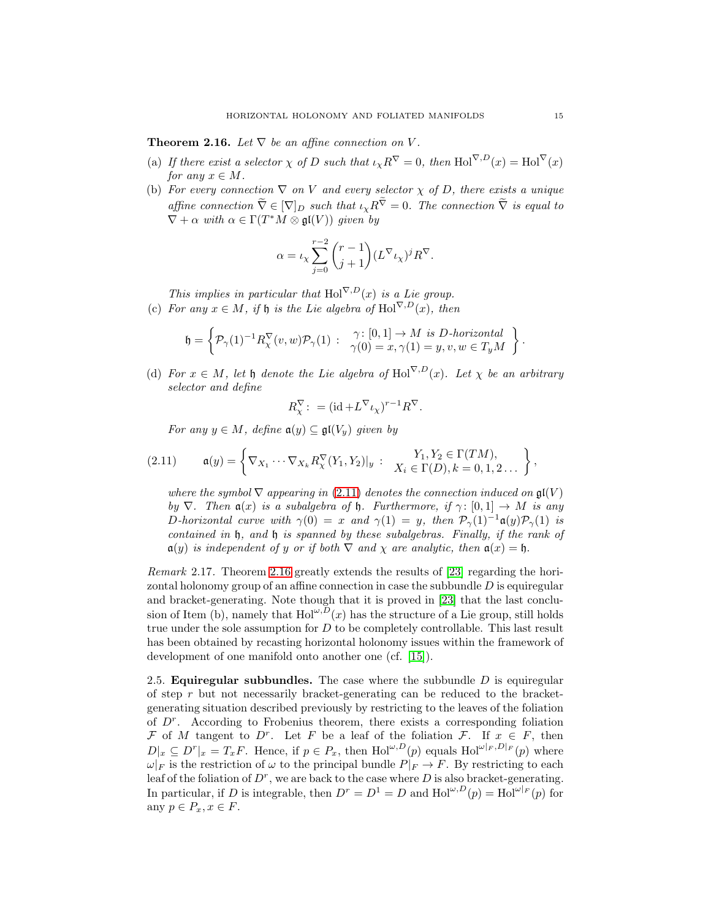**Theorem 2.16.** *Let $\nabla$ be an affine connection on $V$.*

(a) *If there exist a selector $\chi$ of $D$ such that $\iota_\chi R^\nabla = 0$, then $\mathrm{Hol}^{\nabla,D}(x) = \mathrm{Hol}^\nabla(x)$ for any $x \in M$.*

(b) *For every connection $\nabla$ on $V$ and every selector $\chi$ of $D$, there exists a unique affine connection $\widetilde{\nabla} \in [\nabla]_D$ such that $\iota_\chi R^{\widetilde{\nabla}} = 0$. The connection $\widetilde{\nabla}$ is equal to $\nabla + \alpha$ with $\alpha \in \Gamma(T^*M \otimes \mathfrak{gl}(V))$ given by*

$$\alpha = \iota_\chi \sum_{j=0}^{r-2} \binom{r-1}{j+1} (L^\nabla \iota_\chi)^j R^\nabla.$$

*This implies in particular that $\mathrm{Hol}^{\nabla,D}(x)$ is a Lie group.*

(c) *For any $x \in M$, if $\mathfrak{h}$ is the Lie algebra of $\mathrm{Hol}^{\nabla,D}(x)$, then*

$$\mathfrak{h} = \left\{ \mathcal{P}_\gamma(1)^{-1} R^\nabla_\chi(v,w) \mathcal{P}_\gamma(1) \; : \; \begin{array}{c} \gamma\colon [0,1] \to M \text{ is } D\text{-horizontal} \\ \gamma(0) = x, \gamma(1) = y, v, w \in T_y M \end{array} \right\}.$$

(d) *For $x \in M$, let $\mathfrak{h}$ denote the Lie algebra of $\mathrm{Hol}^{\nabla,D}(x)$. Let $\chi$ be an arbitrary selector and define*

$$R^\nabla_\chi \colon = (\mathrm{id} + L^\nabla \iota_\chi)^{r-1} R^\nabla.$$

*For any $y \in M$, define $\mathfrak{a}(y) \subseteq \mathfrak{gl}(V_y)$ given by*

$$\mathfrak{a}(y) = \left\{ \nabla_{X_1} \cdots \nabla_{X_k} R^\nabla_\chi(Y_1, Y_2)|_y \; : \; \begin{array}{c} Y_1, Y_2 \in \Gamma(TM), \\ X_i \in \Gamma(D), k = 0, 1, 2 \dots \end{array} \right\}, \tag{2.11}$$

*where the symbol $\nabla$ appearing in (2.11) denotes the connection induced on $\mathfrak{gl}(V)$ by $\nabla$. Then $\mathfrak{a}(x)$ is a subalgebra of $\mathfrak{h}$. Furthermore, if $\gamma\colon [0,1] \to M$ is any $D$-horizontal curve with $\gamma(0) = x$ and $\gamma(1) = y$, then $\mathcal{P}_\gamma(1)^{-1} \mathfrak{a}(y) \mathcal{P}_\gamma(1)$ is contained in $\mathfrak{h}$, and $\mathfrak{h}$ is spanned by these subalgebras. Finally, if the rank of $\mathfrak{a}(y)$ is independent of $y$ or if both $\nabla$ and $\chi$ are analytic, then $\mathfrak{a}(x) = \mathfrak{h}$.*

*Remark* 2.17. Theorem 2.16 greatly extends the results of [23] regarding the horizontal holonomy group of an affine connection in case the subbundle $D$ is equiregular and bracket-generating. Note though that it is proved in [23] that the last conclusion of Item (b), namely that $\mathrm{Hol}^{\omega,D}(x)$ has the structure of a Lie group, still holds true under the sole assumption for $D$ to be completely controllable. This last result has been obtained by recasting horizontal holonomy issues within the framework of development of one manifold onto another one (cf. [15]).

## 2.5. Equiregular subbundles.

The case where the subbundle $D$ is equiregular of step $r$ but not necessarily bracket-generating can be reduced to the bracket-generating situation described previously by restricting to the leaves of the foliation of $D^r$. According to Frobenius theorem, there exists a corresponding foliation $\mathcal{F}$ of $M$ tangent to $D^r$. Let $F$ be a leaf of the foliation $\mathcal{F}$. If $x \in F$, then $D|_x \subseteq D^r|_x = T_x F$. Hence, if $p \in P_x$, then $\mathrm{Hol}^{\omega,D}(p)$ equals $\mathrm{Hol}^{\omega|_F, D|_F}(p)$ where $\omega|_F$ is the restriction of $\omega$ to the principal bundle $P|_F \to F$. By restricting to each leaf of the foliation of $D^r$, we are back to the case where $D$ is also bracket-generating. In particular, if $D$ is integrable, then $D^r = D^1 = D$ and $\mathrm{Hol}^{\omega,D}(p) = \mathrm{Hol}^{\omega|_F}(p)$ for any $p \in P_x, x \in F$.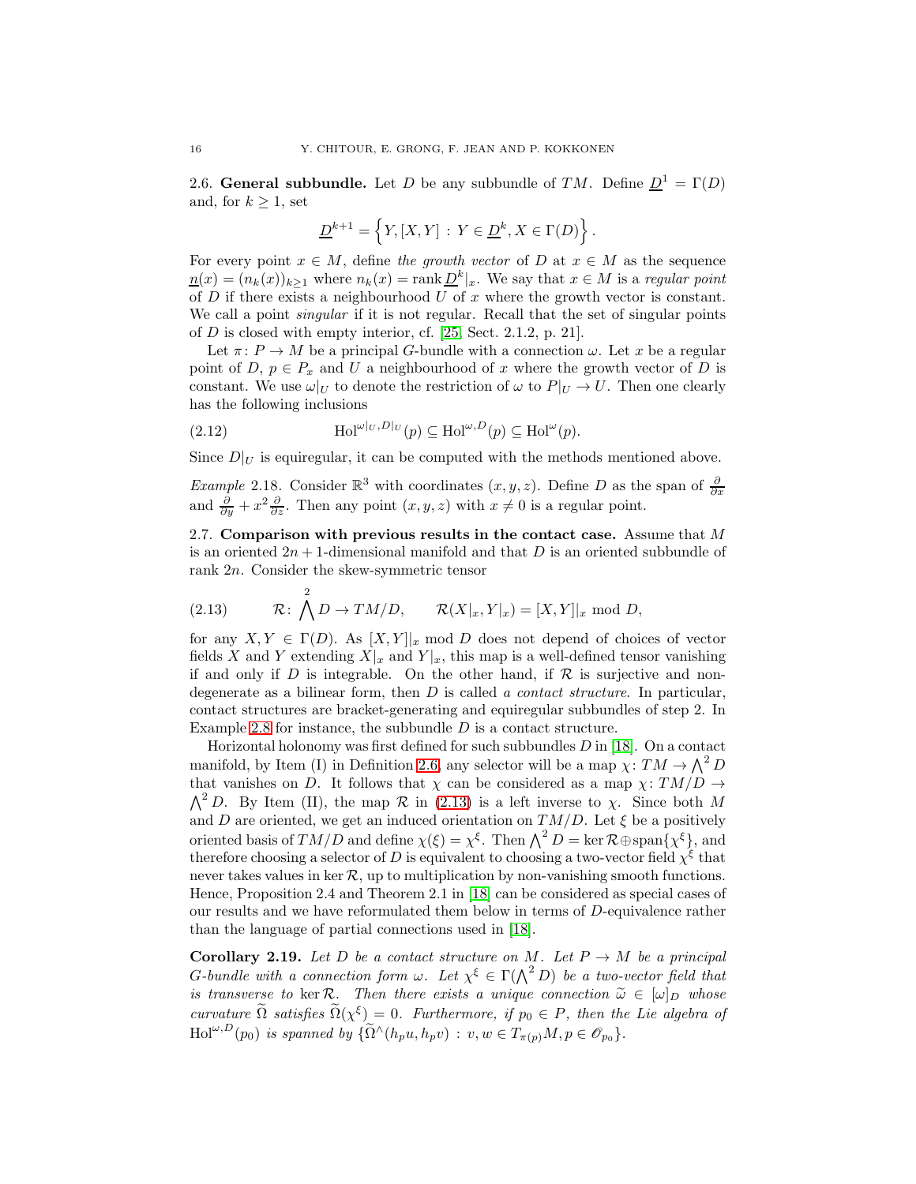2.6. **General subbundle.** Let $D$ be any subbundle of $TM$. Define $\underline{D}^1 = \Gamma(D)$ and, for $k \geq 1$, set

$$\underline{D}^{k+1} = \left\{ Y, [X, Y] \, : \, Y \in \underline{D}^k, X \in \Gamma(D) \right\}.$$

For every point $x \in M$, define *the growth vector* of $D$ at $x \in M$ as the sequence $\underline{n}(x) = (n_k(x))_{k \geq 1}$ where $n_k(x) = \operatorname{rank} \underline{D}^k|_x$. We say that $x \in M$ is a *regular point* of $D$ if there exists a neighbourhood $U$ of $x$ where the growth vector is constant. We call a point *singular* if it is not regular. Recall that the set of singular points of $D$ is closed with empty interior, cf. [25, Sect. 2.1.2, p. 21].

Let $\pi \colon P \to M$ be a principal $G$-bundle with a connection $\omega$. Let $x$ be a regular point of $D$, $p \in P_x$ and $U$ a neighbourhood of $x$ where the growth vector of $D$ is constant. We use $\omega|_U$ to denote the restriction of $\omega$ to $P|_U \to U$. Then one clearly has the following inclusions

$$\operatorname{Hol}^{\omega|_U, D|_U}(p) \subseteq \operatorname{Hol}^{\omega, D}(p) \subseteq \operatorname{Hol}^{\omega}(p). \tag{2.12}$$

Since $D|_U$ is equiregular, it can be computed with the methods mentioned above.

*Example* 2.18. Consider $\mathbb{R}^3$ with coordinates $(x, y, z)$. Define $D$ as the span of $\frac{\partial}{\partial x}$ and $\frac{\partial}{\partial y} + x^2 \frac{\partial}{\partial z}$. Then any point $(x, y, z)$ with $x \neq 0$ is a regular point.

2.7. **Comparison with previous results in the contact case.** Assume that $M$ is an oriented $2n+1$-dimensional manifold and that $D$ is an oriented subbundle of rank $2n$. Consider the skew-symmetric tensor

$$\mathcal{R} \colon \bigwedge^2 D \to TM/D, \qquad \mathcal{R}(X|_x, Y|_x) = [X, Y]|_x \bmod D, \tag{2.13}$$

for any $X, Y \in \Gamma(D)$. As $[X, Y]|_x \bmod D$ does not depend of choices of vector fields $X$ and $Y$ extending $X|_x$ and $Y|_x$, this map is a well-defined tensor vanishing if and only if $D$ is integrable. On the other hand, if $\mathcal{R}$ is surjective and non-degenerate as a bilinear form, then $D$ is called *a contact structure*. In particular, contact structures are bracket-generating and equiregular subbundles of step 2. In Example 2.8 for instance, the subbundle $D$ is a contact structure.

Horizontal holonomy was first defined for such subbundles $D$ in [18]. On a contact manifold, by Item (I) in Definition 2.6, any selector will be a map $\chi \colon TM \to \bigwedge^2 D$ that vanishes on $D$. It follows that $\chi$ can be considered as a map $\chi \colon TM/D \to \bigwedge^2 D$. By Item (II), the map $\mathcal{R}$ in (2.13) is a left inverse to $\chi$. Since both $M$ and $D$ are oriented, we get an induced orientation on $TM/D$. Let $\xi$ be a positively oriented basis of $TM/D$ and define $\chi(\xi) = \chi^\xi$. Then $\bigwedge^2 D = \ker \mathcal{R} \oplus \operatorname{span}\{\chi^\xi\}$, and therefore choosing a selector of $D$ is equivalent to choosing a two-vector field $\chi^\xi$ that never takes values in $\ker \mathcal{R}$, up to multiplication by non-vanishing smooth functions. Hence, Proposition 2.4 and Theorem 2.1 in [18] can be considered as special cases of our results and we have reformulated them below in terms of $D$-equivalence rather than the language of partial connections used in [18].

**Corollary 2.19.** *Let $D$ be a contact structure on $M$. Let $P \to M$ be a principal $G$-bundle with a connection form $\omega$. Let $\chi^\xi \in \Gamma(\bigwedge^2 D)$ be a two-vector field that is transverse to $\ker \mathcal{R}$. Then there exists a unique connection $\widetilde{\omega} \in [\omega]_D$ whose curvature $\widetilde{\Omega}$ satisfies $\widetilde{\Omega}(\chi^\xi) = 0$. Furthermore, if $p_0 \in P$, then the Lie algebra of $\operatorname{Hol}^{\omega, D}(p_0)$ is spanned by $\{\widetilde{\Omega}^\wedge(h_p u, h_p v) \, : \, v, w \in T_{\pi(p)} M, p \in \mathscr{O}_{p_0}\}$.*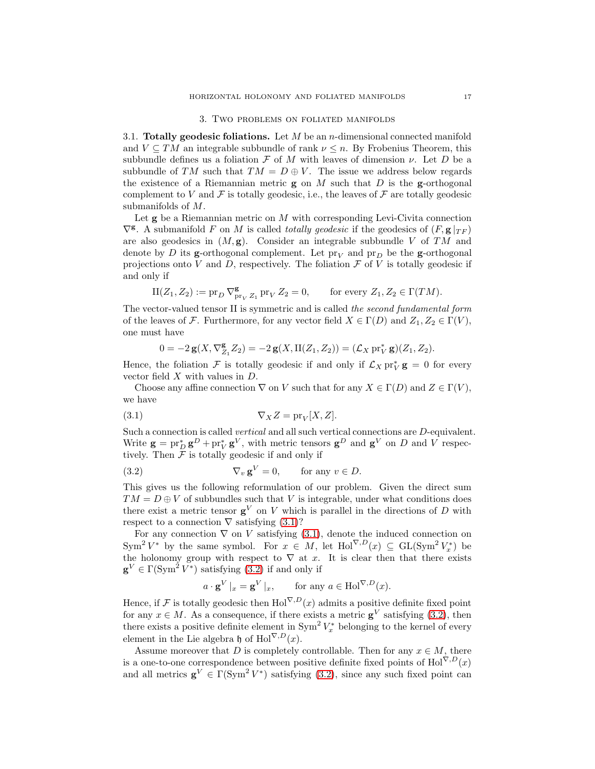## 3. Two problems on foliated manifolds

### 3.1. **Totally geodesic foliations.**

Let $M$ be an $n$-dimensional connected manifold and $V \subseteq TM$ an integrable subbundle of rank $\nu \leq n$. By Frobenius Theorem, this subbundle defines us a foliation $\mathcal{F}$ of $M$ with leaves of dimension $\nu$. Let $D$ be a subbundle of $TM$ such that $TM = D \oplus V$. The issue we address below regards the existence of a Riemannian metric $\mathbf{g}$ on $M$ such that $D$ is the $\mathbf{g}$-orthogonal complement to $V$ and $\mathcal{F}$ is totally geodesic, i.e., the leaves of $\mathcal{F}$ are totally geodesic submanifolds of $M$.

Let $\mathbf{g}$ be a Riemannian metric on $M$ with corresponding Levi-Civita connection $\nabla^{\mathbf{g}}$. A submanifold $F$ on $M$ is called *totally geodesic* if the geodesics of $(F, \mathbf{g}|_{TF})$ are also geodesics in $(M, \mathbf{g})$. Consider an integrable subbundle $V$ of $TM$ and denote by $D$ its $\mathbf{g}$-orthogonal complement. Let $\mathrm{pr}_V$ and $\mathrm{pr}_D$ be the $\mathbf{g}$-orthogonal projections onto $V$ and $D$, respectively. The foliation $\mathcal{F}$ of $V$ is totally geodesic if and only if

$$\mathrm{II}(Z_1, Z_2) := \mathrm{pr}_D \nabla^{\mathbf{g}}_{\mathrm{pr}_V Z_1} \mathrm{pr}_V Z_2 = 0, \qquad \text{for every } Z_1, Z_2 \in \Gamma(TM).$$

The vector-valued tensor $\mathrm{II}$ is symmetric and is called *the second fundamental form* of the leaves of $\mathcal{F}$. Furthermore, for any vector field $X \in \Gamma(D)$ and $Z_1, Z_2 \in \Gamma(V)$, one must have

$$0 = -2\,\mathbf{g}(X, \nabla^{\mathbf{g}}_{Z_1} Z_2) = -2\,\mathbf{g}(X, \mathrm{II}(Z_1, Z_2)) = (\mathcal{L}_X \mathrm{pr}_V^* \mathbf{g})(Z_1, Z_2).$$

Hence, the foliation $\mathcal{F}$ is totally geodesic if and only if $\mathcal{L}_X \mathrm{pr}_V^* \mathbf{g} = 0$ for every vector field $X$ with values in $D$.

Choose any affine connection $\nabla$ on $V$ such that for any $X \in \Gamma(D)$ and $Z \in \Gamma(V)$, we have

$$\nabla_X Z = \mathrm{pr}_V [X, Z]. \tag{3.1}$$

Such a connection is called *vertical* and all such vertical connections are $D$-equivalent. Write $\mathbf{g} = \mathrm{pr}_D^* \mathbf{g}^D + \mathrm{pr}_V^* \mathbf{g}^V$, with metric tensors $\mathbf{g}^D$ and $\mathbf{g}^V$ on $D$ and $V$ respectively. Then $\mathcal{F}$ is totally geodesic if and only if

$$\nabla_v \mathbf{g}^V = 0, \qquad \text{for any } v \in D. \tag{3.2}$$

This gives us the following reformulation of our problem. Given the direct sum $TM = D \oplus V$ of subbundles such that $V$ is integrable, under what conditions does there exist a metric tensor $\mathbf{g}^V$ on $V$ which is parallel in the directions of $D$ with respect to a connection $\nabla$ satisfying (3.1)?

For any connection $\nabla$ on $V$ satisfying (3.1), denote the induced connection on $\mathrm{Sym}^2 V^*$ by the same symbol. For $x \in M$, let $\mathrm{Hol}^{\nabla, D}(x) \subseteq \mathrm{GL}(\mathrm{Sym}^2 V_x^*)$ be the holonomy group with respect to $\nabla$ at $x$. It is clear then that there exists $\mathbf{g}^V \in \Gamma(\mathrm{Sym}^2 V^*)$ satisfying (3.2) if and only if

$$a \cdot \mathbf{g}^V|_x = \mathbf{g}^V|_x, \qquad \text{for any } a \in \mathrm{Hol}^{\nabla, D}(x).$$

Hence, if $\mathcal{F}$ is totally geodesic then $\mathrm{Hol}^{\nabla, D}(x)$ admits a positive definite fixed point for any $x \in M$. As a consequence, if there exists a metric $\mathbf{g}^V$ satisfying (3.2), then there exists a positive definite element in $\mathrm{Sym}^2 V_x^*$ belonging to the kernel of every element in the Lie algebra $\mathfrak{h}$ of $\mathrm{Hol}^{\nabla, D}(x)$.

Assume moreover that $D$ is completely controllable. Then for any $x \in M$, there is a one-to-one correspondence between positive definite fixed points of $\mathrm{Hol}^{\nabla, D}(x)$ and all metrics $\mathbf{g}^V \in \Gamma(\mathrm{Sym}^2 V^*)$ satisfying (3.2), since any such fixed point can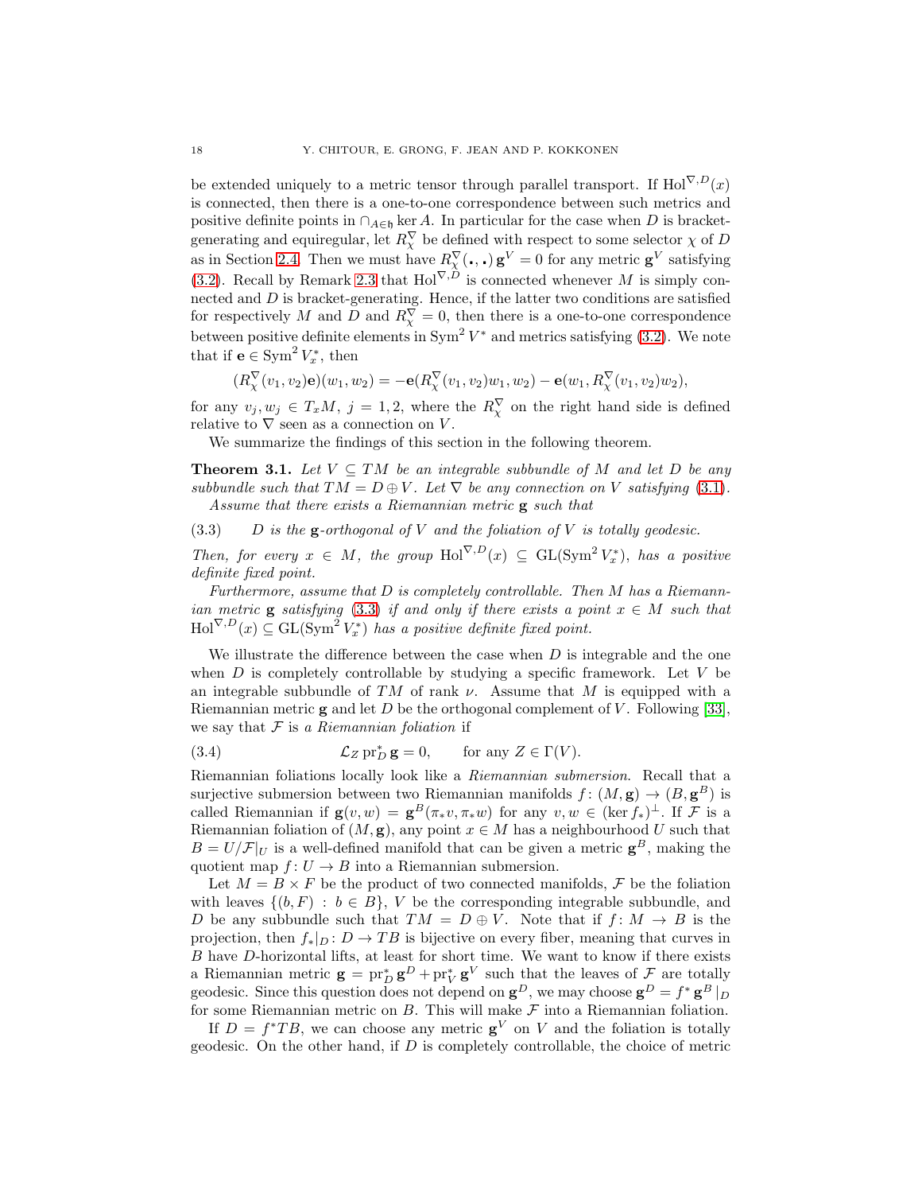be extended uniquely to a metric tensor through parallel transport. If $\mathrm{Hol}^{\nabla,D}(x)$ is connected, then there is a one-to-one correspondence between such metrics and positive definite points in $\cap_{A \in \mathfrak{h}} \ker A$. In particular for the case when $D$ is bracket-generating and equiregular, let $R^{\nabla}_{\chi}$ be defined with respect to some selector $\chi$ of $D$ as in Section 2.4. Then we must have $R^{\nabla}_{\chi}(\,\cdot\,,\,\cdot\,)\,\mathbf{g}^V = 0$ for any metric $\mathbf{g}^V$ satisfying (3.2). Recall by Remark 2.3 that $\mathrm{Hol}^{\nabla,D}$ is connected whenever $M$ is simply connected and $D$ is bracket-generating. Hence, if the latter two conditions are satisfied for respectively $M$ and $D$ and $R^{\nabla}_{\chi} = 0$, then there is a one-to-one correspondence between positive definite elements in $\mathrm{Sym}^2 V^*$ and metrics satisfying (3.2). We note that if $\mathbf{e} \in \mathrm{Sym}^2 V^*_x$, then

$$(R^{\nabla}_{\chi}(v_1, v_2)\mathbf{e})(w_1, w_2) = -\mathbf{e}(R^{\nabla}_{\chi}(v_1, v_2)w_1, w_2) - \mathbf{e}(w_1, R^{\nabla}_{\chi}(v_1, v_2)w_2),$$

for any $v_j, w_j \in T_x M$, $j = 1, 2$, where the $R^{\nabla}_{\chi}$ on the right hand side is defined relative to $\nabla$ seen as a connection on $V$.

We summarize the findings of this section in the following theorem.

**Theorem 3.1.** *Let $V \subseteq TM$ be an integrable subbundle of $M$ and let $D$ be any subbundle such that $TM = D \oplus V$. Let $\nabla$ be any connection on $V$ satisfying (3.1).*

*Assume that there exists a Riemannian metric $\mathbf{g}$ such that*

$$\text{(3.3)} \qquad D \text{ is the } \mathbf{g}\text{-orthogonal of } V \text{ and the foliation of } V \text{ is totally geodesic.}$$

*Then, for every $x \in M$, the group $\mathrm{Hol}^{\nabla,D}(x) \subseteq \mathrm{GL}(\mathrm{Sym}^2 V^*_x)$, has a positive definite fixed point.*

*Furthermore, assume that $D$ is completely controllable. Then $M$ has a Riemannian metric $\mathbf{g}$ satisfying (3.3) if and only if there exists a point $x \in M$ such that $\mathrm{Hol}^{\nabla,D}(x) \subseteq \mathrm{GL}(\mathrm{Sym}^2 V^*_x)$ has a positive definite fixed point.*

We illustrate the difference between the case when $D$ is integrable and the one when $D$ is completely controllable by studying a specific framework. Let $V$ be an integrable subbundle of $TM$ of rank $\nu$. Assume that $M$ is equipped with a Riemannian metric $\mathbf{g}$ and let $D$ be the orthogonal complement of $V$. Following [33], we say that $\mathcal{F}$ is *a Riemannian foliation* if

$$\text{(3.4)} \qquad \mathcal{L}_Z \,\mathrm{pr}_D^* \,\mathbf{g} = 0, \qquad \text{for any } Z \in \Gamma(V).$$

Riemannian foliations locally look like a *Riemannian submersion.* Recall that a surjective submersion between two Riemannian manifolds $f\colon (M, \mathbf{g}) \to (B, \mathbf{g}^B)$ is called Riemannian if $\mathbf{g}(v, w) = \mathbf{g}^B(\pi_* v, \pi_* w)$ for any $v, w \in (\ker f_*)^{\perp}$. If $\mathcal{F}$ is a Riemannian foliation of $(M, \mathbf{g})$, any point $x \in M$ has a neighbourhood $U$ such that $B = U/\mathcal{F}|_U$ is a well-defined manifold that can be given a metric $\mathbf{g}^B$, making the quotient map $f\colon U \to B$ into a Riemannian submersion.

Let $M = B \times F$ be the product of two connected manifolds, $\mathcal{F}$ be the foliation with leaves $\{(b, F) : b \in B\}$, $V$ be the corresponding integrable subbundle, and $D$ be any subbundle such that $TM = D \oplus V$. Note that if $f\colon M \to B$ is the projection, then $f_*|_D \colon D \to TB$ is bijective on every fiber, meaning that curves in $B$ have $D$-horizontal lifts, at least for short time. We want to know if there exists a Riemannian metric $\mathbf{g} = \mathrm{pr}_D^* \,\mathbf{g}^D + \mathrm{pr}_V^* \,\mathbf{g}^V$ such that the leaves of $\mathcal{F}$ are totally geodesic. Since this question does not depend on $\mathbf{g}^D$, we may choose $\mathbf{g}^D = f^* \,\mathbf{g}^B\,|_D$ for some Riemannian metric on $B$. This will make $\mathcal{F}$ into a Riemannian foliation.

If $D = f^* TB$, we can choose any metric $\mathbf{g}^V$ on $V$ and the foliation is totally geodesic. On the other hand, if $D$ is completely controllable, the choice of metric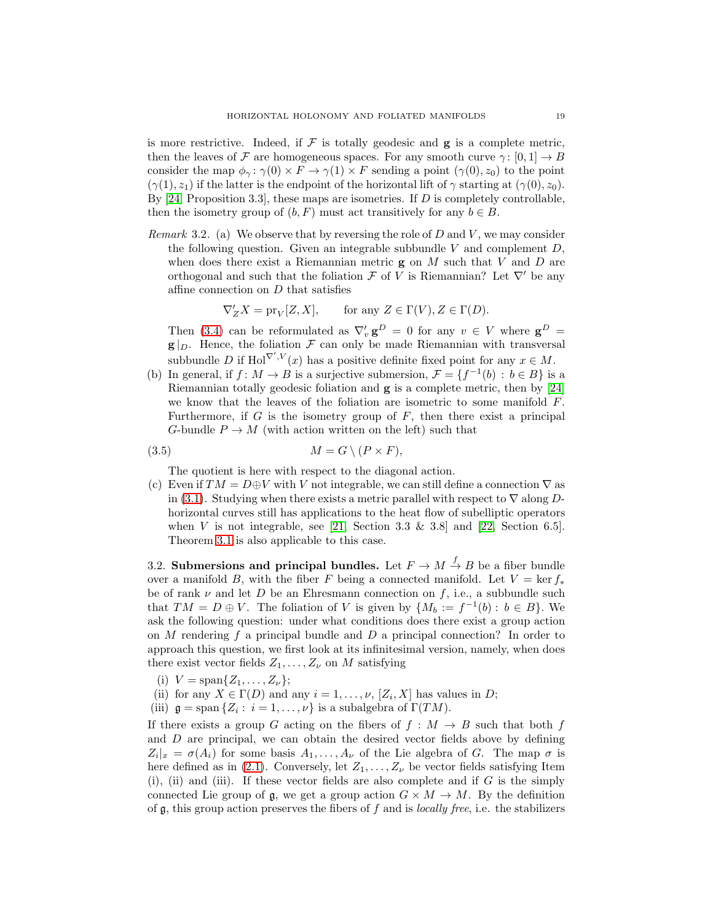is more restrictive. Indeed, if $\mathcal{F}$ is totally geodesic and $\mathbf{g}$ is a complete metric, then the leaves of $\mathcal{F}$ are homogeneous spaces. For any smooth curve $\gamma\colon [0,1] \to B$ consider the map $\phi_\gamma\colon \gamma(0) \times F \to \gamma(1) \times F$ sending a point $(\gamma(0), z_0)$ to the point $(\gamma(1), z_1)$ if the latter is the endpoint of the horizontal lift of $\gamma$ starting at $(\gamma(0), z_0)$. By [24, Proposition 3.3], these maps are isometries. If $D$ is completely controllable, then the isometry group of $(b, F)$ must act transitively for any $b \in B$.

*Remark* 3.2. (a) We observe that by reversing the role of $D$ and $V$, we may consider the following question. Given an integrable subbundle $V$ and complement $D$, when does there exist a Riemannian metric $\mathbf{g}$ on $M$ such that $V$ and $D$ are orthogonal and such that the foliation $\mathcal{F}$ of $V$ is Riemannian? Let $\nabla'$ be any affine connection on $D$ that satisfies

$$\nabla'_Z X = \mathrm{pr}_V [Z, X], \qquad \text{for any } Z \in \Gamma(V), Z \in \Gamma(D).$$

Then (3.4) can be reformulated as $\nabla'_v \mathbf{g}^D = 0$ for any $v \in V$ where $\mathbf{g}^D = \mathbf{g}\,|_D$. Hence, the foliation $\mathcal{F}$ can only be made Riemannian with transversal subbundle $D$ if $\mathrm{Hol}^{\nabla', V}(x)$ has a positive definite fixed point for any $x \in M$.

(b) In general, if $f\colon M \to B$ is a surjective submersion, $\mathcal{F} = \{f^{-1}(b) : b \in B\}$ is a Riemannian totally geodesic foliation and $\mathbf{g}$ is a complete metric, then by [24] we know that the leaves of the foliation are isometric to some manifold $F$. Furthermore, if $G$ is the isometry group of $F$, then there exist a principal $G$-bundle $P \to M$ (with action written on the left) such that

$$M = G \setminus (P \times F), \tag{3.5}$$

The quotient is here with respect to the diagonal action.

(c) Even if $TM = D \oplus V$ with $V$ not integrable, we can still define a connection $\nabla$ as in (3.1). Studying when there exists a metric parallel with respect to $\nabla$ along $D$-horizontal curves still has applications to the heat flow of subelliptic operators when $V$ is not integrable, see [21, Section 3.3 & 3.8] and [22, Section 6.5]. Theorem 3.1 is also applicable to this case.

3.2. **Submersions and principal bundles.** Let $F \to M \xrightarrow{f} B$ be a fiber bundle over a manifold $B$, with the fiber $F$ being a connected manifold. Let $V = \ker f_*$ be of rank $\nu$ and let $D$ be an Ehresmann connection on $f$, i.e., a subbundle such that $TM = D \oplus V$. The foliation of $V$ is given by $\{M_b := f^{-1}(b) : b \in B\}$. We ask the following question: under what conditions does there exist a group action on $M$ rendering $f$ a principal bundle and $D$ a principal connection? In order to approach this question, we first look at its infinitesimal version, namely, when does there exist vector fields $Z_1, \dots, Z_\nu$ on $M$ satisfying

(i) $V = \mathrm{span}\{Z_1, \dots, Z_\nu\}$;
(ii) for any $X \in \Gamma(D)$ and any $i = 1, \dots, \nu$, $[Z_i, X]$ has values in $D$;
(iii) $\mathfrak{g} = \mathrm{span}\{Z_i : i = 1, \dots, \nu\}$ is a subalgebra of $\Gamma(TM)$.

If there exists a group $G$ acting on the fibers of $f : M \to B$ such that both $f$ and $D$ are principal, we can obtain the desired vector fields above by defining $Z_i|_x = \sigma(A_i)$ for some basis $A_1, \dots, A_\nu$ of the Lie algebra of $G$. The map $\sigma$ is here defined as in (2.1). Conversely, let $Z_1, \dots, Z_\nu$ be vector fields satisfying Item (i), (ii) and (iii). If these vector fields are also complete and if $G$ is the simply connected Lie group of $\mathfrak{g}$, we get a group action $G \times M \to M$. By the definition of $\mathfrak{g}$, this group action preserves the fibers of $f$ and is *locally free*, i.e. the stabilizers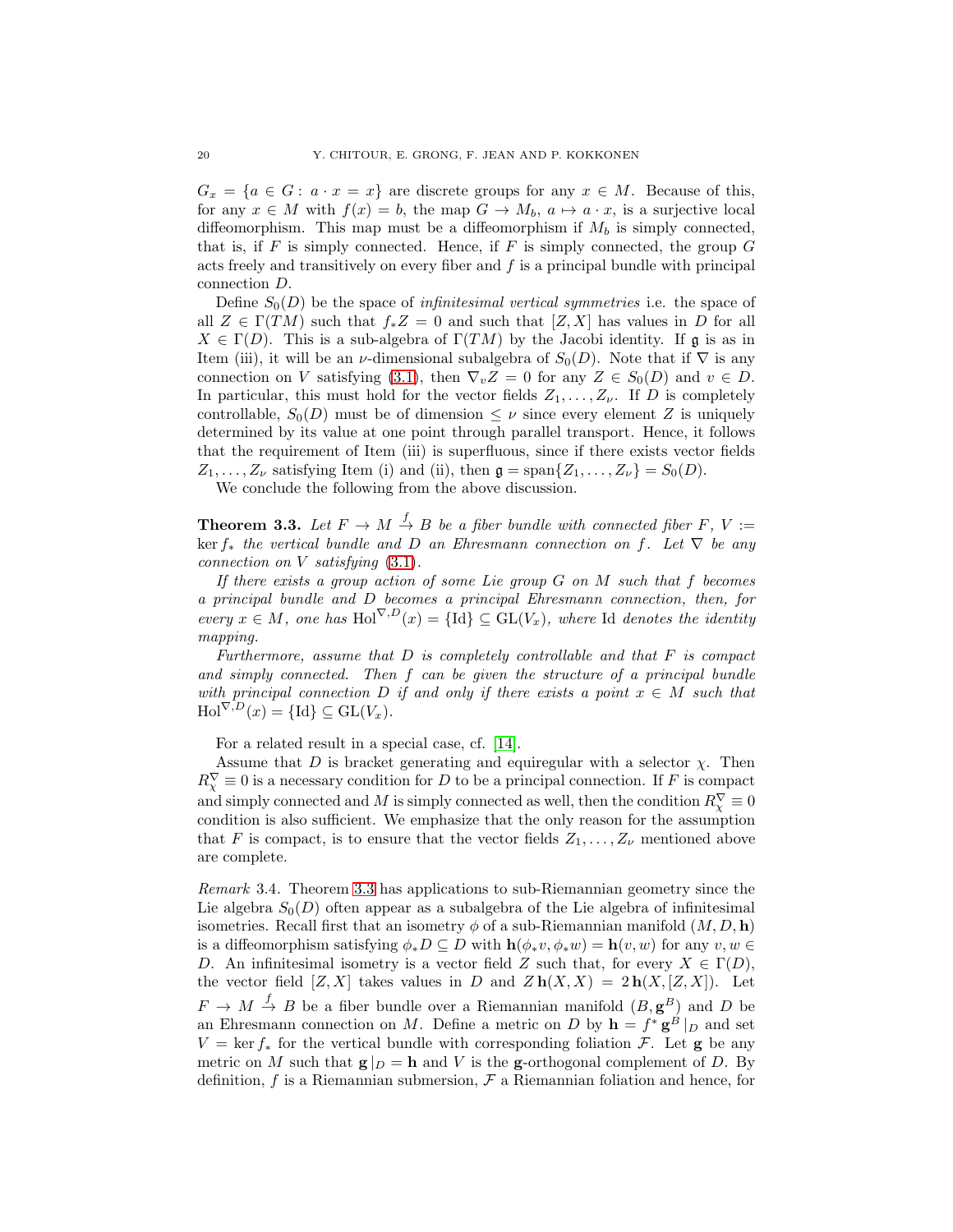$G_x = \{a \in G : a \cdot x = x\}$ are discrete groups for any $x \in M$. Because of this, for any $x \in M$ with $f(x) = b$, the map $G \to M_b$, $a \mapsto a \cdot x$, is a surjective local diffeomorphism. This map must be a diffeomorphism if $M_b$ is simply connected, that is, if $F$ is simply connected. Hence, if $F$ is simply connected, the group $G$ acts freely and transitively on every fiber and $f$ is a principal bundle with principal connection $D$.

Define $S_0(D)$ be the space of *infinitesimal vertical symmetries* i.e. the space of all $Z \in \Gamma(TM)$ such that $f_* Z = 0$ and such that $[Z, X]$ has values in $D$ for all $X \in \Gamma(D)$. This is a sub-algebra of $\Gamma(TM)$ by the Jacobi identity. If $\mathfrak{g}$ is as in Item (iii), it will be an $\nu$-dimensional subalgebra of $S_0(D)$. Note that if $\nabla$ is any connection on $V$ satisfying (3.1), then $\nabla_v Z = 0$ for any $Z \in S_0(D)$ and $v \in D$. In particular, this must hold for the vector fields $Z_1, \dots, Z_\nu$. If $D$ is completely controllable, $S_0(D)$ must be of dimension $\leq \nu$ since every element $Z$ is uniquely determined by its value at one point through parallel transport. Hence, it follows that the requirement of Item (iii) is superfluous, since if there exists vector fields $Z_1, \dots, Z_\nu$ satisfying Item (i) and (ii), then $\mathfrak{g} = \operatorname{span}\{Z_1, \dots, Z_\nu\} = S_0(D)$.

We conclude the following from the above discussion.

**Theorem 3.3.** *Let $F \to M \xrightarrow{f} B$ be a fiber bundle with connected fiber $F$, $V := \ker f_*$ the vertical bundle and $D$ an Ehresmann connection on $f$. Let $\nabla$ be any connection on $V$ satisfying* (3.1)*.*

*If there exists a group action of some Lie group $G$ on $M$ such that $f$ becomes a principal bundle and $D$ becomes a principal Ehresmann connection, then, for every $x \in M$, one has $\operatorname{Hol}^{\nabla, D}(x) = \{\operatorname{Id}\} \subseteq \operatorname{GL}(V_x)$, where $\operatorname{Id}$ denotes the identity mapping.*

*Furthermore, assume that $D$ is completely controllable and that $F$ is compact and simply connected. Then $f$ can be given the structure of a principal bundle with principal connection $D$ if and only if there exists a point $x \in M$ such that $\operatorname{Hol}^{\nabla, D}(x) = \{\operatorname{Id}\} \subseteq \operatorname{GL}(V_x)$.*

For a related result in a special case, cf. [14].

Assume that $D$ is bracket generating and equiregular with a selector $\chi$. Then $R^\nabla_\chi \equiv 0$ is a necessary condition for $D$ to be a principal connection. If $F$ is compact and simply connected and $M$ is simply connected as well, then the condition $R^\nabla_\chi \equiv 0$ condition is also sufficient. We emphasize that the only reason for the assumption that $F$ is compact, is to ensure that the vector fields $Z_1, \dots, Z_\nu$ mentioned above are complete.

*Remark* 3.4. Theorem 3.3 has applications to sub-Riemannian geometry since the Lie algebra $S_0(D)$ often appear as a subalgebra of the Lie algebra of infinitesimal isometries. Recall first that an isometry $\phi$ of a sub-Riemannian manifold $(M, D, \mathbf{h})$ is a diffeomorphism satisfying $\phi_* D \subseteq D$ with $\mathbf{h}(\phi_* v, \phi_* w) = \mathbf{h}(v, w)$ for any $v, w \in D$. An infinitesimal isometry is a vector field $Z$ such that, for every $X \in \Gamma(D)$, the vector field $[Z, X]$ takes values in $D$ and $Z\,\mathbf{h}(X, X) = 2\,\mathbf{h}(X, [Z, X])$. Let $F \to M \xrightarrow{f} B$ be a fiber bundle over a Riemannian manifold $(B, \mathbf{g}^B)$ and $D$ be an Ehresmann connection on $M$. Define a metric on $D$ by $\mathbf{h} = f^* \mathbf{g}^B|_D$ and set $V = \ker f_*$ for the vertical bundle with corresponding foliation $\mathcal{F}$. Let $\mathbf{g}$ be any metric on $M$ such that $\mathbf{g}|_D = \mathbf{h}$ and $V$ is the $\mathbf{g}$-orthogonal complement of $D$. By definition, $f$ is a Riemannian submersion, $\mathcal{F}$ a Riemannian foliation and hence, for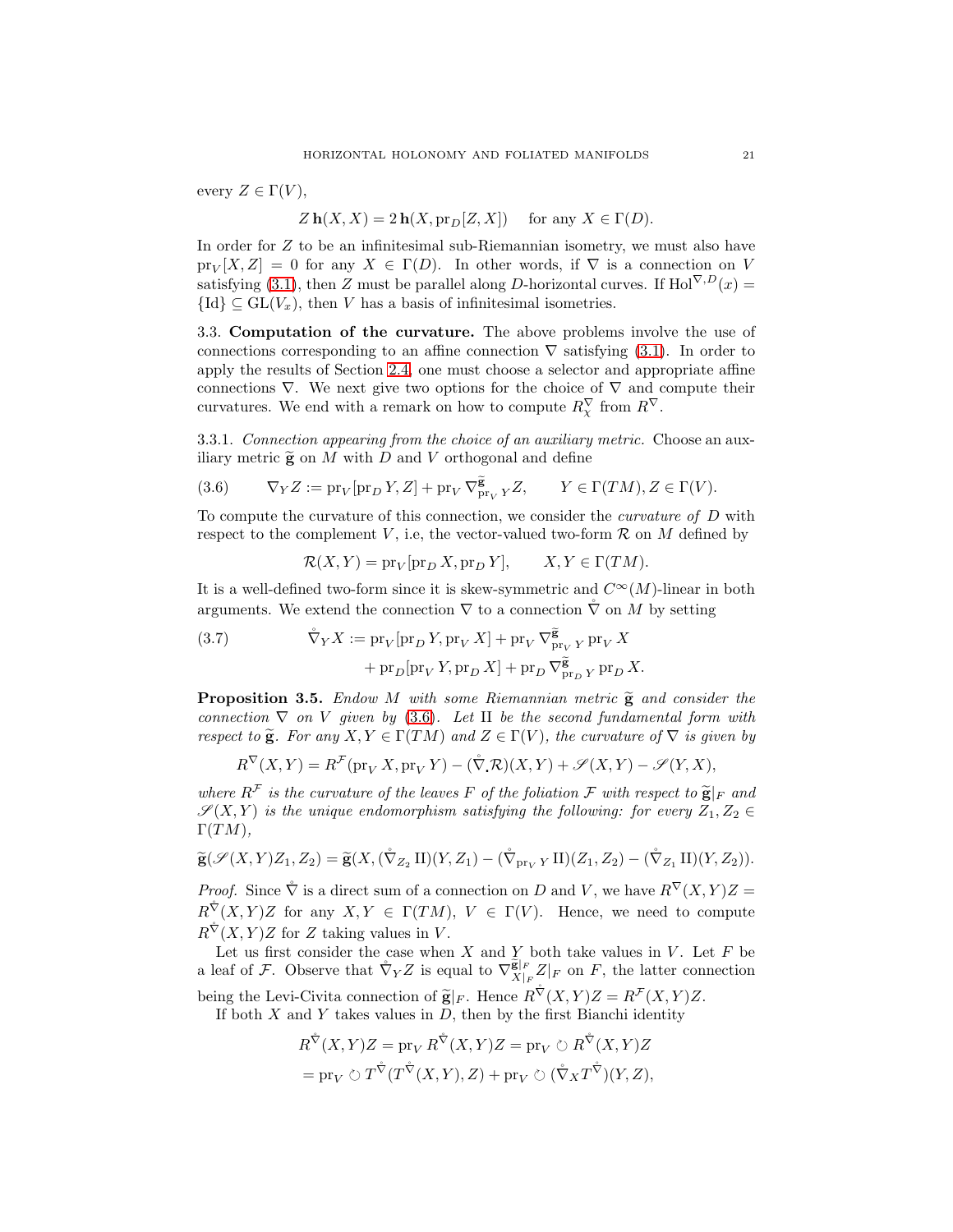every $Z \in \Gamma(V)$,

$$Z\,\mathbf{h}(X,X) = 2\,\mathbf{h}(X, \mathrm{pr}_D[Z,X]) \quad \text{for any } X \in \Gamma(D).$$

In order for $Z$ to be an infinitesimal sub-Riemannian isometry, we must also have $\mathrm{pr}_V[X,Z] = 0$ for any $X \in \Gamma(D)$. In other words, if $\nabla$ is a connection on $V$ satisfying (3.1), then $Z$ must be parallel along $D$-horizontal curves. If $\mathrm{Hol}^{\nabla,D}(x) = \{\mathrm{Id}\} \subseteq \mathrm{GL}(V_x)$, then $V$ has a basis of infinitesimal isometries.

### 3.3. Computation of the curvature.

The above problems involve the use of connections corresponding to an affine connection $\nabla$ satisfying (3.1). In order to apply the results of Section 2.4, one must choose a selector and appropriate affine connections $\nabla$. We next give two options for the choice of $\nabla$ and compute their curvatures. We end with a remark on how to compute $R_\chi^\nabla$ from $R^\nabla$.

3.3.1. *Connection appearing from the choice of an auxiliary metric.* Choose an auxiliary metric $\widetilde{\mathbf{g}}$ on $M$ with $D$ and $V$ orthogonal and define

$$\nabla_Y Z := \mathrm{pr}_V[\mathrm{pr}_D Y, Z] + \mathrm{pr}_V \nabla^{\widetilde{\mathbf{g}}}_{\mathrm{pr}_V Y} Z, \qquad Y \in \Gamma(TM), Z \in \Gamma(V). \tag{3.6}$$

To compute the curvature of this connection, we consider the *curvature of* $D$ with respect to the complement $V$, i.e, the vector-valued two-form $\mathcal{R}$ on $M$ defined by

$$\mathcal{R}(X,Y) = \mathrm{pr}_V[\mathrm{pr}_D X, \mathrm{pr}_D Y], \qquad X, Y \in \Gamma(TM).$$

It is a well-defined two-form since it is skew-symmetric and $C^\infty(M)$-linear in both arguments. We extend the connection $\nabla$ to a connection $\mathring{\nabla}$ on $M$ by setting

$$\begin{aligned} \mathring{\nabla}_Y X := {} & \mathrm{pr}_V[\mathrm{pr}_D Y, \mathrm{pr}_V X] + \mathrm{pr}_V \nabla^{\widetilde{\mathbf{g}}}_{\mathrm{pr}_V Y} \mathrm{pr}_V X \\ & + \mathrm{pr}_D[\mathrm{pr}_V Y, \mathrm{pr}_D X] + \mathrm{pr}_D \nabla^{\widetilde{\mathbf{g}}}_{\mathrm{pr}_D Y} \mathrm{pr}_D X. \end{aligned} \tag{3.7}$$

**Proposition 3.5.** *Endow $M$ with some Riemannian metric $\widetilde{\mathbf{g}}$ and consider the connection $\nabla$ on $V$ given by (3.6). Let $\mathrm{II}$ be the second fundamental form with respect to $\widetilde{\mathbf{g}}$. For any $X, Y \in \Gamma(TM)$ and $Z \in \Gamma(V)$, the curvature of $\nabla$ is given by*

$$R^\nabla(X,Y) = R^{\mathcal{F}}(\mathrm{pr}_V X, \mathrm{pr}_V Y) - (\mathring{\nabla}_{\boldsymbol{\cdot}} \mathcal{R})(X,Y) + \mathscr{S}(X,Y) - \mathscr{S}(Y,X),$$

*where $R^{\mathcal{F}}$ is the curvature of the leaves $F$ of the foliation $\mathcal{F}$ with respect to $\widetilde{\mathbf{g}}|_F$ and $\mathscr{S}(X,Y)$ is the unique endomorphism satisfying the following: for every $Z_1, Z_2 \in \Gamma(TM)$,*

$$\widetilde{\mathbf{g}}(\mathscr{S}(X,Y)Z_1, Z_2) = \widetilde{\mathbf{g}}(X, (\mathring{\nabla}_{Z_2}\mathrm{II})(Y,Z_1) - (\mathring{\nabla}_{\mathrm{pr}_V Y}\mathrm{II})(Z_1,Z_2) - (\mathring{\nabla}_{Z_1}\mathrm{II})(Y,Z_2)).$$

*Proof.* Since $\mathring{\nabla}$ is a direct sum of a connection on $D$ and $V$, we have $R^\nabla(X,Y)Z = R^{\mathring{\nabla}}(X,Y)Z$ for any $X, Y \in \Gamma(TM)$, $V \in \Gamma(V)$. Hence, we need to compute $R^{\mathring{\nabla}}(X,Y)Z$ for $Z$ taking values in $V$.

Let us first consider the case when $X$ and $Y$ both take values in $V$. Let $F$ be a leaf of $\mathcal{F}$. Observe that $\mathring{\nabla}_Y Z$ is equal to $\nabla^{\widetilde{\mathbf{g}}|_F}_{X|_F} Z|_F$ on $F$, the latter connection being the Levi-Civita connection of $\widetilde{\mathbf{g}}|_F$. Hence $R^{\mathring{\nabla}}(X,Y)Z = R^{\mathcal{F}}(X,Y)Z$.

If both $X$ and $Y$ takes values in $D$, then by the first Bianchi identity

$$\begin{aligned} R^{\mathring{\nabla}}(X,Y)Z &= \mathrm{pr}_V R^{\mathring{\nabla}}(X,Y)Z = \mathrm{pr}_V \circlearrowright R^{\mathring{\nabla}}(X,Y)Z \\ &= \mathrm{pr}_V \circlearrowright T^{\mathring{\nabla}}(T^{\mathring{\nabla}}(X,Y),Z) + \mathrm{pr}_V \circlearrowright (\mathring{\nabla}_X T^{\mathring{\nabla}})(Y,Z), \end{aligned}$$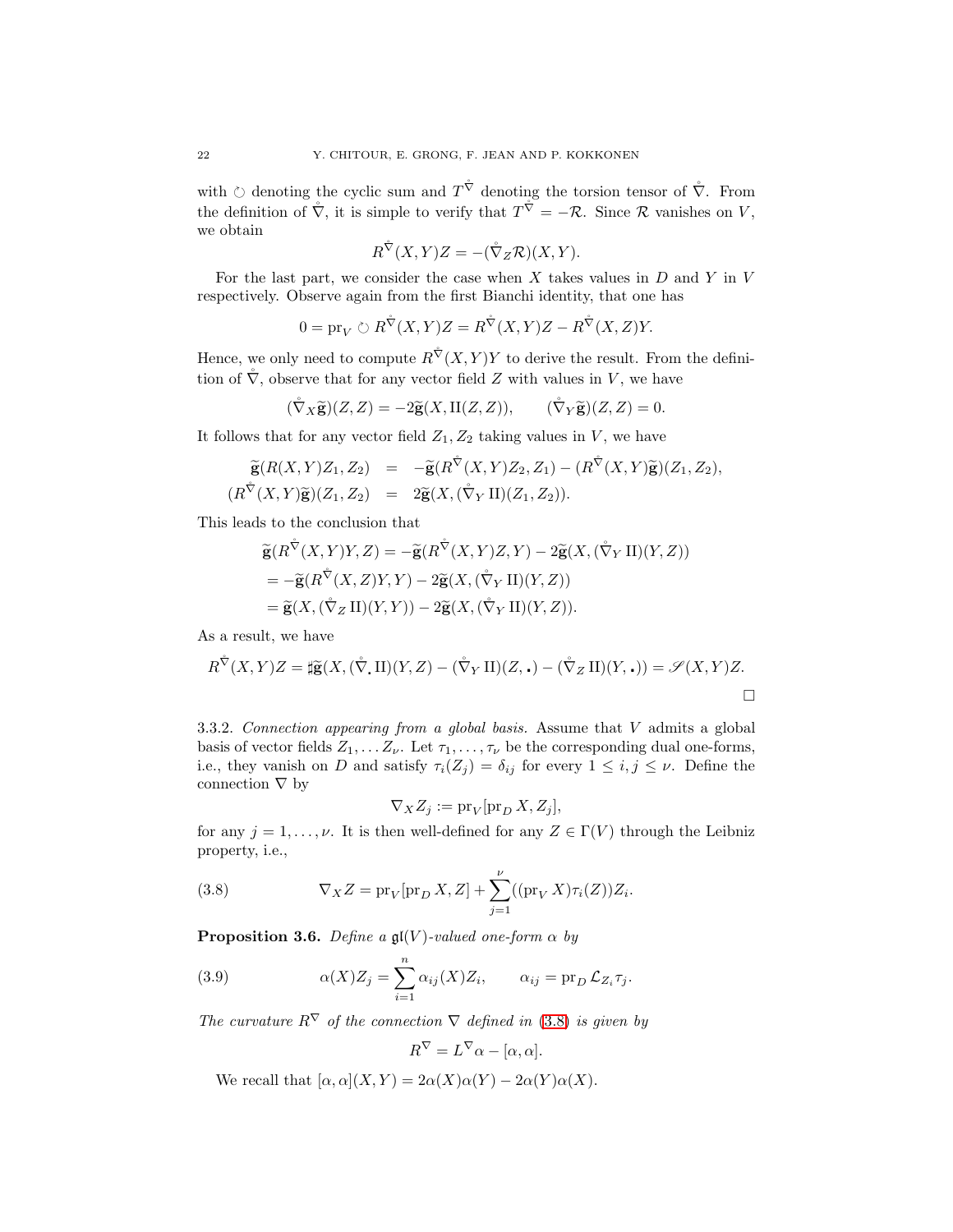with $\circlearrowleft$ denoting the cyclic sum and $T^{\mathring{\nabla}}$ denoting the torsion tensor of $\mathring{\nabla}$. From the definition of $\mathring{\nabla}$, it is simple to verify that $T^{\mathring{\nabla}} = -\mathcal{R}$. Since $\mathcal{R}$ vanishes on $V$, we obtain

$$R^{\mathring{\nabla}}(X,Y)Z = -(\mathring{\nabla}_Z \mathcal{R})(X,Y).$$

For the last part, we consider the case when $X$ takes values in $D$ and $Y$ in $V$ respectively. Observe again from the first Bianchi identity, that one has

$$0 = \mathrm{pr}_V \circlearrowleft R^{\mathring{\nabla}}(X,Y)Z = R^{\mathring{\nabla}}(X,Y)Z - R^{\mathring{\nabla}}(X,Z)Y.$$

Hence, we only need to compute $R^{\mathring{\nabla}}(X,Y)Y$ to derive the result. From the definition of $\mathring{\nabla}$, observe that for any vector field $Z$ with values in $V$, we have

$$(\mathring{\nabla}_X \widetilde{\mathbf{g}})(Z,Z) = -2\widetilde{\mathbf{g}}(X, \mathrm{II}(Z,Z)), \qquad (\mathring{\nabla}_Y \widetilde{\mathbf{g}})(Z,Z) = 0.$$

It follows that for any vector field $Z_1, Z_2$ taking values in $V$, we have

$$\begin{aligned}
\widetilde{\mathbf{g}}(R(X,Y)Z_1, Z_2) &= -\widetilde{\mathbf{g}}(R^{\mathring{\nabla}}(X,Y)Z_2, Z_1) - (R^{\mathring{\nabla}}(X,Y)\widetilde{\mathbf{g}})(Z_1, Z_2), \\
(R^{\mathring{\nabla}}(X,Y)\widetilde{\mathbf{g}})(Z_1, Z_2) &= 2\widetilde{\mathbf{g}}(X, (\mathring{\nabla}_Y \mathrm{II})(Z_1, Z_2)).
\end{aligned}$$

This leads to the conclusion that

$$\begin{aligned}
&\widetilde{\mathbf{g}}(R^{\mathring{\nabla}}(X,Y)Y, Z) = -\widetilde{\mathbf{g}}(R^{\mathring{\nabla}}(X,Y)Z, Y) - 2\widetilde{\mathbf{g}}(X, (\mathring{\nabla}_Y \mathrm{II})(Y,Z)) \\
&= -\widetilde{\mathbf{g}}(R^{\mathring{\nabla}}(X,Z)Y, Y) - 2\widetilde{\mathbf{g}}(X, (\mathring{\nabla}_Y \mathrm{II})(Y,Z)) \\
&= \widetilde{\mathbf{g}}(X, (\mathring{\nabla}_Z \mathrm{II})(Y,Y)) - 2\widetilde{\mathbf{g}}(X, (\mathring{\nabla}_Y \mathrm{II})(Y,Z)).
\end{aligned}$$

As a result, we have

$$R^{\mathring{\nabla}}(X,Y)Z = \sharp\widetilde{\mathbf{g}}(X, (\mathring{\nabla}_{\bullet} \mathrm{II})(Y,Z) - (\mathring{\nabla}_Y \mathrm{II})(Z, \bullet) - (\mathring{\nabla}_Z \mathrm{II})(Y, \bullet)) = \mathscr{S}(X,Y)Z.$$

□

3.3.2. *Connection appearing from a global basis.* Assume that $V$ admits a global basis of vector fields $Z_1, \dots Z_\nu$. Let $\tau_1, \dots, \tau_\nu$ be the corresponding dual one-forms, i.e., they vanish on $D$ and satisfy $\tau_i(Z_j) = \delta_{ij}$ for every $1 \le i,j \le \nu$. Define the connection $\nabla$ by

$$\nabla_X Z_j := \mathrm{pr}_V[\mathrm{pr}_D X, Z_j],$$

for any $j = 1, \dots, \nu$. It is then well-defined for any $Z \in \Gamma(V)$ through the Leibniz property, i.e.,

$$\nabla_X Z = \mathrm{pr}_V[\mathrm{pr}_D X, Z] + \sum_{j=1}^{\nu} ((\mathrm{pr}_V X)\tau_i(Z))Z_i. \tag{3.8}$$

**Proposition 3.6.** *Define a $\mathfrak{gl}(V)$-valued one-form $\alpha$ by*

$$\alpha(X)Z_j = \sum_{i=1}^{n} \alpha_{ij}(X)Z_i, \qquad \alpha_{ij} = \mathrm{pr}_D \mathcal{L}_{Z_i}\tau_j. \tag{3.9}$$

*The curvature $R^\nabla$ of the connection $\nabla$ defined in (3.8) is given by*

$$R^\nabla = L^\nabla \alpha - [\alpha, \alpha].$$

We recall that $[\alpha,\alpha](X,Y) = 2\alpha(X)\alpha(Y) - 2\alpha(Y)\alpha(X)$.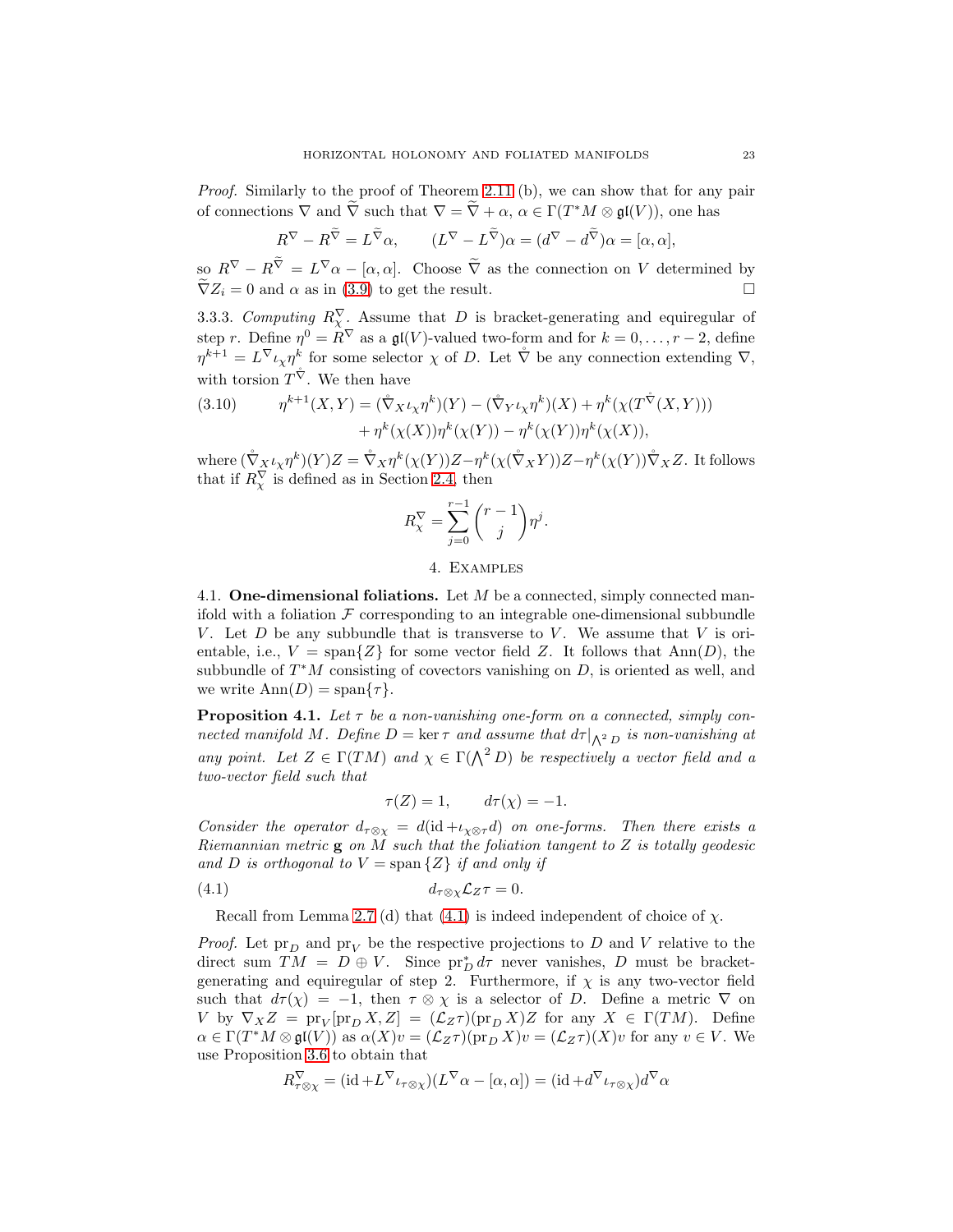*Proof.* Similarly to the proof of Theorem 2.11 (b), we can show that for any pair of connections $\nabla$ and $\widetilde{\nabla}$ such that $\nabla = \widetilde{\nabla} + \alpha$, $\alpha \in \Gamma(T^*M \otimes \mathfrak{gl}(V))$, one has

$$R^\nabla - R^{\widetilde{\nabla}} = L^{\widetilde{\nabla}}\alpha, \qquad (L^\nabla - L^{\widetilde{\nabla}})\alpha = (d^\nabla - d^{\widetilde{\nabla}})\alpha = [\alpha, \alpha],$$

so $R^\nabla - R^{\widetilde{\nabla}} = L^\nabla \alpha - [\alpha, \alpha]$. Choose $\widetilde{\nabla}$ as the connection on $V$ determined by $\widetilde{\nabla} Z_i = 0$ and $\alpha$ as in (3.9) to get the result. $\square$

3.3.3. *Computing $R^\nabla_\chi$.* Assume that $D$ is bracket-generating and equiregular of step $r$. Define $\eta^0 = R^\nabla$ as a $\mathfrak{gl}(V)$-valued two-form and for $k = 0, \dots, r-2$, define $\eta^{k+1} = L^\nabla \iota_\chi \eta^k$ for some selector $\chi$ of $D$. Let $\mathring{\nabla}$ be any connection extending $\nabla$, with torsion $T^{\mathring{\nabla}}$. We then have

$$\begin{aligned}(3.10)\qquad \eta^{k+1}(X,Y) = (\mathring{\nabla}_X \iota_\chi \eta^k)(Y) - (\mathring{\nabla}_Y \iota_\chi \eta^k)(X) + \eta^k(\chi(T^{\mathring{\nabla}}(X,Y))) \\ + \eta^k(\chi(X))\eta^k(\chi(Y)) - \eta^k(\chi(Y))\eta^k(\chi(X)),\end{aligned}$$

where $(\mathring{\nabla}_X \iota_\chi \eta^k)(Y)Z = \mathring{\nabla}_X \eta^k(\chi(Y))Z - \eta^k(\chi(\mathring{\nabla}_X Y))Z - \eta^k(\chi(Y))\mathring{\nabla}_X Z$. It follows that if $R^\nabla_\chi$ is defined as in Section 2.4, then

$$R^\nabla_\chi = \sum_{j=0}^{r-1} \binom{r-1}{j} \eta^j.$$

## 4. Examples

**4.1. One-dimensional foliations.** Let $M$ be a connected, simply connected manifold with a foliation $\mathcal{F}$ corresponding to an integrable one-dimensional subbundle $V$. Let $D$ be any subbundle that is transverse to $V$. We assume that $V$ is orientable, i.e., $V = \operatorname{span}\{Z\}$ for some vector field $Z$. It follows that $\operatorname{Ann}(D)$, the subbundle of $T^*M$ consisting of covectors vanishing on $D$, is oriented as well, and we write $\operatorname{Ann}(D) = \operatorname{span}\{\tau\}$.

**Proposition 4.1.** *Let $\tau$ be a non-vanishing one-form on a connected, simply connected manifold $M$. Define $D = \ker \tau$ and assume that $d\tau|_{\bigwedge^2 D}$ is non-vanishing at any point. Let $Z \in \Gamma(TM)$ and $\chi \in \Gamma(\bigwedge^2 D)$ be respectively a vector field and a two-vector field such that*

$$\tau(Z) = 1, \qquad d\tau(\chi) = -1.$$

*Consider the operator $d_{\tau\otimes\chi} = d(\mathrm{id} + \iota_{\chi\otimes\tau} d)$ on one-forms. Then there exists a Riemannian metric $\mathbf{g}$ on $M$ such that the foliation tangent to $Z$ is totally geodesic and $D$ is orthogonal to $V = \operatorname{span}\{Z\}$ if and only if*

$$(4.1)\qquad d_{\tau\otimes\chi}\mathcal{L}_Z \tau = 0.$$

Recall from Lemma 2.7 (d) that (4.1) is indeed independent of choice of $\chi$.

*Proof.* Let $\mathrm{pr}_D$ and $\mathrm{pr}_V$ be the respective projections to $D$ and $V$ relative to the direct sum $TM = D \oplus V$. Since $\mathrm{pr}_D^* d\tau$ never vanishes, $D$ must be bracket-generating and equiregular of step 2. Furthermore, if $\chi$ is any two-vector field such that $d\tau(\chi) = -1$, then $\tau \otimes \chi$ is a selector of $D$. Define a metric $\nabla$ on $V$ by $\nabla_X Z = \mathrm{pr}_V[\mathrm{pr}_D X, Z] = (\mathcal{L}_Z\tau)(\mathrm{pr}_D X)Z$ for any $X \in \Gamma(TM)$. Define $\alpha \in \Gamma(T^*M \otimes \mathfrak{gl}(V))$ as $\alpha(X)v = (\mathcal{L}_Z\tau)(\mathrm{pr}_D X)v = (\mathcal{L}_Z\tau)(X)v$ for any $v \in V$. We use Proposition 3.6 to obtain that

$$R^\nabla_{\tau\otimes\chi} = (\mathrm{id} + L^\nabla \iota_{\tau\otimes\chi})(L^\nabla \alpha - [\alpha, \alpha]) = (\mathrm{id} + d^\nabla \iota_{\tau\otimes\chi}) d^\nabla \alpha$$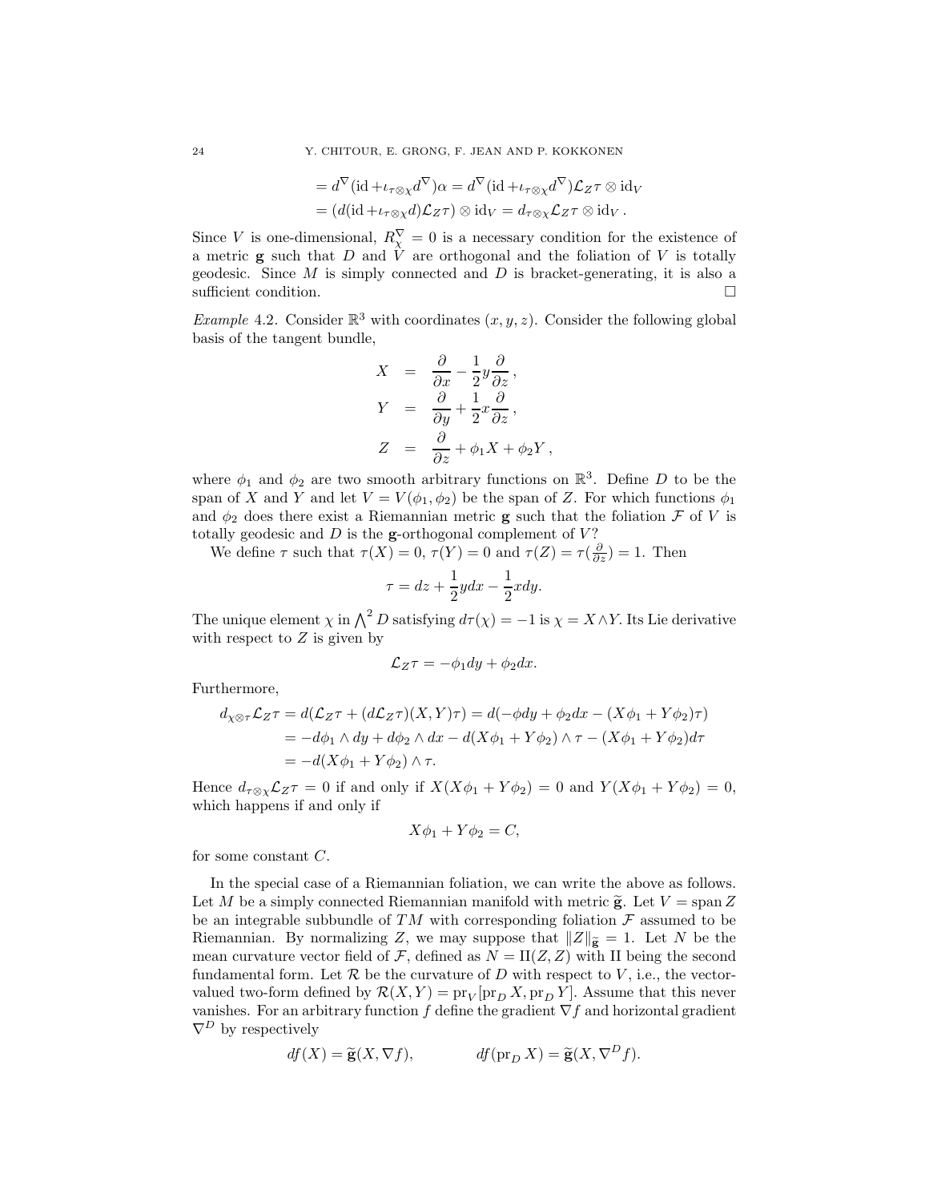$$= d^{\nabla}(\mathrm{id} + \iota_{\tau\otimes\chi} d^{\nabla})\alpha = d^{\nabla}(\mathrm{id} + \iota_{\tau\otimes\chi} d^{\nabla})\mathcal{L}_Z\tau \otimes \mathrm{id}_V$$
$$= (d(\mathrm{id} + \iota_{\tau\otimes\chi} d)\mathcal{L}_Z\tau) \otimes \mathrm{id}_V = d_{\tau\otimes\chi}\mathcal{L}_Z\tau \otimes \mathrm{id}_V\,.$$

Since $V$ is one-dimensional, $R^{\nabla}_{\chi} = 0$ is a necessary condition for the existence of a metric $\mathbf{g}$ such that $D$ and $V$ are orthogonal and the foliation of $V$ is totally geodesic. Since $M$ is simply connected and $D$ is bracket-generating, it is also a sufficient condition. $\square$

*Example* 4.2. Consider $\mathbb{R}^3$ with coordinates $(x, y, z)$. Consider the following global basis of the tangent bundle,

$$\begin{aligned} X &= \frac{\partial}{\partial x} - \frac{1}{2} y \frac{\partial}{\partial z}\,, \\ Y &= \frac{\partial}{\partial y} + \frac{1}{2} x \frac{\partial}{\partial z}\,, \\ Z &= \frac{\partial}{\partial z} + \phi_1 X + \phi_2 Y\,, \end{aligned}$$

where $\phi_1$ and $\phi_2$ are two smooth arbitrary functions on $\mathbb{R}^3$. Define $D$ to be the span of $X$ and $Y$ and let $V = V(\phi_1, \phi_2)$ be the span of $Z$. For which functions $\phi_1$ and $\phi_2$ does there exist a Riemannian metric $\mathbf{g}$ such that the foliation $\mathcal{F}$ of $V$ is totally geodesic and $D$ is the $\mathbf{g}$-orthogonal complement of $V$?

We define $\tau$ such that $\tau(X) = 0$, $\tau(Y) = 0$ and $\tau(Z) = \tau(\frac{\partial}{\partial z}) = 1$. Then

$$\tau = dz + \frac{1}{2} y dx - \frac{1}{2} x dy.$$

The unique element $\chi$ in $\bigwedge^2 D$ satisfying $d\tau(\chi) = -1$ is $\chi = X \wedge Y$. Its Lie derivative with respect to $Z$ is given by

$$\mathcal{L}_Z\tau = -\phi_1 dy + \phi_2 dx.$$

Furthermore,

$$\begin{aligned} d_{\chi\otimes\tau}\mathcal{L}_Z\tau &= d(\mathcal{L}_Z\tau + (d\mathcal{L}_Z\tau)(X, Y)\tau) = d(-\phi dy + \phi_2 dx - (X\phi_1 + Y\phi_2)\tau) \\ &= -d\phi_1 \wedge dy + d\phi_2 \wedge dx - d(X\phi_1 + Y\phi_2) \wedge \tau - (X\phi_1 + Y\phi_2) d\tau \\ &= -d(X\phi_1 + Y\phi_2) \wedge \tau. \end{aligned}$$

Hence $d_{\tau\otimes\chi}\mathcal{L}_Z\tau = 0$ if and only if $X(X\phi_1 + Y\phi_2) = 0$ and $Y(X\phi_1 + Y\phi_2) = 0$, which happens if and only if

$$X\phi_1 + Y\phi_2 = C,$$

for some constant $C$.

In the special case of a Riemannian foliation, we can write the above as follows. Let $M$ be a simply connected Riemannian manifold with metric $\widetilde{\mathbf{g}}$. Let $V = \operatorname{span} Z$ be an integrable subbundle of $TM$ with corresponding foliation $\mathcal{F}$ assumed to be Riemannian. By normalizing $Z$, we may suppose that $\|Z\|_{\widetilde{\mathbf{g}}} = 1$. Let $N$ be the mean curvature vector field of $\mathcal{F}$, defined as $N = \mathrm{II}(Z, Z)$ with II being the second fundamental form. Let $\mathcal{R}$ be the curvature of $D$ with respect to $V$, i.e., the vector-valued two-form defined by $\mathcal{R}(X, Y) = \mathrm{pr}_V[\mathrm{pr}_D X, \mathrm{pr}_D Y]$. Assume that this never vanishes. For an arbitrary function $f$ define the gradient $\nabla f$ and horizontal gradient $\nabla^D$ by respectively

$$df(X) = \widetilde{\mathbf{g}}(X, \nabla f), \qquad\qquad df(\mathrm{pr}_D X) = \widetilde{\mathbf{g}}(X, \nabla^D f).$$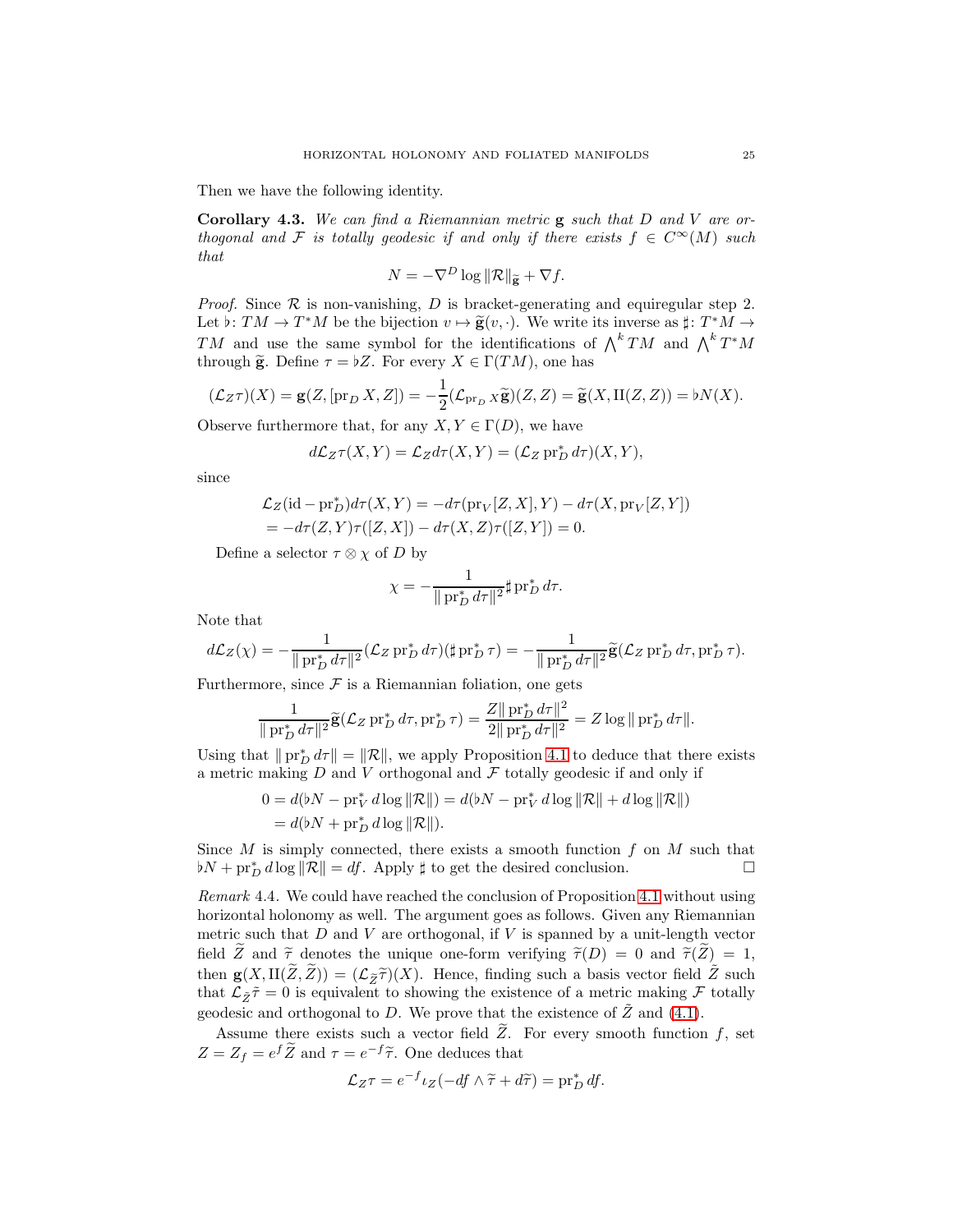Then we have the following identity.

**Corollary 4.3.** *We can find a Riemannian metric* $\mathbf{g}$ *such that* $D$ *and* $V$ *are orthogonal and* $\mathcal{F}$ *is totally geodesic if and only if there exists* $f \in C^\infty(M)$ *such that*

$$N = -\nabla^D \log \|\mathcal{R}\|_{\widetilde{\mathbf{g}}} + \nabla f.$$

*Proof.* Since $\mathcal{R}$ is non-vanishing, $D$ is bracket-generating and equiregular step 2. Let $\flat \colon TM \to T^*M$ be the bijection $v \mapsto \widetilde{\mathbf{g}}(v, \cdot)$. We write its inverse as $\sharp \colon T^*M \to TM$ and use the same symbol for the identifications of $\bigwedge^k TM$ and $\bigwedge^k T^*M$ through $\widetilde{\mathbf{g}}$. Define $\tau = \flat Z$. For every $X \in \Gamma(TM)$, one has

$$(\mathcal{L}_Z \tau)(X) = \mathbf{g}(Z, [\operatorname{pr}_D X, Z]) = -\frac{1}{2}(\mathcal{L}_{\operatorname{pr}_D X} \widetilde{\mathbf{g}})(Z, Z) = \widetilde{\mathbf{g}}(X, \mathrm{II}(Z, Z)) = \flat N(X).$$

Observe furthermore that, for any $X, Y \in \Gamma(D)$, we have

$$d\mathcal{L}_Z \tau(X, Y) = \mathcal{L}_Z d\tau(X, Y) = (\mathcal{L}_Z \operatorname{pr}_D^* d\tau)(X, Y),$$

since

$$\begin{aligned}
\mathcal{L}_Z(\mathrm{id} - \operatorname{pr}_D^*) d\tau(X, Y) &= -d\tau(\operatorname{pr}_V [Z, X], Y) - d\tau(X, \operatorname{pr}_V [Z, Y]) \\
&= -d\tau(Z, Y)\tau([Z, X]) - d\tau(X, Z)\tau([Z, Y]) = 0.
\end{aligned}$$

Define a selector $\tau \otimes \chi$ of $D$ by

$$\chi = -\frac{1}{\|\operatorname{pr}_D^* d\tau\|^2} \sharp \operatorname{pr}_D^* d\tau.$$

Note that

$$d\mathcal{L}_Z(\chi) = -\frac{1}{\|\operatorname{pr}_D^* d\tau\|^2} (\mathcal{L}_Z \operatorname{pr}_D^* d\tau)(\sharp \operatorname{pr}_D^* \tau) = -\frac{1}{\|\operatorname{pr}_D^* d\tau\|^2} \widetilde{\mathbf{g}}(\mathcal{L}_Z \operatorname{pr}_D^* d\tau, \operatorname{pr}_D^* \tau).$$

Furthermore, since $\mathcal{F}$ is a Riemannian foliation, one gets

$$\frac{1}{\|\operatorname{pr}_D^* d\tau\|^2} \widetilde{\mathbf{g}}(\mathcal{L}_Z \operatorname{pr}_D^* d\tau, \operatorname{pr}_D^* \tau) = \frac{Z\|\operatorname{pr}_D^* d\tau\|^2}{2\|\operatorname{pr}_D^* d\tau\|^2} = Z \log \|\operatorname{pr}_D^* d\tau\|.$$

Using that $\|\operatorname{pr}_D^* d\tau\| = \|\mathcal{R}\|$, we apply Proposition 4.1 to deduce that there exists a metric making $D$ and $V$ orthogonal and $\mathcal{F}$ totally geodesic if and only if

$$\begin{aligned}
0 &= d(\flat N - \operatorname{pr}_V^* d \log \|\mathcal{R}\|) = d(\flat N - \operatorname{pr}_V^* d \log \|\mathcal{R}\| + d \log \|\mathcal{R}\|) \\
&= d(\flat N + \operatorname{pr}_D^* d \log \|\mathcal{R}\|).
\end{aligned}$$

Since $M$ is simply connected, there exists a smooth function $f$ on $M$ such that $\flat N + \operatorname{pr}_D^* d \log \|\mathcal{R}\| = df$. Apply $\sharp$ to get the desired conclusion. $\square$

*Remark* 4.4. We could have reached the conclusion of Proposition 4.1 without using horizontal holonomy as well. The argument goes as follows. Given any Riemannian metric such that $D$ and $V$ are orthogonal, if $V$ is spanned by a unit-length vector field $\widetilde{Z}$ and $\widetilde{\tau}$ denotes the unique one-form verifying $\widetilde{\tau}(D) = 0$ and $\widetilde{\tau}(\widetilde{Z}) = 1$, then $\mathbf{g}(X, \mathrm{II}(\widetilde{Z}, \widetilde{Z})) = (\mathcal{L}_{\widetilde{Z}} \widetilde{\tau})(X)$. Hence, finding such a basis vector field $\tilde{Z}$ such that $\mathcal{L}_{\tilde{Z}} \tilde{\tau} = 0$ is equivalent to showing the existence of a metric making $\mathcal{F}$ totally geodesic and orthogonal to $D$. We prove that the existence of $\tilde{Z}$ and (4.1).

Assume there exists such a vector field $\widetilde{Z}$. For every smooth function $f$, set $Z = Z_f = e^f \widetilde{Z}$ and $\tau = e^{-f} \widetilde{\tau}$. One deduces that

$$\mathcal{L}_Z \tau = e^{-f} \iota_Z(-df \wedge \widetilde{\tau} + d\widetilde{\tau}) = \operatorname{pr}_D^* df.$$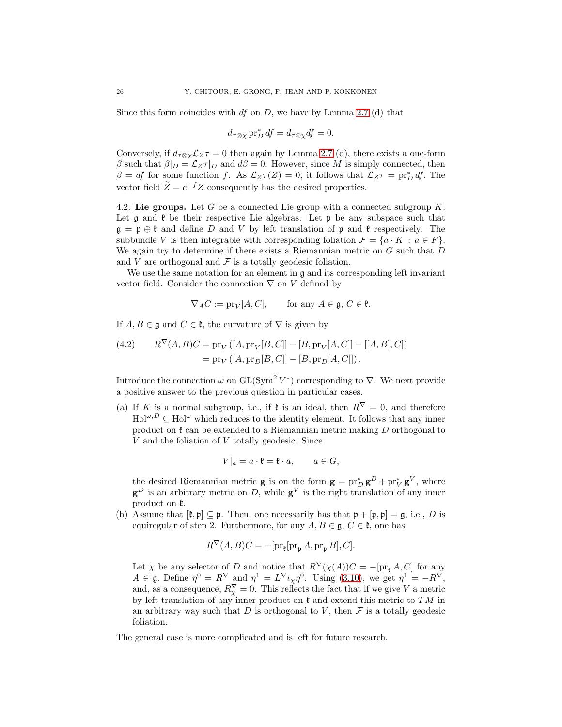Since this form coincides with $df$ on $D$, we have by Lemma 2.7 (d) that

$$d_{\tau\otimes\chi} \operatorname{pr}_D^* df = d_{\tau\otimes\chi} df = 0.$$

Conversely, if $d_{\tau\otimes\chi}\mathcal{L}_Z\tau = 0$ then again by Lemma 2.7 (d), there exists a one-form $\beta$ such that $\beta|_D = \mathcal{L}_Z\tau|_D$ and $d\beta = 0$. However, since $M$ is simply connected, then $\beta = df$ for some function $f$. As $\mathcal{L}_Z\tau(Z) = 0$, it follows that $\mathcal{L}_Z\tau = \operatorname{pr}_D^* df$. The vector field $\widetilde{Z} = e^{-f}Z$ consequently has the desired properties.

4.2. **Lie groups.** Let $G$ be a connected Lie group with a connected subgroup $K$. Let $\mathfrak{g}$ and $\mathfrak{k}$ be their respective Lie algebras. Let $\mathfrak{p}$ be any subspace such that $\mathfrak{g} = \mathfrak{p} \oplus \mathfrak{k}$ and define $D$ and $V$ by left translation of $\mathfrak{p}$ and $\mathfrak{k}$ respectively. The subbundle $V$ is then integrable with corresponding foliation $\mathcal{F} = \{a \cdot K : a \in F\}$. We again try to determine if there exists a Riemannian metric on $G$ such that $D$ and $V$ are orthogonal and $\mathcal{F}$ is a totally geodesic foliation.

We use the same notation for an element in $\mathfrak{g}$ and its corresponding left invariant vector field. Consider the connection $\nabla$ on $V$ defined by

$$\nabla_A C := \operatorname{pr}_V[A, C], \qquad \text{for any } A \in \mathfrak{g},\, C \in \mathfrak{k}.$$

If $A, B \in \mathfrak{g}$ and $C \in \mathfrak{k}$, the curvature of $\nabla$ is given by

$$\begin{aligned} R^\nabla(A,B)C &= \operatorname{pr}_V\left([A, \operatorname{pr}_V[B,C]] - [B, \operatorname{pr}_V[A,C]] - [[A,B],C]\right) \\ &= \operatorname{pr}_V\left([A, \operatorname{pr}_D[B,C]] - [B, \operatorname{pr}_D[A,C]]\right). \end{aligned} \tag{4.2}$$

Introduce the connection $\omega$ on $\mathrm{GL}(\operatorname{Sym}^2 V^*)$ corresponding to $\nabla$. We next provide a positive answer to the previous question in particular cases.

(a) If $K$ is a normal subgroup, i.e., if $\mathfrak{k}$ is an ideal, then $R^\nabla = 0$, and therefore $\mathrm{Hol}^{\omega,D} \subseteq \mathrm{Hol}^\omega$ which reduces to the identity element. It follows that any inner product on $\mathfrak{k}$ can be extended to a Riemannian metric making $D$ orthogonal to $V$ and the foliation of $V$ totally geodesic. Since

$$V|_a = a \cdot \mathfrak{k} = \mathfrak{k} \cdot a, \qquad a \in G,$$

the desired Riemannian metric $\mathbf{g}$ is on the form $\mathbf{g} = \operatorname{pr}_D^* \mathbf{g}^D + \operatorname{pr}_V^* \mathbf{g}^V$, where $\mathbf{g}^D$ is an arbitrary metric on $D$, while $\mathbf{g}^V$ is the right translation of any inner product on $\mathfrak{k}$.

(b) Assume that $[\mathfrak{k}, \mathfrak{p}] \subseteq \mathfrak{p}$. Then, one necessarily has that $\mathfrak{p} + [\mathfrak{p}, \mathfrak{p}] = \mathfrak{g}$, i.e., $D$ is equiregular of step 2. Furthermore, for any $A, B \in \mathfrak{g}$, $C \in \mathfrak{k}$, one has

$$R^\nabla(A,B)C = -[\operatorname{pr}_{\mathfrak{k}}[\operatorname{pr}_{\mathfrak{p}} A, \operatorname{pr}_{\mathfrak{p}} B], C].$$

Let $\chi$ be any selector of $D$ and notice that $R^\nabla(\chi(A))C = -[\operatorname{pr}_{\mathfrak{k}} A, C]$ for any $A \in \mathfrak{g}$. Define $\eta^0 = R^\nabla$ and $\eta^1 = L^\nabla \iota_\chi \eta^0$. Using (3.10), we get $\eta^1 = -R^\nabla$, and, as a consequence, $R^\nabla_\chi = 0$. This reflects the fact that if we give $V$ a metric by left translation of any inner product on $\mathfrak{k}$ and extend this metric to $TM$ in an arbitrary way such that $D$ is orthogonal to $V$, then $\mathcal{F}$ is a totally geodesic foliation.

The general case is more complicated and is left for future research.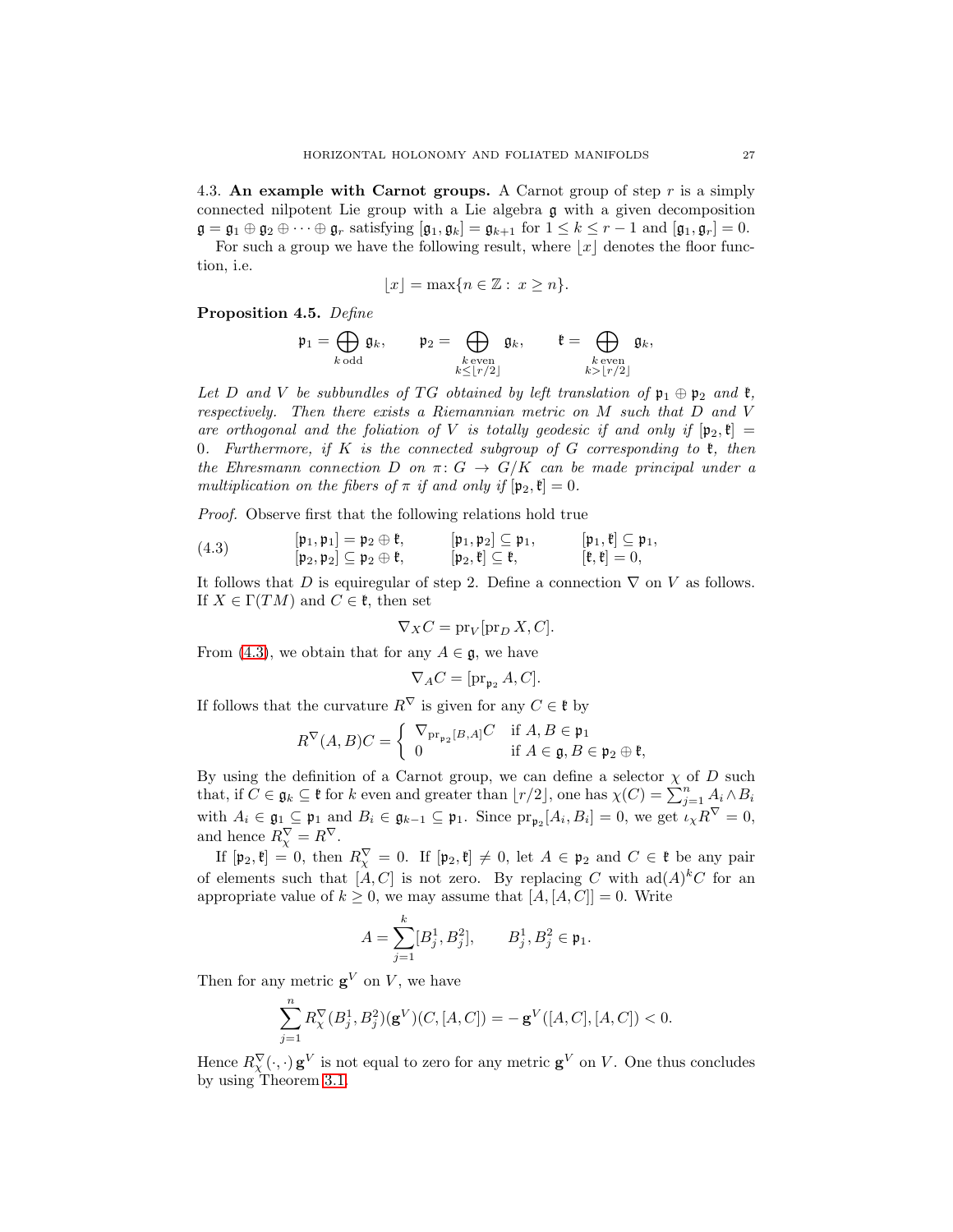### 4.3. An example with Carnot groups.

A Carnot group of step $r$ is a simply connected nilpotent Lie group with a Lie algebra $\mathfrak{g}$ with a given decomposition $\mathfrak{g} = \mathfrak{g}_1 \oplus \mathfrak{g}_2 \oplus \cdots \oplus \mathfrak{g}_r$ satisfying $[\mathfrak{g}_1, \mathfrak{g}_k] = \mathfrak{g}_{k+1}$ for $1 \leq k \leq r-1$ and $[\mathfrak{g}_1, \mathfrak{g}_r] = 0$.

For such a group we have the following result, where $\lfloor x \rfloor$ denotes the floor function, i.e.

$$\lfloor x \rfloor = \max\{n \in \mathbb{Z} : \, x \geq n\}.$$

**Proposition 4.5.** *Define*

$$\mathfrak{p}_1 = \bigoplus_{k \text{ odd}} \mathfrak{g}_k, \qquad \mathfrak{p}_2 = \bigoplus_{\substack{k \text{ even} \\ k \leq \lfloor r/2 \rfloor}} \mathfrak{g}_k, \qquad \mathfrak{k} = \bigoplus_{\substack{k \text{ even} \\ k > \lfloor r/2 \rfloor}} \mathfrak{g}_k,$$

*Let $D$ and $V$ be subbundles of $TG$ obtained by left translation of $\mathfrak{p}_1 \oplus \mathfrak{p}_2$ and $\mathfrak{k}$, respectively. Then there exists a Riemannian metric on $M$ such that $D$ and $V$ are orthogonal and the foliation of $V$ is totally geodesic if and only if $[\mathfrak{p}_2, \mathfrak{k}] = 0$. Furthermore, if $K$ is the connected subgroup of $G$ corresponding to $\mathfrak{k}$, then the Ehresmann connection $D$ on $\pi \colon G \to G/K$ can be made principal under a multiplication on the fibers of $\pi$ if and only if $[\mathfrak{p}_2, \mathfrak{k}] = 0$.*

*Proof.* Observe first that the following relations hold true

$$\begin{array}{lll} [\mathfrak{p}_1, \mathfrak{p}_1] = \mathfrak{p}_2 \oplus \mathfrak{k}, & [\mathfrak{p}_1, \mathfrak{p}_2] \subseteq \mathfrak{p}_1, & [\mathfrak{p}_1, \mathfrak{k}] \subseteq \mathfrak{p}_1, \\ [\mathfrak{p}_2, \mathfrak{p}_2] \subseteq \mathfrak{p}_2 \oplus \mathfrak{k}, & [\mathfrak{p}_2, \mathfrak{k}] \subseteq \mathfrak{k}, & [\mathfrak{k}, \mathfrak{k}] = 0, \end{array} \tag{4.3}$$

It follows that $D$ is equiregular of step 2. Define a connection $\nabla$ on $V$ as follows. If $X \in \Gamma(TM)$ and $C \in \mathfrak{k}$, then set

$$\nabla_X C = \operatorname{pr}_V [\operatorname{pr}_D X, C].$$

From (4.3), we obtain that for any $A \in \mathfrak{g}$, we have

$$\nabla_A C = [\operatorname{pr}_{\mathfrak{p}_2} A, C].$$

If follows that the curvature $R^\nabla$ is given for any $C \in \mathfrak{k}$ by

$$R^\nabla(A, B)C = \begin{cases} \nabla_{\operatorname{pr}_{\mathfrak{p}_2}[B,A]} C & \text{if } A, B \in \mathfrak{p}_1 \\ 0 & \text{if } A \in \mathfrak{g}, B \in \mathfrak{p}_2 \oplus \mathfrak{k}, \end{cases}$$

By using the definition of a Carnot group, we can define a selector $\chi$ of $D$ such that, if $C \in \mathfrak{g}_k \subseteq \mathfrak{k}$ for $k$ even and greater than $\lfloor r/2 \rfloor$, one has $\chi(C) = \sum_{j=1}^n A_i \wedge B_i$ with $A_i \in \mathfrak{g}_1 \subseteq \mathfrak{p}_1$ and $B_i \in \mathfrak{g}_{k-1} \subseteq \mathfrak{p}_1$. Since $\operatorname{pr}_{\mathfrak{p}_2}[A_i, B_i] = 0$, we get $\iota_\chi R^\nabla = 0$, and hence $R^\nabla_\chi = R^\nabla$.

If $[\mathfrak{p}_2, \mathfrak{k}] = 0$, then $R^\nabla_\chi = 0$. If $[\mathfrak{p}_2, \mathfrak{k}] \neq 0$, let $A \in \mathfrak{p}_2$ and $C \in \mathfrak{k}$ be any pair of elements such that $[A, C]$ is not zero. By replacing $C$ with $\operatorname{ad}(A)^k C$ for an appropriate value of $k \geq 0$, we may assume that $[A, [A, C]] = 0$. Write

$$A = \sum_{j=1}^k [B_j^1, B_j^2], \qquad B_j^1, B_j^2 \in \mathfrak{p}_1.$$

Then for any metric $\mathbf{g}^V$ on $V$, we have

$$\sum_{j=1}^n R^\nabla_\chi(B_j^1, B_j^2)(\mathbf{g}^V)(C, [A, C]) = -\mathbf{g}^V([A, C], [A, C]) < 0.$$

Hence $R^\nabla_\chi(\cdot, \cdot)\, \mathbf{g}^V$ is not equal to zero for any metric $\mathbf{g}^V$ on $V$. One thus concludes by using Theorem 3.1.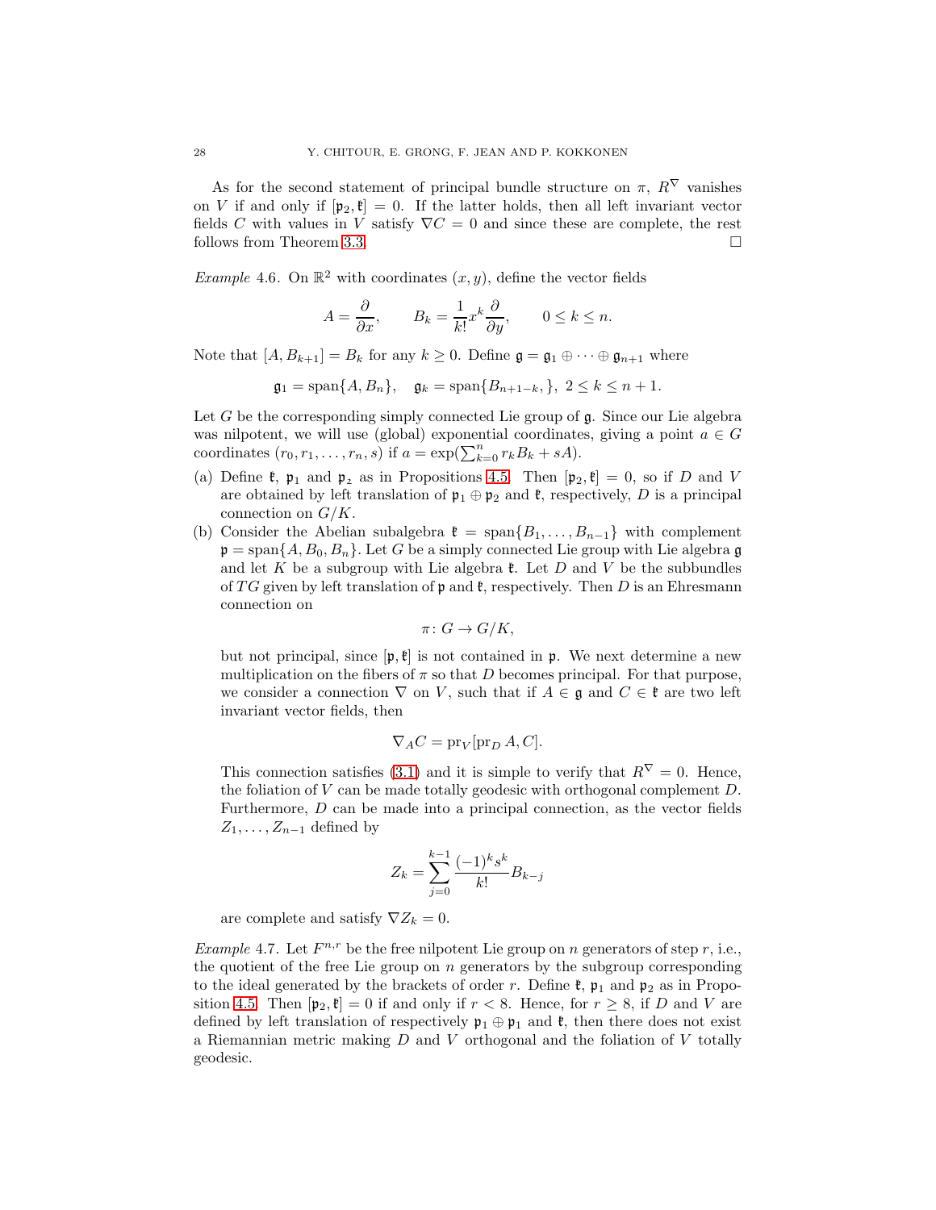As for the second statement of principal bundle structure on $\pi$, $R^\nabla$ vanishes on $V$ if and only if $[\mathfrak{p}_2, \mathfrak{k}] = 0$. If the latter holds, then all left invariant vector fields $C$ with values in $V$ satisfy $\nabla C = 0$ and since these are complete, the rest follows from Theorem 3.3. □

*Example* 4.6. On $\mathbb{R}^2$ with coordinates $(x, y)$, define the vector fields

$$A = \frac{\partial}{\partial x}, \qquad B_k = \frac{1}{k!} x^k \frac{\partial}{\partial y}, \qquad 0 \leq k \leq n.$$

Note that $[A, B_{k+1}] = B_k$ for any $k \geq 0$. Define $\mathfrak{g} = \mathfrak{g}_1 \oplus \cdots \oplus \mathfrak{g}_{n+1}$ where

$$\mathfrak{g}_1 = \operatorname{span}\{A, B_n\}, \quad \mathfrak{g}_k = \operatorname{span}\{B_{n+1-k},\}, \ 2 \leq k \leq n+1.$$

Let $G$ be the corresponding simply connected Lie group of $\mathfrak{g}$. Since our Lie algebra was nilpotent, we will use (global) exponential coordinates, giving a point $a \in G$ coordinates $(r_0, r_1, \dots, r_n, s)$ if $a = \exp(\sum_{k=0}^n r_k B_k + sA)$.

(a) Define $\mathfrak{k}$, $\mathfrak{p}_1$ and $\mathfrak{p}_2$ as in Propositions 4.5. Then $[\mathfrak{p}_2, \mathfrak{k}] = 0$, so if $D$ and $V$ are obtained by left translation of $\mathfrak{p}_1 \oplus \mathfrak{p}_2$ and $\mathfrak{k}$, respectively, $D$ is a principal connection on $G/K$.

(b) Consider the Abelian subalgebra $\mathfrak{k} = \operatorname{span}\{B_1, \dots, B_{n-1}\}$ with complement $\mathfrak{p} = \operatorname{span}\{A, B_0, B_n\}$. Let $G$ be a simply connected Lie group with Lie algebra $\mathfrak{g}$ and let $K$ be a subgroup with Lie algebra $\mathfrak{k}$. Let $D$ and $V$ be the subbundles of $TG$ given by left translation of $\mathfrak{p}$ and $\mathfrak{k}$, respectively. Then $D$ is an Ehresmann connection on

$$\pi \colon G \to G/K,$$

but not principal, since $[\mathfrak{p}, \mathfrak{k}]$ is not contained in $\mathfrak{p}$. We next determine a new multiplication on the fibers of $\pi$ so that $D$ becomes principal. For that purpose, we consider a connection $\nabla$ on $V$, such that if $A \in \mathfrak{g}$ and $C \in \mathfrak{k}$ are two left invariant vector fields, then

$$\nabla_A C = \operatorname{pr}_V [\operatorname{pr}_D A, C].$$

This connection satisfies (3.1) and it is simple to verify that $R^\nabla = 0$. Hence, the foliation of $V$ can be made totally geodesic with orthogonal complement $D$. Furthermore, $D$ can be made into a principal connection, as the vector fields $Z_1, \dots, Z_{n-1}$ defined by

$$Z_k = \sum_{j=0}^{k-1} \frac{(-1)^k s^k}{k!} B_{k-j}$$

are complete and satisfy $\nabla Z_k = 0$.

*Example* 4.7. Let $F^{n,r}$ be the free nilpotent Lie group on $n$ generators of step $r$, i.e., the quotient of the free Lie group on $n$ generators by the subgroup corresponding to the ideal generated by the brackets of order $r$. Define $\mathfrak{k}$, $\mathfrak{p}_1$ and $\mathfrak{p}_2$ as in Proposition 4.5. Then $[\mathfrak{p}_2, \mathfrak{k}] = 0$ if and only if $r < 8$. Hence, for $r \geq 8$, if $D$ and $V$ are defined by left translation of respectively $\mathfrak{p}_1 \oplus \mathfrak{p}_1$ and $\mathfrak{k}$, then there does not exist a Riemannian metric making $D$ and $V$ orthogonal and the foliation of $V$ totally geodesic.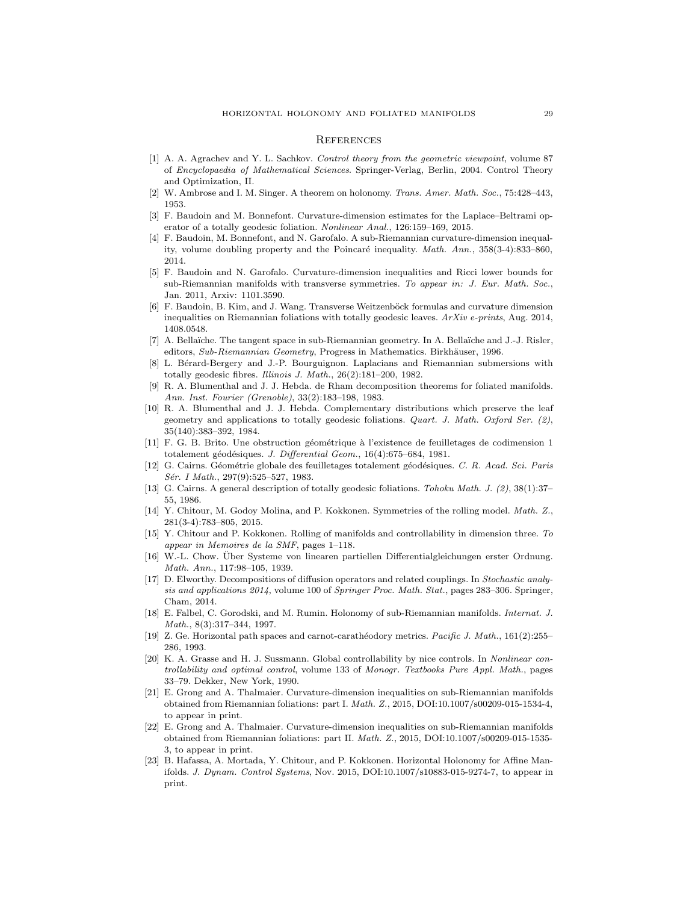## References

[1] A. A. Agrachev and Y. L. Sachkov. *Control theory from the geometric viewpoint*, volume 87 of *Encyclopaedia of Mathematical Sciences*. Springer-Verlag, Berlin, 2004. Control Theory and Optimization, II.

[2] W. Ambrose and I. M. Singer. A theorem on holonomy. *Trans. Amer. Math. Soc.*, 75:428–443, 1953.

[3] F. Baudoin and M. Bonnefont. Curvature-dimension estimates for the Laplace–Beltrami operator of a totally geodesic foliation. *Nonlinear Anal.*, 126:159–169, 2015.

[4] F. Baudoin, M. Bonnefont, and N. Garofalo. A sub-Riemannian curvature-dimension inequality, volume doubling property and the Poincaré inequality. *Math. Ann.*, 358(3-4):833–860, 2014.

[5] F. Baudoin and N. Garofalo. Curvature-dimension inequalities and Ricci lower bounds for sub-Riemannian manifolds with transverse symmetries. *To appear in: J. Eur. Math. Soc.*, Jan. 2011, Arxiv: 1101.3590.

[6] F. Baudoin, B. Kim, and J. Wang. Transverse Weitzenböck formulas and curvature dimension inequalities on Riemannian foliations with totally geodesic leaves. *ArXiv e-prints*, Aug. 2014, 1408.0548.

[7] A. Bellaïche. The tangent space in sub-Riemannian geometry. In A. Bellaïche and J.-J. Risler, editors, *Sub-Riemannian Geometry*, Progress in Mathematics. Birkhäuser, 1996.

[8] L. Bérard-Bergery and J.-P. Bourguignon. Laplacians and Riemannian submersions with totally geodesic fibres. *Illinois J. Math.*, 26(2):181–200, 1982.

[9] R. A. Blumenthal and J. J. Hebda. de Rham decomposition theorems for foliated manifolds. *Ann. Inst. Fourier (Grenoble)*, 33(2):183–198, 1983.

[10] R. A. Blumenthal and J. J. Hebda. Complementary distributions which preserve the leaf geometry and applications to totally geodesic foliations. *Quart. J. Math. Oxford Ser. (2)*, 35(140):383–392, 1984.

[11] F. G. B. Brito. Une obstruction géométrique à l'existence de feuilletages de codimension 1 totalement géodésiques. *J. Differential Geom.*, 16(4):675–684, 1981.

[12] G. Cairns. Géométrie globale des feuilletages totalement géodésiques. *C. R. Acad. Sci. Paris Sér. I Math.*, 297(9):525–527, 1983.

[13] G. Cairns. A general description of totally geodesic foliations. *Tohoku Math. J. (2)*, 38(1):37–55, 1986.

[14] Y. Chitour, M. Godoy Molina, and P. Kokkonen. Symmetries of the rolling model. *Math. Z.*, 281(3-4):783–805, 2015.

[15] Y. Chitour and P. Kokkonen. Rolling of manifolds and controllability in dimension three. *To appear in Memoires de la SMF*, pages 1–118.

[16] W.-L. Chow. Über Systeme von linearen partiellen Differentialgleichungen erster Ordnung. *Math. Ann.*, 117:98–105, 1939.

[17] D. Elworthy. Decompositions of diffusion operators and related couplings. In *Stochastic analysis and applications 2014*, volume 100 of *Springer Proc. Math. Stat.*, pages 283–306. Springer, Cham, 2014.

[18] E. Falbel, C. Gorodski, and M. Rumin. Holonomy of sub-Riemannian manifolds. *Internat. J. Math.*, 8(3):317–344, 1997.

[19] Z. Ge. Horizontal path spaces and carnot-carathéodory metrics. *Pacific J. Math.*, 161(2):255–286, 1993.

[20] K. A. Grasse and H. J. Sussmann. Global controllability by nice controls. In *Nonlinear controllability and optimal control*, volume 133 of *Monogr. Textbooks Pure Appl. Math.*, pages 33–79. Dekker, New York, 1990.

[21] E. Grong and A. Thalmaier. Curvature-dimension inequalities on sub-Riemannian manifolds obtained from Riemannian foliations: part I. *Math. Z.*, 2015, DOI:10.1007/s00209-015-1534-4, to appear in print.

[22] E. Grong and A. Thalmaier. Curvature-dimension inequalities on sub-Riemannian manifolds obtained from Riemannian foliations: part II. *Math. Z.*, 2015, DOI:10.1007/s00209-015-1535-3, to appear in print.

[23] B. Hafassa, A. Mortada, Y. Chitour, and P. Kokkonen. Horizontal Holonomy for Affine Manifolds. *J. Dynam. Control Systems*, Nov. 2015, DOI:10.1007/s10883-015-9274-7, to appear in print.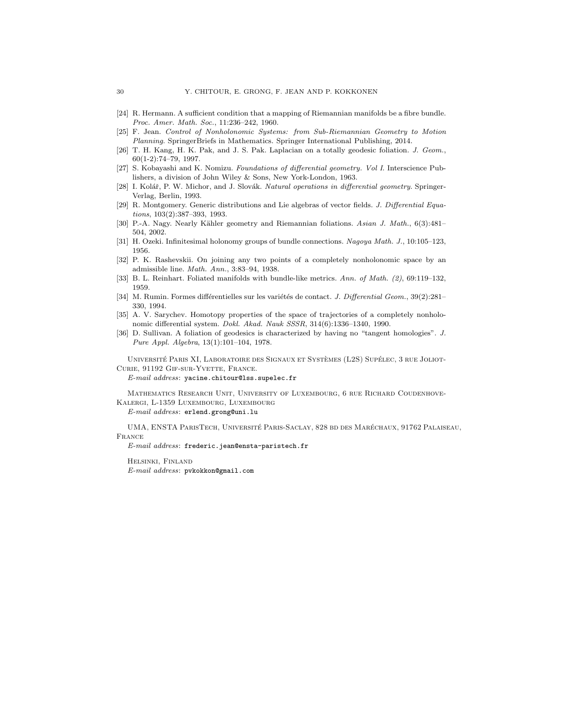[24] R. Hermann. A sufficient condition that a mapping of Riemannian manifolds be a fibre bundle. *Proc. Amer. Math. Soc.*, 11:236–242, 1960.

[25] F. Jean. *Control of Nonholonomic Systems: from Sub-Riemannian Geometry to Motion Planning*. SpringerBriefs in Mathematics. Springer International Publishing, 2014.

[26] T. H. Kang, H. K. Pak, and J. S. Pak. Laplacian on a totally geodesic foliation. *J. Geom.*, 60(1-2):74–79, 1997.

[27] S. Kobayashi and K. Nomizu. *Foundations of differential geometry. Vol I.* Interscience Publishers, a division of John Wiley & Sons, New York-London, 1963.

[28] I. Kolář, P. W. Michor, and J. Slovák. *Natural operations in differential geometry*. Springer-Verlag, Berlin, 1993.

[29] R. Montgomery. Generic distributions and Lie algebras of vector fields. *J. Differential Equations*, 103(2):387–393, 1993.

[30] P.-A. Nagy. Nearly Kähler geometry and Riemannian foliations. *Asian J. Math.*, 6(3):481–504, 2002.

[31] H. Ozeki. Infinitesimal holonomy groups of bundle connections. *Nagoya Math. J.*, 10:105–123, 1956.

[32] P. K. Rashevskii. On joining any two points of a completely nonholonomic space by an admissible line. *Math. Ann.*, 3:83–94, 1938.

[33] B. L. Reinhart. Foliated manifolds with bundle-like metrics. *Ann. of Math. (2)*, 69:119–132, 1959.

[34] M. Rumin. Formes différentielles sur les variétés de contact. *J. Differential Geom.*, 39(2):281–330, 1994.

[35] A. V. Sarychev. Homotopy properties of the space of trajectories of a completely nonholonomic differential system. *Dokl. Akad. Nauk SSSR*, 314(6):1336–1340, 1990.

[36] D. Sullivan. A foliation of geodesics is characterized by having no "tangent homologies". *J. Pure Appl. Algebra*, 13(1):101–104, 1978.

Université Paris XI, Laboratoire des Signaux et Systèmes (L2S) Supélec, 3 rue Joliot-Curie, 91192 Gif-sur-Yvette, France.

*E-mail address*: yacine.chitour@lss.supelec.fr

Mathematics Research Unit, University of Luxembourg, 6 rue Richard Coudenhove-Kalergi, L-1359 Luxembourg, Luxembourg

*E-mail address*: erlend.grong@uni.lu

UMA, ENSTA ParisTech, Université Paris-Saclay, 828 bd des Maréchaux, 91762 Palaiseau, France

*E-mail address*: frederic.jean@ensta-paristech.fr

Helsinki, Finland

*E-mail address*: pvkokkon@gmail.com